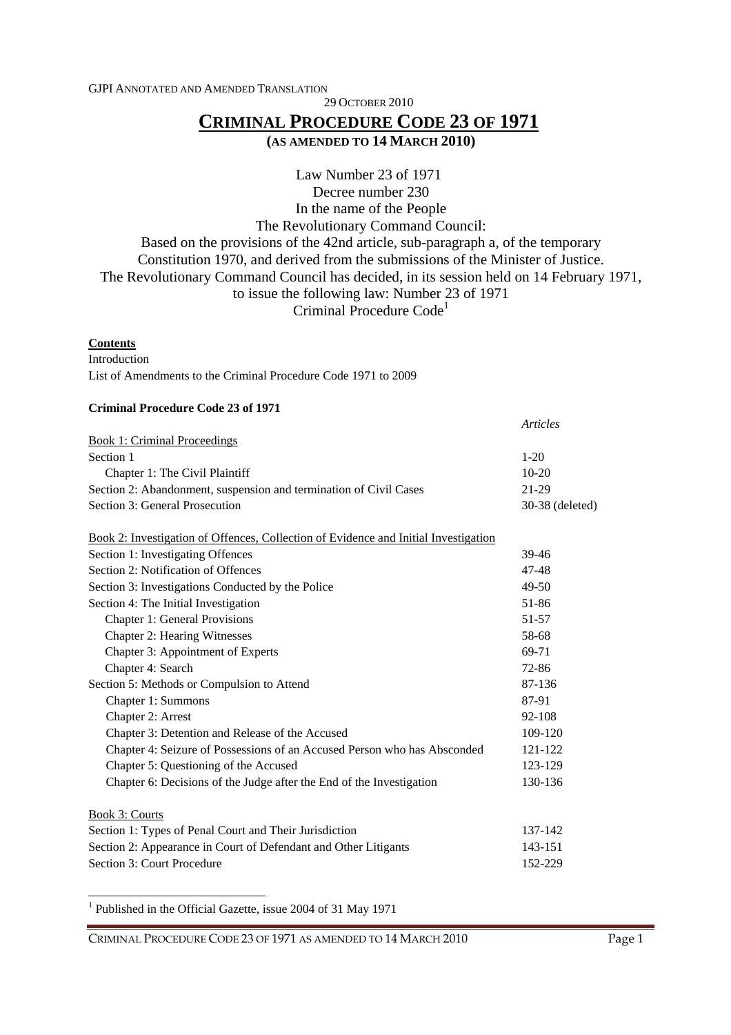GJPI ANNOTATED AND AMENDED TRANSLATION

29 OCTOBER 2010

# CRIMINAL PROCEDURE CODE 23 OF 1971

**(AS AMENDED TO 14 MARCH 2010)**

Law Number 23 of 1971
Decree number 230
In the name of the People
The Revolutionary Command Council:
Based on the provisions of the 42nd article, sub-paragraph a, of the temporary Constitution 1970, and derived from the submissions of the Minister of Justice.
The Revolutionary Command Council has decided, in its session held on 14 February 1971, to issue the following law: Number 23 of 1971
Criminal Procedure Code[1]

**Contents**

Introduction
List of Amendments to the Criminal Procedure Code 1971 to 2009

**Criminal Procedure Code 23 of 1971**

| | *Articles* |
|---|---|
| Book 1: Criminal Proceedings | |
| Section 1 | 1-20 |
| Chapter 1: The Civil Plaintiff | 10-20 |
| Section 2: Abandonment, suspension and termination of Civil Cases | 21-29 |
| Section 3: General Prosecution | 30-38 (deleted) |
| Book 2: Investigation of Offences, Collection of Evidence and Initial Investigation | |
| Section 1: Investigating Offences | 39-46 |
| Section 2: Notification of Offences | 47-48 |
| Section 3: Investigations Conducted by the Police | 49-50 |
| Section 4: The Initial Investigation | 51-86 |
| Chapter 1: General Provisions | 51-57 |
| Chapter 2: Hearing Witnesses | 58-68 |
| Chapter 3: Appointment of Experts | 69-71 |
| Chapter 4: Search | 72-86 |
| Section 5: Methods or Compulsion to Attend | 87-136 |
| Chapter 1: Summons | 87-91 |
| Chapter 2: Arrest | 92-108 |
| Chapter 3: Detention and Release of the Accused | 109-120 |
| Chapter 4: Seizure of Possessions of an Accused Person who has Absconded | 121-122 |
| Chapter 5: Questioning of the Accused | 123-129 |
| Chapter 6: Decisions of the Judge after the End of the Investigation | 130-136 |
| Book 3: Courts | |
| Section 1: Types of Penal Court and Their Jurisdiction | 137-142 |
| Section 2: Appearance in Court of Defendant and Other Litigants | 143-151 |
| Section 3: Court Procedure | 152-229 |

[1] Published in the Official Gazette, issue 2004 of 31 May 1971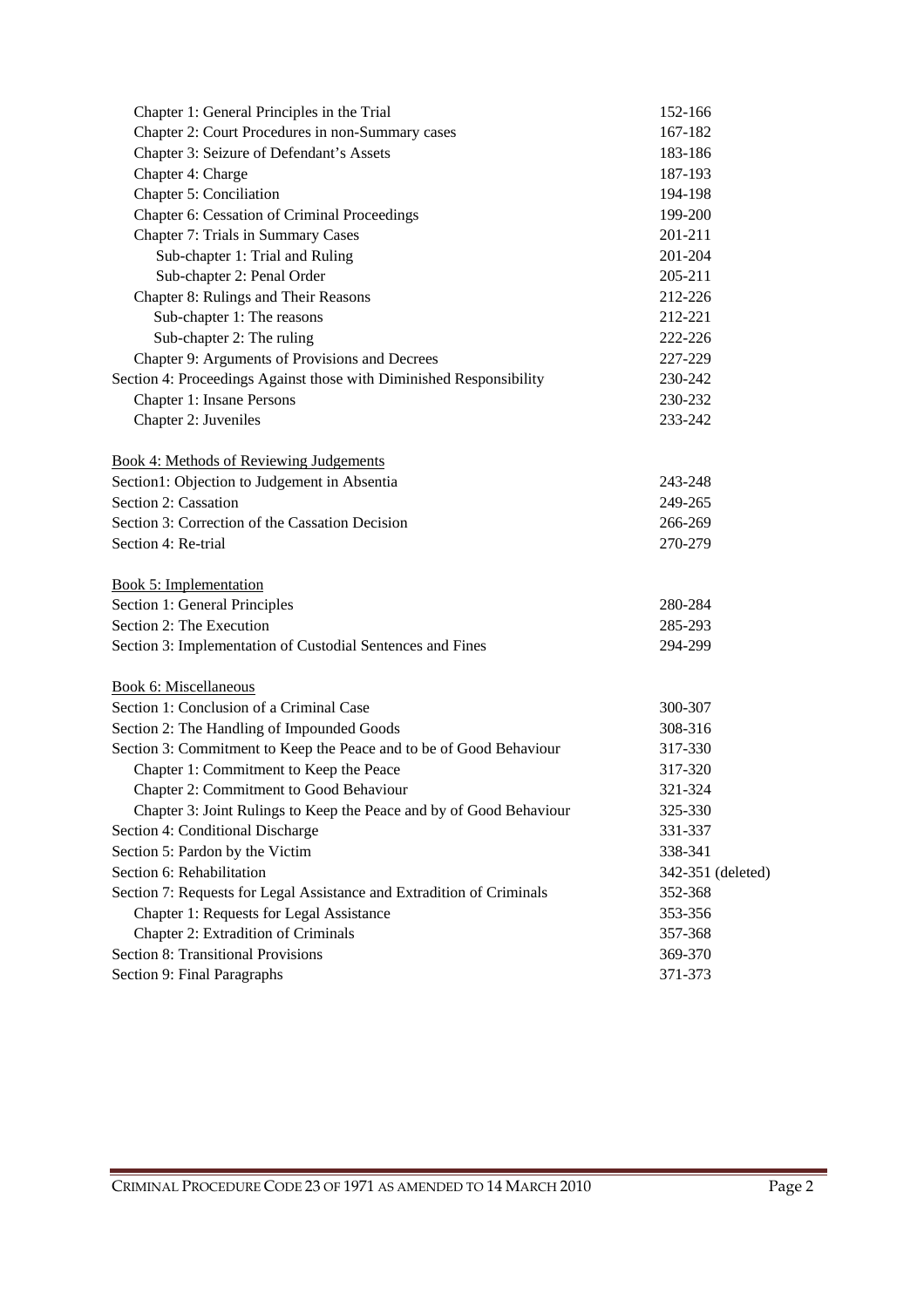| | |
|---|---|
| Chapter 1: General Principles in the Trial | 152-166 |
| Chapter 2: Court Procedures in non-Summary cases | 167-182 |
| Chapter 3: Seizure of Defendant's Assets | 183-186 |
| Chapter 4: Charge | 187-193 |
| Chapter 5: Conciliation | 194-198 |
| Chapter 6: Cessation of Criminal Proceedings | 199-200 |
| Chapter 7: Trials in Summary Cases | 201-211 |
| Sub-chapter 1: Trial and Ruling | 201-204 |
| Sub-chapter 2: Penal Order | 205-211 |
| Chapter 8: Rulings and Their Reasons | 212-226 |
| Sub-chapter 1: The reasons | 212-221 |
| Sub-chapter 2: The ruling | 222-226 |
| Chapter 9: Arguments of Provisions and Decrees | 227-229 |
| Section 4: Proceedings Against those with Diminished Responsibility | 230-242 |
| Chapter 1: Insane Persons | 230-232 |
| Chapter 2: Juveniles | 233-242 |

Book 4: Methods of Reviewing Judgements

| | |
|---|---|
| Section1: Objection to Judgement in Absentia | 243-248 |
| Section 2: Cassation | 249-265 |
| Section 3: Correction of the Cassation Decision | 266-269 |
| Section 4: Re-trial | 270-279 |

Book 5: Implementation

| | |
|---|---|
| Section 1: General Principles | 280-284 |
| Section 2: The Execution | 285-293 |
| Section 3: Implementation of Custodial Sentences and Fines | 294-299 |

Book 6: Miscellaneous

| | |
|---|---|
| Section 1: Conclusion of a Criminal Case | 300-307 |
| Section 2: The Handling of Impounded Goods | 308-316 |
| Section 3: Commitment to Keep the Peace and to be of Good Behaviour | 317-330 |
| Chapter 1: Commitment to Keep the Peace | 317-320 |
| Chapter 2: Commitment to Good Behaviour | 321-324 |
| Chapter 3: Joint Rulings to Keep the Peace and by of Good Behaviour | 325-330 |
| Section 4: Conditional Discharge | 331-337 |
| Section 5: Pardon by the Victim | 338-341 |
| Section 6: Rehabilitation | 342-351 (deleted) |
| Section 7: Requests for Legal Assistance and Extradition of Criminals | 352-368 |
| Chapter 1: Requests for Legal Assistance | 353-356 |
| Chapter 2: Extradition of Criminals | 357-368 |
| Section 8: Transitional Provisions | 369-370 |
| Section 9: Final Paragraphs | 371-373 |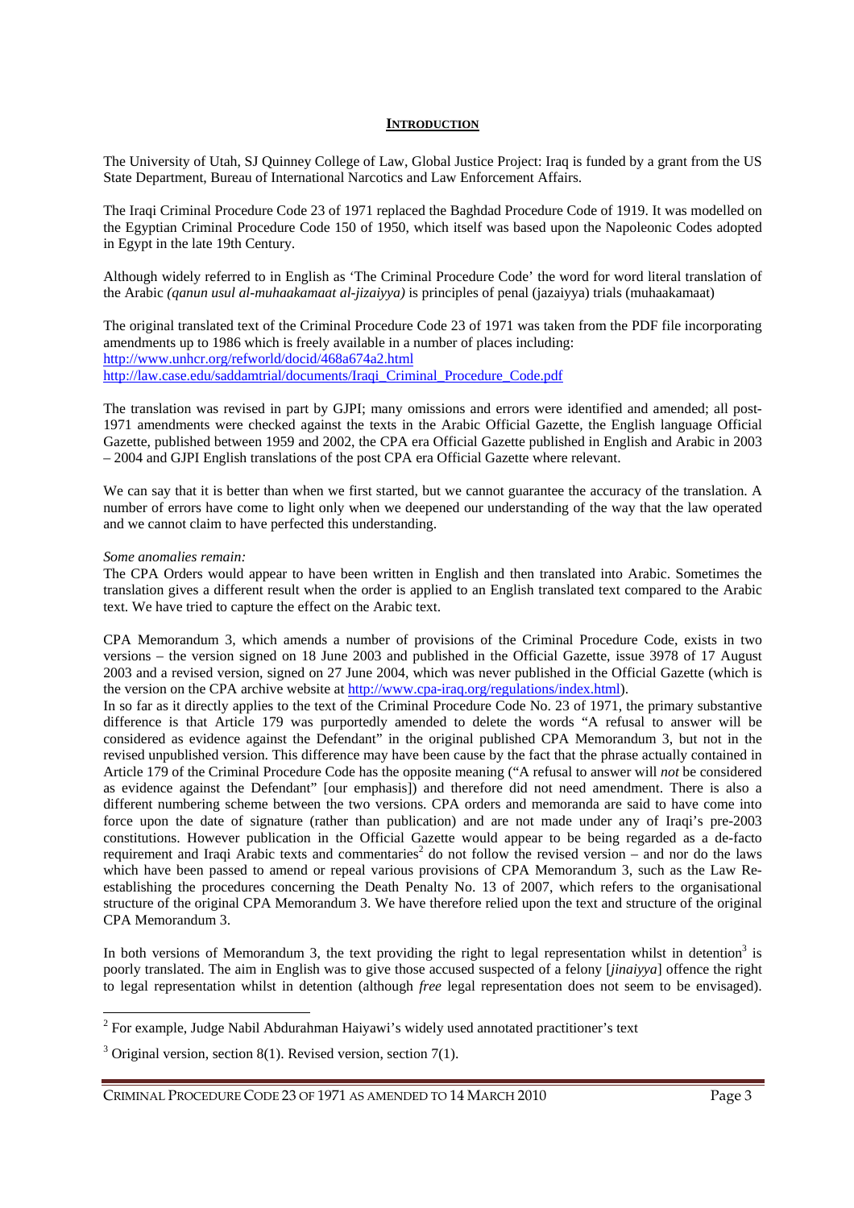## **INTRODUCTION**

The University of Utah, SJ Quinney College of Law, Global Justice Project: Iraq is funded by a grant from the US State Department, Bureau of International Narcotics and Law Enforcement Affairs.

The Iraqi Criminal Procedure Code 23 of 1971 replaced the Baghdad Procedure Code of 1919. It was modelled on the Egyptian Criminal Procedure Code 150 of 1950, which itself was based upon the Napoleonic Codes adopted in Egypt in the late 19th Century.

Although widely referred to in English as 'The Criminal Procedure Code' the word for word literal translation of the Arabic *(qanun usul al-muhaakamaat al-jizaiyya)* is principles of penal (jazaiyya) trials (muhaakamaat)

The original translated text of the Criminal Procedure Code 23 of 1971 was taken from the PDF file incorporating amendments up to 1986 which is freely available in a number of places including:
http://www.unhcr.org/refworld/docid/468a674a2.html
http://law.case.edu/saddamtrial/documents/Iraqi_Criminal_Procedure_Code.pdf

The translation was revised in part by GJPI; many omissions and errors were identified and amended; all post-1971 amendments were checked against the texts in the Arabic Official Gazette, the English language Official Gazette, published between 1959 and 2002, the CPA era Official Gazette published in English and Arabic in 2003 – 2004 and GJPI English translations of the post CPA era Official Gazette where relevant.

We can say that it is better than when we first started, but we cannot guarantee the accuracy of the translation. A number of errors have come to light only when we deepened our understanding of the way that the law operated and we cannot claim to have perfected this understanding.

*Some anomalies remain:*
The CPA Orders would appear to have been written in English and then translated into Arabic. Sometimes the translation gives a different result when the order is applied to an English translated text compared to the Arabic text. We have tried to capture the effect on the Arabic text.

CPA Memorandum 3, which amends a number of provisions of the Criminal Procedure Code, exists in two versions – the version signed on 18 June 2003 and published in the Official Gazette, issue 3978 of 17 August 2003 and a revised version, signed on 27 June 2004, which was never published in the Official Gazette (which is the version on the CPA archive website at http://www.cpa-iraq.org/regulations/index.html).
In so far as it directly applies to the text of the Criminal Procedure Code No. 23 of 1971, the primary substantive difference is that Article 179 was purportedly amended to delete the words "A refusal to answer will be considered as evidence against the Defendant" in the original published CPA Memorandum 3, but not in the revised unpublished version. This difference may have been cause by the fact that the phrase actually contained in Article 179 of the Criminal Procedure Code has the opposite meaning ("A refusal to answer will *not* be considered as evidence against the Defendant" [our emphasis]) and therefore did not need amendment. There is also a different numbering scheme between the two versions. CPA orders and memoranda are said to have come into force upon the date of signature (rather than publication) and are not made under any of Iraqi's pre-2003 constitutions. However publication in the Official Gazette would appear to be being regarded as a de-facto requirement and Iraqi Arabic texts and commentaries[2] do not follow the revised version – and nor do the laws which have been passed to amend or repeal various provisions of CPA Memorandum 3, such as the Law Re-establishing the procedures concerning the Death Penalty No. 13 of 2007, which refers to the organisational structure of the original CPA Memorandum 3. We have therefore relied upon the text and structure of the original CPA Memorandum 3.

In both versions of Memorandum 3, the text providing the right to legal representation whilst in detention[3] is poorly translated. The aim in English was to give those accused suspected of a felony [*jinaiyya*] offence the right to legal representation whilst in detention (although *free* legal representation does not seem to be envisaged).

---

[2] For example, Judge Nabil Abdurahman Haiyawi's widely used annotated practitioner's text

[3] Original version, section 8(1). Revised version, section 7(1).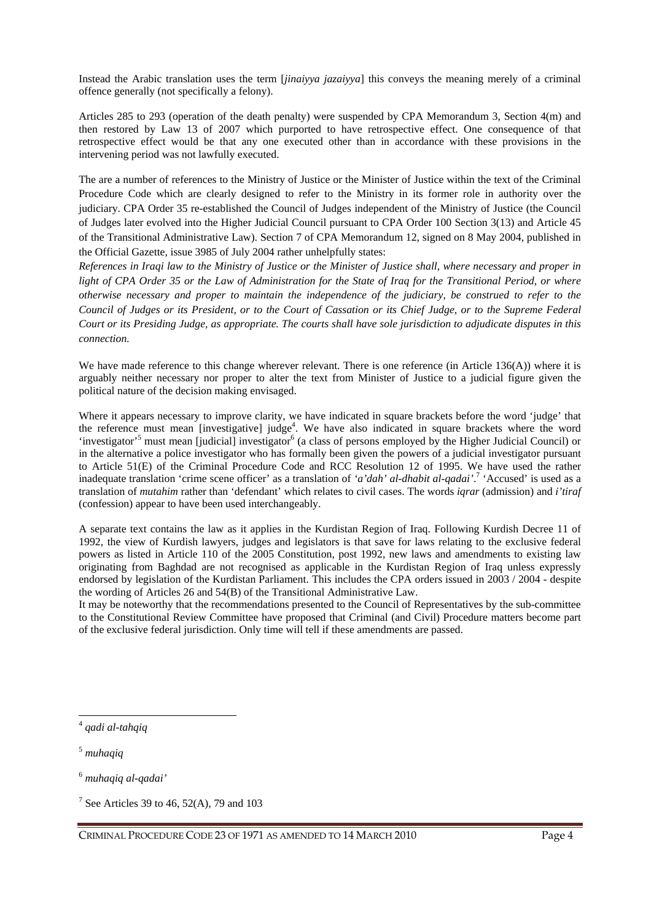Instead the Arabic translation uses the term [*jinaiyya jazaiyya*] this conveys the meaning merely of a criminal offence generally (not specifically a felony).

Articles 285 to 293 (operation of the death penalty) were suspended by CPA Memorandum 3, Section 4(m) and then restored by Law 13 of 2007 which purported to have retrospective effect. One consequence of that retrospective effect would be that any one executed other than in accordance with these provisions in the intervening period was not lawfully executed.

The are a number of references to the Ministry of Justice or the Minister of Justice within the text of the Criminal Procedure Code which are clearly designed to refer to the Ministry in its former role in authority over the judiciary. CPA Order 35 re-established the Council of Judges independent of the Ministry of Justice (the Council of Judges later evolved into the Higher Judicial Council pursuant to CPA Order 100 Section 3(13) and Article 45 of the Transitional Administrative Law). Section 7 of CPA Memorandum 12, signed on 8 May 2004, published in the Official Gazette, issue 3985 of July 2004 rather unhelpfully states:

*References in Iraqi law to the Ministry of Justice or the Minister of Justice shall, where necessary and proper in light of CPA Order 35 or the Law of Administration for the State of Iraq for the Transitional Period, or where otherwise necessary and proper to maintain the independence of the judiciary, be construed to refer to the Council of Judges or its President, or to the Court of Cassation or its Chief Judge, or to the Supreme Federal Court or its Presiding Judge, as appropriate. The courts shall have sole jurisdiction to adjudicate disputes in this connection.*

We have made reference to this change wherever relevant. There is one reference (in Article 136(A)) where it is arguably neither necessary nor proper to alter the text from Minister of Justice to a judicial figure given the political nature of the decision making envisaged.

Where it appears necessary to improve clarity, we have indicated in square brackets before the word 'judge' that the reference must mean [investigative] judge[4]. We have also indicated in square brackets where the word 'investigator'[5] must mean [judicial] investigator[6] (a class of persons employed by the Higher Judicial Council) or in the alternative a police investigator who has formally been given the powers of a judicial investigator pursuant to Article 51(E) of the Criminal Procedure Code and RCC Resolution 12 of 1995. We have used the rather inadequate translation 'crime scene officer' as a translation of *'a'dah' al-dhabit al-qadai'*.[7] 'Accused' is used as a translation of *mutahim* rather than 'defendant' which relates to civil cases. The words *iqrar* (admission) and *i'tiraf* (confession) appear to have been used interchangeably.

A separate text contains the law as it applies in the Kurdistan Region of Iraq. Following Kurdish Decree 11 of 1992, the view of Kurdish lawyers, judges and legislators is that save for laws relating to the exclusive federal powers as listed in Article 110 of the 2005 Constitution, post 1992, new laws and amendments to existing law originating from Baghdad are not recognised as applicable in the Kurdistan Region of Iraq unless expressly endorsed by legislation of the Kurdistan Parliament. This includes the CPA orders issued in 2003 / 2004 - despite the wording of Articles 26 and 54(B) of the Transitional Administrative Law.

It may be noteworthy that the recommendations presented to the Council of Representatives by the sub-committee to the Constitutional Review Committee have proposed that Criminal (and Civil) Procedure matters become part of the exclusive federal jurisdiction. Only time will tell if these amendments are passed.

---

[4] *qadi al-tahqiq*

[5] *muhaqiq*

[6] *muhaqiq al-qadai'*

[7] See Articles 39 to 46, 52(A), 79 and 103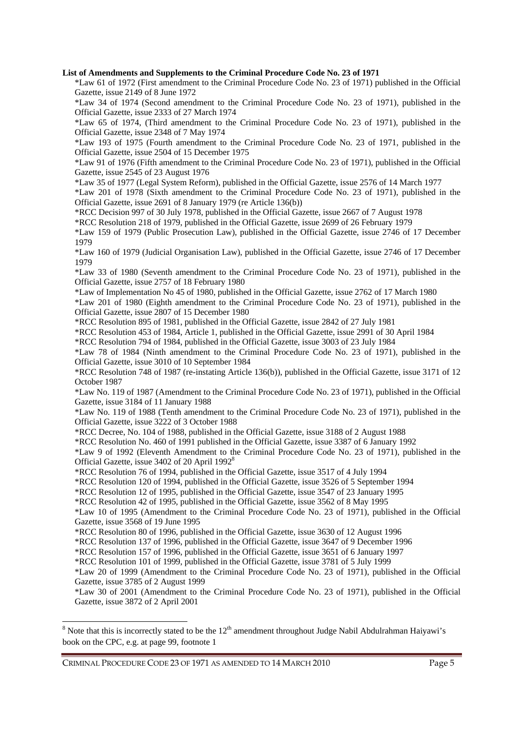**List of Amendments and Supplements to the Criminal Procedure Code No. 23 of 1971**

*Law 61 of 1972 (First amendment to the Criminal Procedure Code No. 23 of 1971) published in the Official Gazette, issue 2149 of 8 June 1972

*Law 34 of 1974 (Second amendment to the Criminal Procedure Code No. 23 of 1971), published in the Official Gazette, issue 2333 of 27 March 1974

*Law 65 of 1974, (Third amendment to the Criminal Procedure Code No. 23 of 1971), published in the Official Gazette, issue 2348 of 7 May 1974

*Law 193 of 1975 (Fourth amendment to the Criminal Procedure Code No. 23 of 1971, published in the Official Gazette, issue 2504 of 15 December 1975

*Law 91 of 1976 (Fifth amendment to the Criminal Procedure Code No. 23 of 1971), published in the Official Gazette, issue 2545 of 23 August 1976

*Law 35 of 1977 (Legal System Reform), published in the Official Gazette, issue 2576 of 14 March 1977

*Law 201 of 1978 (Sixth amendment to the Criminal Procedure Code No. 23 of 1971), published in the Official Gazette, issue 2691 of 8 January 1979 (re Article 136(b))

*RCC Decision 997 of 30 July 1978, published in the Official Gazette, issue 2667 of 7 August 1978

*RCC Resolution 218 of 1979, published in the Official Gazette, issue 2699 of 26 February 1979

*Law 159 of 1979 (Public Prosecution Law), published in the Official Gazette, issue 2746 of 17 December 1979

*Law 160 of 1979 (Judicial Organisation Law), published in the Official Gazette, issue 2746 of 17 December 1979

*Law 33 of 1980 (Seventh amendment to the Criminal Procedure Code No. 23 of 1971), published in the Official Gazette, issue 2757 of 18 February 1980

*Law of Implementation No 45 of 1980, published in the Official Gazette, issue 2762 of 17 March 1980

*Law 201 of 1980 (Eighth amendment to the Criminal Procedure Code No. 23 of 1971), published in the Official Gazette, issue 2807 of 15 December 1980

*RCC Resolution 895 of 1981, published in the Official Gazette, issue 2842 of 27 July 1981

*RCC Resolution 453 of 1984, Article 1, published in the Official Gazette, issue 2991 of 30 April 1984

*RCC Resolution 794 of 1984, published in the Official Gazette, issue 3003 of 23 July 1984

*Law 78 of 1984 (Ninth amendment to the Criminal Procedure Code No. 23 of 1971), published in the Official Gazette, issue 3010 of 10 September 1984

*RCC Resolution 748 of 1987 (re-instating Article 136(b)), published in the Official Gazette, issue 3171 of 12 October 1987

*Law No. 119 of 1987 (Amendment to the Criminal Procedure Code No. 23 of 1971), published in the Official Gazette, issue 3184 of 11 January 1988

*Law No. 119 of 1988 (Tenth amendment to the Criminal Procedure Code No. 23 of 1971), published in the Official Gazette, issue 3222 of 3 October 1988

*RCC Decree, No. 104 of 1988, published in the Official Gazette, issue 3188 of 2 August 1988

*RCC Resolution No. 460 of 1991 published in the Official Gazette, issue 3387 of 6 January 1992

*Law 9 of 1992 (Eleventh Amendment to the Criminal Procedure Code No. 23 of 1971), published in the Official Gazette, issue 3402 of 20 April 1992[8]

*RCC Resolution 76 of 1994, published in the Official Gazette, issue 3517 of 4 July 1994

*RCC Resolution 120 of 1994, published in the Official Gazette, issue 3526 of 5 September 1994

*RCC Resolution 12 of 1995, published in the Official Gazette, issue 3547 of 23 January 1995

*RCC Resolution 42 of 1995, published in the Official Gazette, issue 3562 of 8 May 1995

*Law 10 of 1995 (Amendment to the Criminal Procedure Code No. 23 of 1971), published in the Official Gazette, issue 3568 of 19 June 1995

*RCC Resolution 80 of 1996, published in the Official Gazette, issue 3630 of 12 August 1996

*RCC Resolution 137 of 1996, published in the Official Gazette, issue 3647 of 9 December 1996

*RCC Resolution 157 of 1996, published in the Official Gazette, issue 3651 of 6 January 1997

*RCC Resolution 101 of 1999, published in the Official Gazette, issue 3781 of 5 July 1999

*Law 20 of 1999 (Amendment to the Criminal Procedure Code No. 23 of 1971), published in the Official Gazette, issue 3785 of 2 August 1999

*Law 30 of 2001 (Amendment to the Criminal Procedure Code No. 23 of 1971), published in the Official Gazette, issue 3872 of 2 April 2001

---

[8] Note that this is incorrectly stated to be the 12th amendment throughout Judge Nabil Abdulrahman Haiyawi's book on the CPC, e.g. at page 99, footnote 1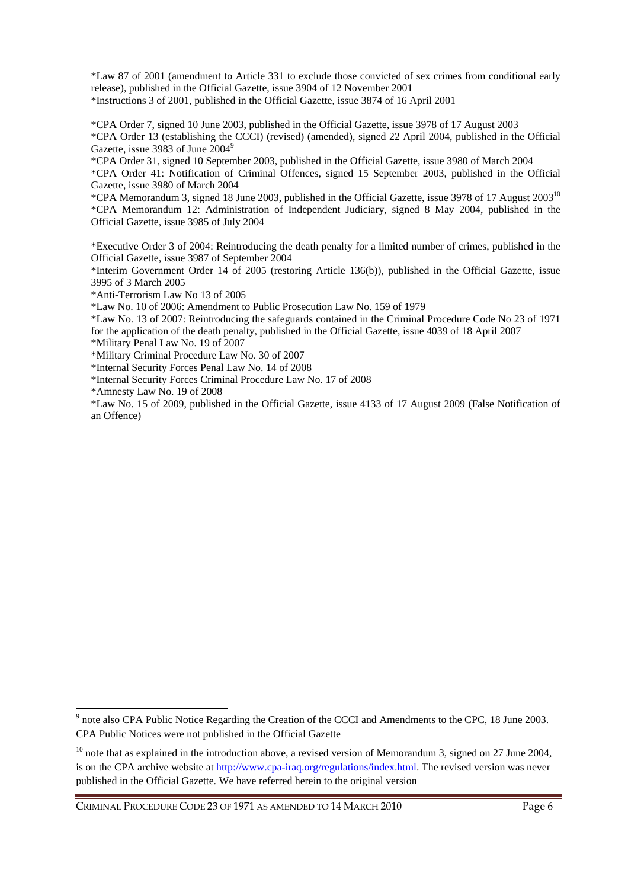*Law 87 of 2001 (amendment to Article 331 to exclude those convicted of sex crimes from conditional early release), published in the Official Gazette, issue 3904 of 12 November 2001
*Instructions 3 of 2001, published in the Official Gazette, issue 3874 of 16 April 2001

*CPA Order 7, signed 10 June 2003, published in the Official Gazette, issue 3978 of 17 August 2003
*CPA Order 13 (establishing the CCCI) (revised) (amended), signed 22 April 2004, published in the Official Gazette, issue 3983 of June 2004[9]
*CPA Order 31, signed 10 September 2003, published in the Official Gazette, issue 3980 of March 2004
*CPA Order 41: Notification of Criminal Offences, signed 15 September 2003, published in the Official Gazette, issue 3980 of March 2004
*CPA Memorandum 3, signed 18 June 2003, published in the Official Gazette, issue 3978 of 17 August 2003[10]
*CPA Memorandum 12: Administration of Independent Judiciary, signed 8 May 2004, published in the Official Gazette, issue 3985 of July 2004

*Executive Order 3 of 2004: Reintroducing the death penalty for a limited number of crimes, published in the Official Gazette, issue 3987 of September 2004
*Interim Government Order 14 of 2005 (restoring Article 136(b)), published in the Official Gazette, issue 3995 of 3 March 2005
*Anti-Terrorism Law No 13 of 2005
*Law No. 10 of 2006: Amendment to Public Prosecution Law No. 159 of 1979
*Law No. 13 of 2007: Reintroducing the safeguards contained in the Criminal Procedure Code No 23 of 1971 for the application of the death penalty, published in the Official Gazette, issue 4039 of 18 April 2007
*Military Penal Law No. 19 of 2007
*Military Criminal Procedure Law No. 30 of 2007
*Internal Security Forces Penal Law No. 14 of 2008
*Internal Security Forces Criminal Procedure Law No. 17 of 2008
*Amnesty Law No. 19 of 2008
*Law No. 15 of 2009, published in the Official Gazette, issue 4133 of 17 August 2009 (False Notification of an Offence)

---

[9] note also CPA Public Notice Regarding the Creation of the CCCI and Amendments to the CPC, 18 June 2003. CPA Public Notices were not published in the Official Gazette

[10] note that as explained in the introduction above, a revised version of Memorandum 3, signed on 27 June 2004, is on the CPA archive website at http://www.cpa-iraq.org/regulations/index.html. The revised version was never published in the Official Gazette. We have referred herein to the original version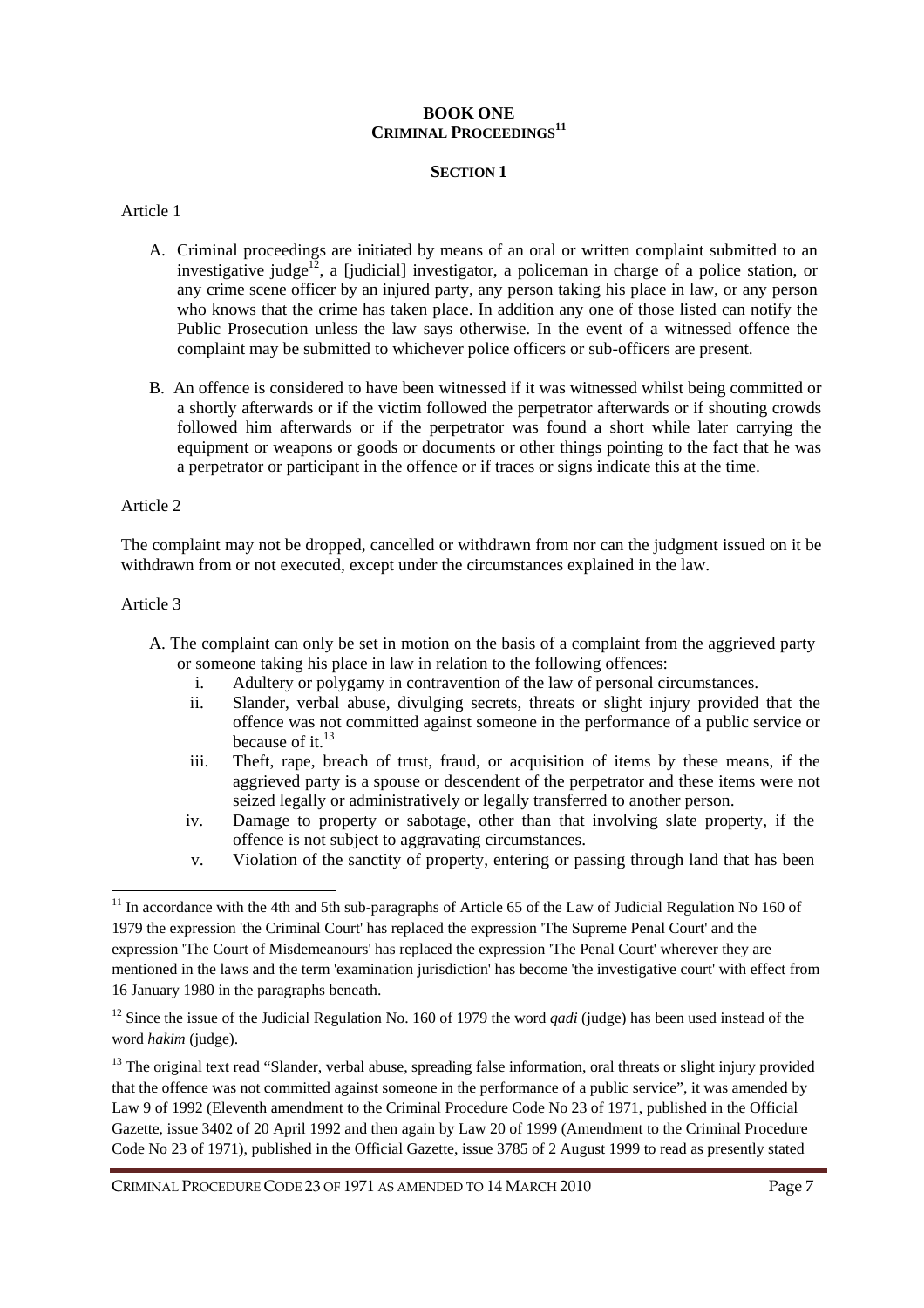## BOOK ONE
## CRIMINAL PROCEEDINGS[11]

### SECTION 1

Article 1

A. Criminal proceedings are initiated by means of an oral or written complaint submitted to an investigative judge[12], a [judicial] investigator, a policeman in charge of a police station, or any crime scene officer by an injured party, any person taking his place in law, or any person who knows that the crime has taken place. In addition any one of those listed can notify the Public Prosecution unless the law says otherwise. In the event of a witnessed offence the complaint may be submitted to whichever police officers or sub-officers are present.

B. An offence is considered to have been witnessed if it was witnessed whilst being committed or a shortly afterwards or if the victim followed the perpetrator afterwards or if shouting crowds followed him afterwards or if the perpetrator was found a short while later carrying the equipment or weapons or goods or documents or other things pointing to the fact that he was a perpetrator or participant in the offence or if traces or signs indicate this at the time.

Article 2

The complaint may not be dropped, cancelled or withdrawn from nor can the judgment issued on it be withdrawn from or not executed, except under the circumstances explained in the law.

Article 3

A. The complaint can only be set in motion on the basis of a complaint from the aggrieved party or someone taking his place in law in relation to the following offences:
   i. Adultery or polygamy in contravention of the law of personal circumstances.
   ii. Slander, verbal abuse, divulging secrets, threats or slight injury provided that the offence was not committed against someone in the performance of a public service or because of it.[13]
   iii. Theft, rape, breach of trust, fraud, or acquisition of items by these means, if the aggrieved party is a spouse or descendent of the perpetrator and these items were not seized legally or administratively or legally transferred to another person.
   iv. Damage to property or sabotage, other than that involving slate property, if the offence is not subject to aggravating circumstances.
   v. Violation of the sanctity of property, entering or passing through land that has been

---

[11] In accordance with the 4th and 5th sub-paragraphs of Article 65 of the Law of Judicial Regulation No 160 of 1979 the expression 'the Criminal Court' has replaced the expression 'The Supreme Penal Court' and the expression 'The Court of Misdemeanours' has replaced the expression 'The Penal Court' wherever they are mentioned in the laws and the term 'examination jurisdiction' has become 'the investigative court' with effect from 16 January 1980 in the paragraphs beneath.

[12] Since the issue of the Judicial Regulation No. 160 of 1979 the word *qadi* (judge) has been used instead of the word *hakim* (judge).

[13] The original text read "Slander, verbal abuse, spreading false information, oral threats or slight injury provided that the offence was not committed against someone in the performance of a public service", it was amended by Law 9 of 1992 (Eleventh amendment to the Criminal Procedure Code No 23 of 1971, published in the Official Gazette, issue 3402 of 20 April 1992 and then again by Law 20 of 1999 (Amendment to the Criminal Procedure Code No 23 of 1971), published in the Official Gazette, issue 3785 of 2 August 1999 to read as presently stated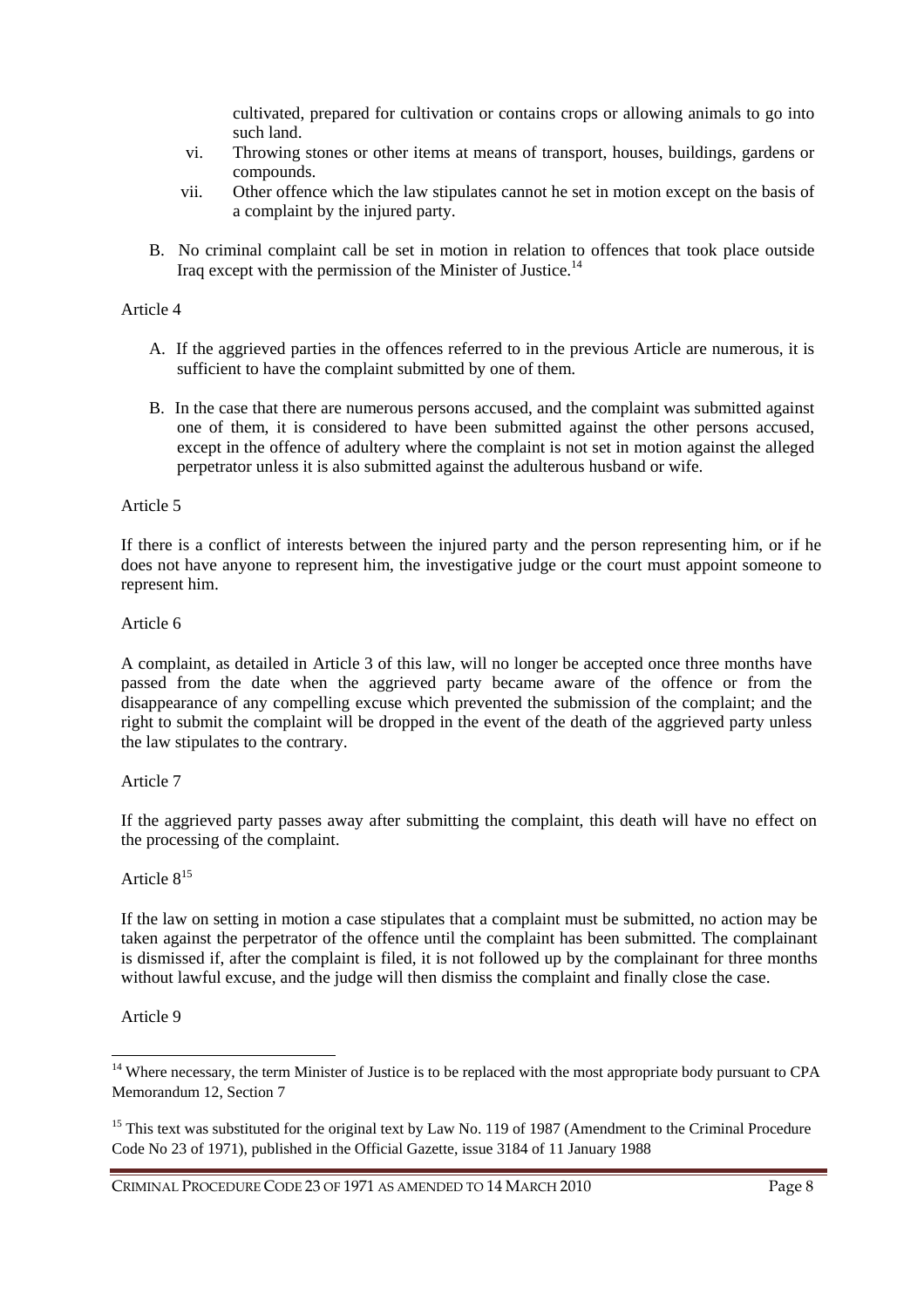cultivated, prepared for cultivation or contains crops or allowing animals to go into such land.

vi. Throwing stones or other items at means of transport, houses, buildings, gardens or compounds.

vii. Other offence which the law stipulates cannot he set in motion except on the basis of a complaint by the injured party.

B. No criminal complaint call be set in motion in relation to offences that took place outside Iraq except with the permission of the Minister of Justice.[14]

Article 4

A. If the aggrieved parties in the offences referred to in the previous Article are numerous, it is sufficient to have the complaint submitted by one of them.

B. In the case that there are numerous persons accused, and the complaint was submitted against one of them, it is considered to have been submitted against the other persons accused, except in the offence of adultery where the complaint is not set in motion against the alleged perpetrator unless it is also submitted against the adulterous husband or wife.

Article 5

If there is a conflict of interests between the injured party and the person representing him, or if he does not have anyone to represent him, the investigative judge or the court must appoint someone to represent him.

Article 6

A complaint, as detailed in Article 3 of this law, will no longer be accepted once three months have passed from the date when the aggrieved party became aware of the offence or from the disappearance of any compelling excuse which prevented the submission of the complaint; and the right to submit the complaint will be dropped in the event of the death of the aggrieved party unless the law stipulates to the contrary.

Article 7

If the aggrieved party passes away after submitting the complaint, this death will have no effect on the processing of the complaint.

Article 8[15]

If the law on setting in motion a case stipulates that a complaint must be submitted, no action may be taken against the perpetrator of the offence until the complaint has been submitted. The complainant is dismissed if, after the complaint is filed, it is not followed up by the complainant for three months without lawful excuse, and the judge will then dismiss the complaint and finally close the case.

Article 9

---

[14] Where necessary, the term Minister of Justice is to be replaced with the most appropriate body pursuant to CPA Memorandum 12, Section 7

[15] This text was substituted for the original text by Law No. 119 of 1987 (Amendment to the Criminal Procedure Code No 23 of 1971), published in the Official Gazette, issue 3184 of 11 January 1988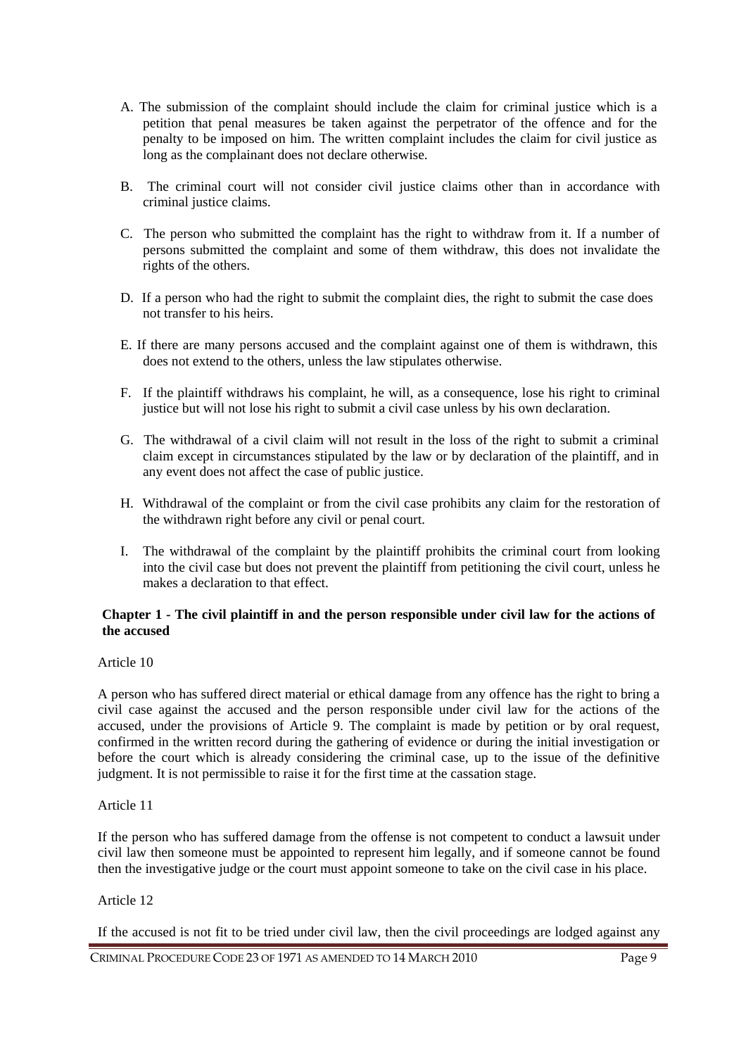A. The submission of the complaint should include the claim for criminal justice which is a petition that penal measures be taken against the perpetrator of the offence and for the penalty to be imposed on him. The written complaint includes the claim for civil justice as long as the complainant does not declare otherwise.

B. The criminal court will not consider civil justice claims other than in accordance with criminal justice claims.

C. The person who submitted the complaint has the right to withdraw from it. If a number of persons submitted the complaint and some of them withdraw, this does not invalidate the rights of the others.

D. If a person who had the right to submit the complaint dies, the right to submit the case does not transfer to his heirs.

E. If there are many persons accused and the complaint against one of them is withdrawn, this does not extend to the others, unless the law stipulates otherwise.

F. If the plaintiff withdraws his complaint, he will, as a consequence, lose his right to criminal justice but will not lose his right to submit a civil case unless by his own declaration.

G. The withdrawal of a civil claim will not result in the loss of the right to submit a criminal claim except in circumstances stipulated by the law or by declaration of the plaintiff, and in any event does not affect the case of public justice.

H. Withdrawal of the complaint or from the civil case prohibits any claim for the restoration of the withdrawn right before any civil or penal court.

I. The withdrawal of the complaint by the plaintiff prohibits the criminal court from looking into the civil case but does not prevent the plaintiff from petitioning the civil court, unless he makes a declaration to that effect.

**Chapter 1 - The civil plaintiff in and the person responsible under civil law for the actions of the accused**

Article 10

A person who has suffered direct material or ethical damage from any offence has the right to bring a civil case against the accused and the person responsible under civil law for the actions of the accused, under the provisions of Article 9. The complaint is made by petition or by oral request, confirmed in the written record during the gathering of evidence or during the initial investigation or before the court which is already considering the criminal case, up to the issue of the definitive judgment. It is not permissible to raise it for the first time at the cassation stage.

Article 11

If the person who has suffered damage from the offense is not competent to conduct a lawsuit under civil law then someone must be appointed to represent him legally, and if someone cannot be found then the investigative judge or the court must appoint someone to take on the civil case in his place.

Article 12

If the accused is not fit to be tried under civil law, then the civil proceedings are lodged against any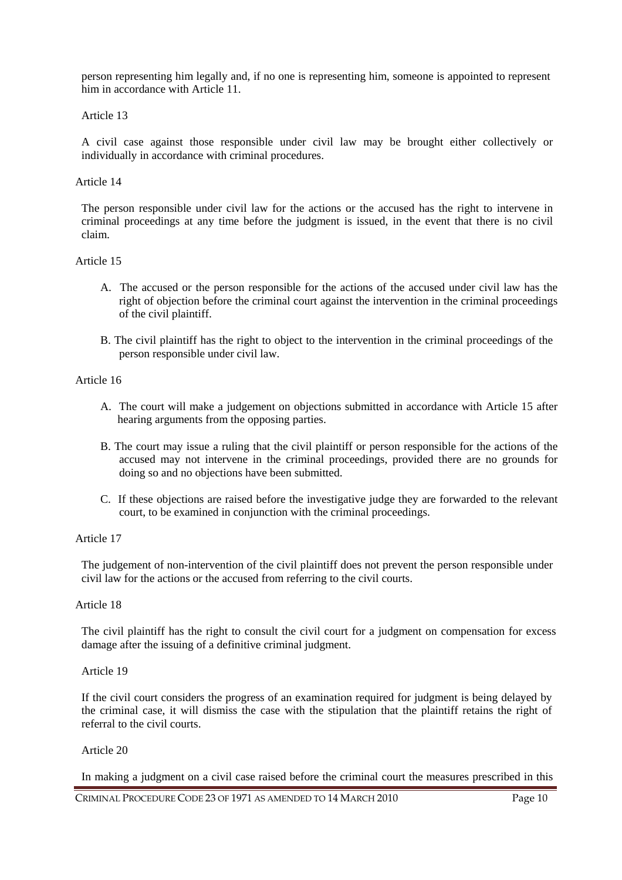person representing him legally and, if no one is representing him, someone is appointed to represent him in accordance with Article 11.

Article 13

A civil case against those responsible under civil law may be brought either collectively or individually in accordance with criminal procedures.

Article 14

The person responsible under civil law for the actions or the accused has the right to intervene in criminal proceedings at any time before the judgment is issued, in the event that there is no civil claim.

Article 15

A. The accused or the person responsible for the actions of the accused under civil law has the right of objection before the criminal court against the intervention in the criminal proceedings of the civil plaintiff.

B. The civil plaintiff has the right to object to the intervention in the criminal proceedings of the person responsible under civil law.

Article 16

A. The court will make a judgement on objections submitted in accordance with Article 15 after hearing arguments from the opposing parties.

B. The court may issue a ruling that the civil plaintiff or person responsible for the actions of the accused may not intervene in the criminal proceedings, provided there are no grounds for doing so and no objections have been submitted.

C. If these objections are raised before the investigative judge they are forwarded to the relevant court, to be examined in conjunction with the criminal proceedings.

Article 17

The judgement of non-intervention of the civil plaintiff does not prevent the person responsible under civil law for the actions or the accused from referring to the civil courts.

Article 18

The civil plaintiff has the right to consult the civil court for a judgment on compensation for excess damage after the issuing of a definitive criminal judgment.

Article 19

If the civil court considers the progress of an examination required for judgment is being delayed by the criminal case, it will dismiss the case with the stipulation that the plaintiff retains the right of referral to the civil courts.

Article 20

In making a judgment on a civil case raised before the criminal court the measures prescribed in this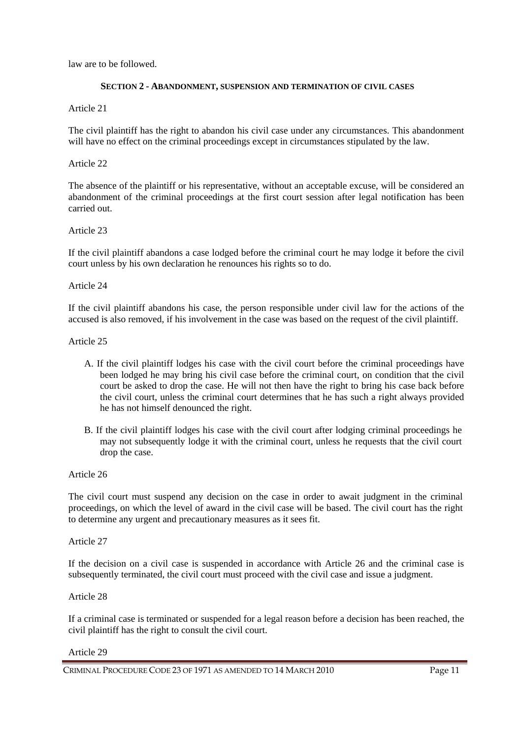law are to be followed.

### SECTION 2 - ABANDONMENT, SUSPENSION AND TERMINATION OF CIVIL CASES

Article 21

The civil plaintiff has the right to abandon his civil case under any circumstances. This abandonment will have no effect on the criminal proceedings except in circumstances stipulated by the law.

Article 22

The absence of the plaintiff or his representative, without an acceptable excuse, will be considered an abandonment of the criminal proceedings at the first court session after legal notification has been carried out.

Article 23

If the civil plaintiff abandons a case lodged before the criminal court he may lodge it before the civil court unless by his own declaration he renounces his rights so to do.

Article 24

If the civil plaintiff abandons his case, the person responsible under civil law for the actions of the accused is also removed, if his involvement in the case was based on the request of the civil plaintiff.

Article 25

A. If the civil plaintiff lodges his case with the civil court before the criminal proceedings have been lodged he may bring his civil case before the criminal court, on condition that the civil court be asked to drop the case. He will not then have the right to bring his case back before the civil court, unless the criminal court determines that he has such a right always provided he has not himself denounced the right.

B. If the civil plaintiff lodges his case with the civil court after lodging criminal proceedings he may not subsequently lodge it with the criminal court, unless he requests that the civil court drop the case.

Article 26

The civil court must suspend any decision on the case in order to await judgment in the criminal proceedings, on which the level of award in the civil case will be based. The civil court has the right to determine any urgent and precautionary measures as it sees fit.

Article 27

If the decision on a civil case is suspended in accordance with Article 26 and the criminal case is subsequently terminated, the civil court must proceed with the civil case and issue a judgment.

Article 28

If a criminal case is terminated or suspended for a legal reason before a decision has been reached, the civil plaintiff has the right to consult the civil court.

Article 29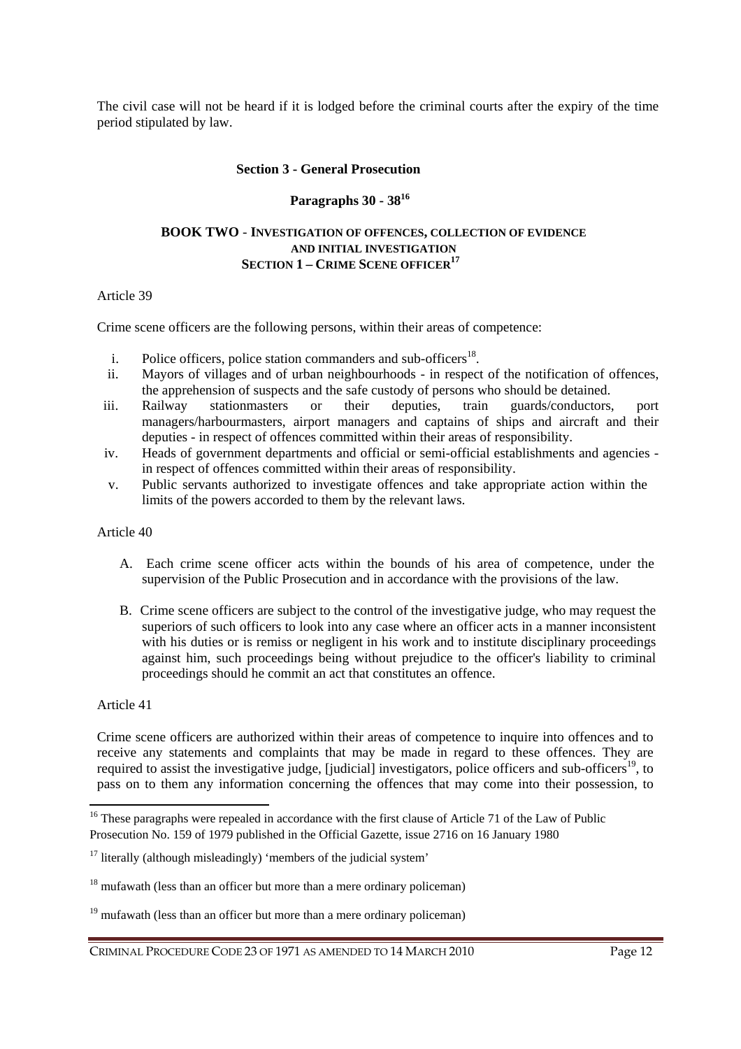The civil case will not be heard if it is lodged before the criminal courts after the expiry of the time period stipulated by law.

### Section 3 - General Prosecution

### Paragraphs 30 - 38[16]

## BOOK TWO - INVESTIGATION OF OFFENCES, COLLECTION OF EVIDENCE AND INITIAL INVESTIGATION

### SECTION 1 – CRIME SCENE OFFICER[17]

Article 39

Crime scene officers are the following persons, within their areas of competence:

i. Police officers, police station commanders and sub-officers[18].
ii. Mayors of villages and of urban neighbourhoods - in respect of the notification of offences, the apprehension of suspects and the safe custody of persons who should be detained.
iii. Railway stationmasters or their deputies, train guards/conductors, port managers/harbourmasters, airport managers and captains of ships and aircraft and their deputies - in respect of offences committed within their areas of responsibility.
iv. Heads of government departments and official or semi-official establishments and agencies - in respect of offences committed within their areas of responsibility.
v. Public servants authorized to investigate offences and take appropriate action within the limits of the powers accorded to them by the relevant laws.

Article 40

A. Each crime scene officer acts within the bounds of his area of competence, under the supervision of the Public Prosecution and in accordance with the provisions of the law.

B. Crime scene officers are subject to the control of the investigative judge, who may request the superiors of such officers to look into any case where an officer acts in a manner inconsistent with his duties or is remiss or negligent in his work and to institute disciplinary proceedings against him, such proceedings being without prejudice to the officer's liability to criminal proceedings should he commit an act that constitutes an offence.

Article 41

Crime scene officers are authorized within their areas of competence to inquire into offences and to receive any statements and complaints that may be made in regard to these offences. They are required to assist the investigative judge, [judicial] investigators, police officers and sub-officers[19], to pass on to them any information concerning the offences that may come into their possession, to

---

[16] These paragraphs were repealed in accordance with the first clause of Article 71 of the Law of Public Prosecution No. 159 of 1979 published in the Official Gazette, issue 2716 on 16 January 1980

[17] literally (although misleadingly) 'members of the judicial system'

[18] mufawath (less than an officer but more than a mere ordinary policeman)

[19] mufawath (less than an officer but more than a mere ordinary policeman)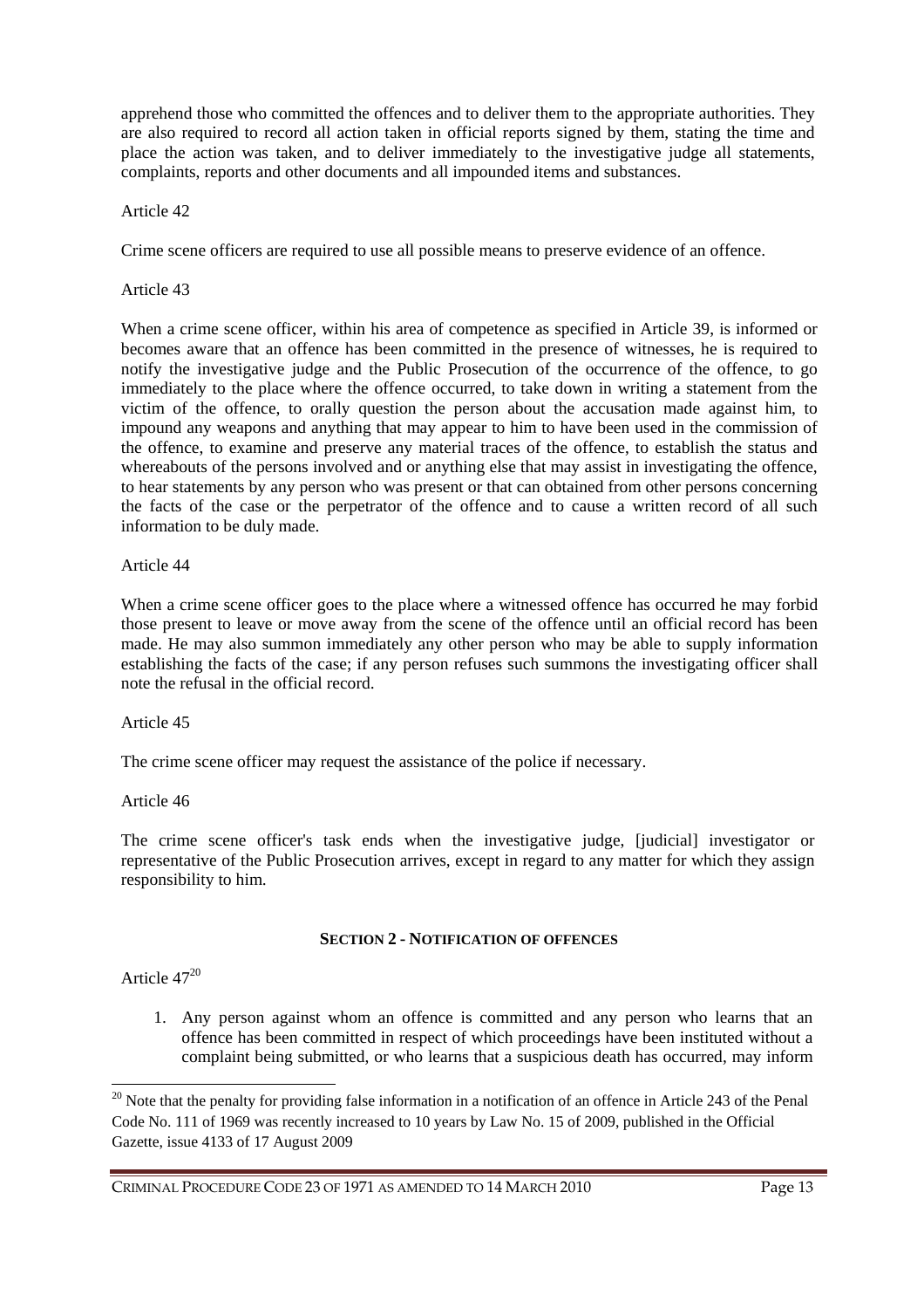apprehend those who committed the offences and to deliver them to the appropriate authorities. They are also required to record all action taken in official reports signed by them, stating the time and place the action was taken, and to deliver immediately to the investigative judge all statements, complaints, reports and other documents and all impounded items and substances.

Article 42

Crime scene officers are required to use all possible means to preserve evidence of an offence.

Article 43

When a crime scene officer, within his area of competence as specified in Article 39, is informed or becomes aware that an offence has been committed in the presence of witnesses, he is required to notify the investigative judge and the Public Prosecution of the occurrence of the offence, to go immediately to the place where the offence occurred, to take down in writing a statement from the victim of the offence, to orally question the person about the accusation made against him, to impound any weapons and anything that may appear to him to have been used in the commission of the offence, to examine and preserve any material traces of the offence, to establish the status and whereabouts of the persons involved and or anything else that may assist in investigating the offence, to hear statements by any person who was present or that can obtained from other persons concerning the facts of the case or the perpetrator of the offence and to cause a written record of all such information to be duly made.

Article 44

When a crime scene officer goes to the place where a witnessed offence has occurred he may forbid those present to leave or move away from the scene of the offence until an official record has been made. He may also summon immediately any other person who may be able to supply information establishing the facts of the case; if any person refuses such summons the investigating officer shall note the refusal in the official record.

Article 45

The crime scene officer may request the assistance of the police if necessary.

Article 46

The crime scene officer's task ends when the investigative judge, [judicial] investigator or representative of the Public Prosecution arrives, except in regard to any matter for which they assign responsibility to him.

## SECTION 2 - NOTIFICATION OF OFFENCES

Article 47[20]

1. Any person against whom an offence is committed and any person who learns that an offence has been committed in respect of which proceedings have been instituted without a complaint being submitted, or who learns that a suspicious death has occurred, may inform

[20] Note that the penalty for providing false information in a notification of an offence in Article 243 of the Penal Code No. 111 of 1969 was recently increased to 10 years by Law No. 15 of 2009, published in the Official Gazette, issue 4133 of 17 August 2009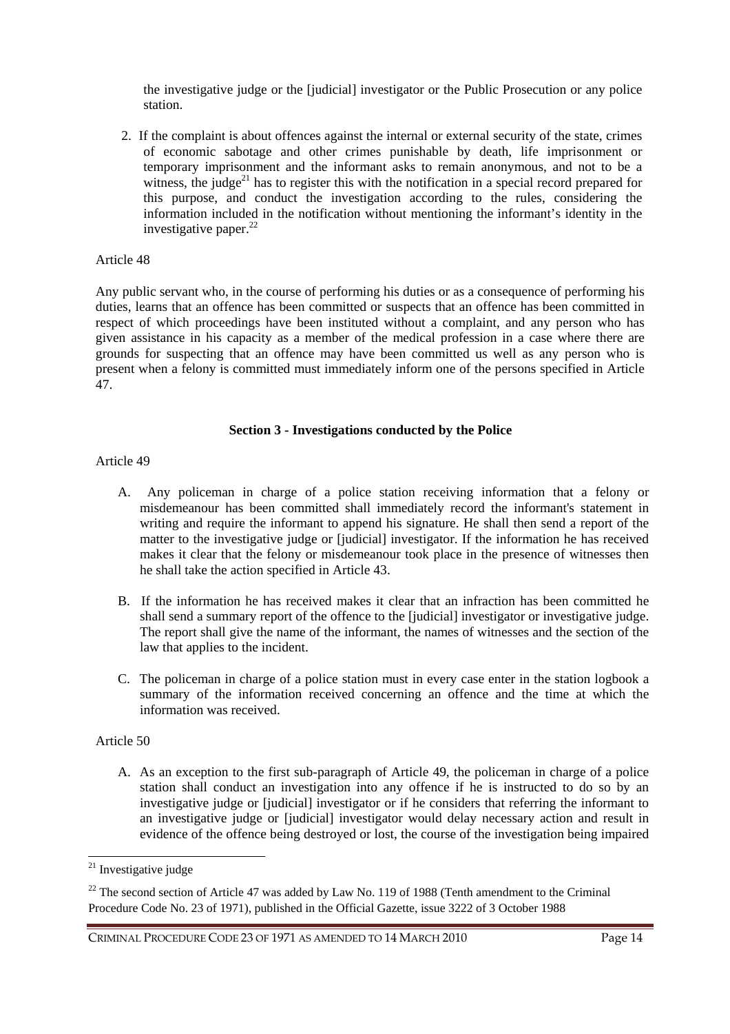the investigative judge or the [judicial] investigator or the Public Prosecution or any police station.

2. If the complaint is about offences against the internal or external security of the state, crimes of economic sabotage and other crimes punishable by death, life imprisonment or temporary imprisonment and the informant asks to remain anonymous, and not to be a witness, the judge[21] has to register this with the notification in a special record prepared for this purpose, and conduct the investigation according to the rules, considering the information included in the notification without mentioning the informant's identity in the investigative paper.[22]

Article 48

Any public servant who, in the course of performing his duties or as a consequence of performing his duties, learns that an offence has been committed or suspects that an offence has been committed in respect of which proceedings have been instituted without a complaint, and any person who has given assistance in his capacity as a member of the medical profession in a case where there are grounds for suspecting that an offence may have been committed us well as any person who is present when a felony is committed must immediately inform one of the persons specified in Article 47.

### Section 3 - Investigations conducted by the Police

Article 49

A. Any policeman in charge of a police station receiving information that a felony or misdemeanour has been committed shall immediately record the informant's statement in writing and require the informant to append his signature. He shall then send a report of the matter to the investigative judge or [judicial] investigator. If the information he has received makes it clear that the felony or misdemeanour took place in the presence of witnesses then he shall take the action specified in Article 43.

B. If the information he has received makes it clear that an infraction has been committed he shall send a summary report of the offence to the [judicial] investigator or investigative judge. The report shall give the name of the informant, the names of witnesses and the section of the law that applies to the incident.

C. The policeman in charge of a police station must in every case enter in the station logbook a summary of the information received concerning an offence and the time at which the information was received.

Article 50

A. As an exception to the first sub-paragraph of Article 49, the policeman in charge of a police station shall conduct an investigation into any offence if he is instructed to do so by an investigative judge or [judicial] investigator or if he considers that referring the informant to an investigative judge or [judicial] investigator would delay necessary action and result in evidence of the offence being destroyed or lost, the course of the investigation being impaired

---

[21] Investigative judge

[22] The second section of Article 47 was added by Law No. 119 of 1988 (Tenth amendment to the Criminal Procedure Code No. 23 of 1971), published in the Official Gazette, issue 3222 of 3 October 1988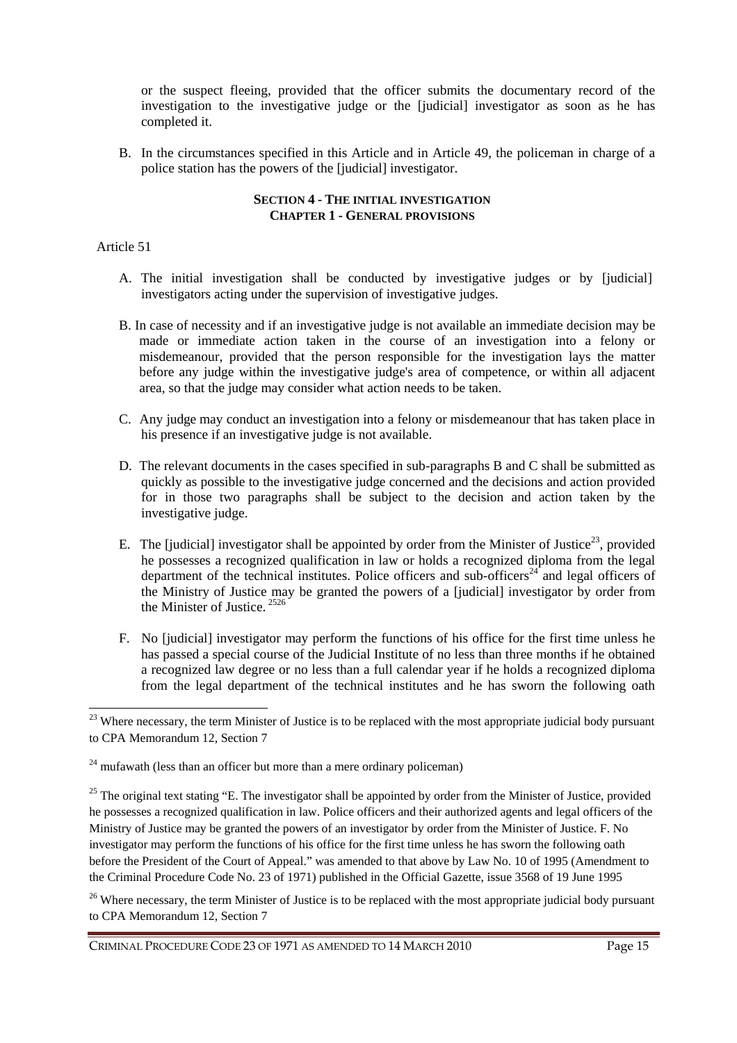or the suspect fleeing, provided that the officer submits the documentary record of the investigation to the investigative judge or the [judicial] investigator as soon as he has completed it.

B. In the circumstances specified in this Article and in Article 49, the policeman in charge of a police station has the powers of the [judicial] investigator.

## SECTION 4 - THE INITIAL INVESTIGATION
### CHAPTER 1 - GENERAL PROVISIONS

Article 51

A. The initial investigation shall be conducted by investigative judges or by [judicial] investigators acting under the supervision of investigative judges.

B. In case of necessity and if an investigative judge is not available an immediate decision may be made or immediate action taken in the course of an investigation into a felony or misdemeanour, provided that the person responsible for the investigation lays the matter before any judge within the investigative judge's area of competence, or within all adjacent area, so that the judge may consider what action needs to be taken.

C. Any judge may conduct an investigation into a felony or misdemeanour that has taken place in his presence if an investigative judge is not available.

D. The relevant documents in the cases specified in sub-paragraphs B and C shall be submitted as quickly as possible to the investigative judge concerned and the decisions and action provided for in those two paragraphs shall be subject to the decision and action taken by the investigative judge.

E. The [judicial] investigator shall be appointed by order from the Minister of Justice[23], provided he possesses a recognized qualification in law or holds a recognized diploma from the legal department of the technical institutes. Police officers and sub-officers[24] and legal officers of the Ministry of Justice may be granted the powers of a [judicial] investigator by order from the Minister of Justice.[25][26]

F. No [judicial] investigator may perform the functions of his office for the first time unless he has passed a special course of the Judicial Institute of no less than three months if he obtained a recognized law degree or no less than a full calendar year if he holds a recognized diploma from the legal department of the technical institutes and he has sworn the following oath

---

[23] Where necessary, the term Minister of Justice is to be replaced with the most appropriate judicial body pursuant to CPA Memorandum 12, Section 7

[24] mufawath (less than an officer but more than a mere ordinary policeman)

[25] The original text stating "E. The investigator shall be appointed by order from the Minister of Justice, provided he possesses a recognized qualification in law. Police officers and their authorized agents and legal officers of the Ministry of Justice may be granted the powers of an investigator by order from the Minister of Justice. F. No investigator may perform the functions of his office for the first time unless he has sworn the following oath before the President of the Court of Appeal." was amended to that above by Law No. 10 of 1995 (Amendment to the Criminal Procedure Code No. 23 of 1971) published in the Official Gazette, issue 3568 of 19 June 1995

[26] Where necessary, the term Minister of Justice is to be replaced with the most appropriate judicial body pursuant to CPA Memorandum 12, Section 7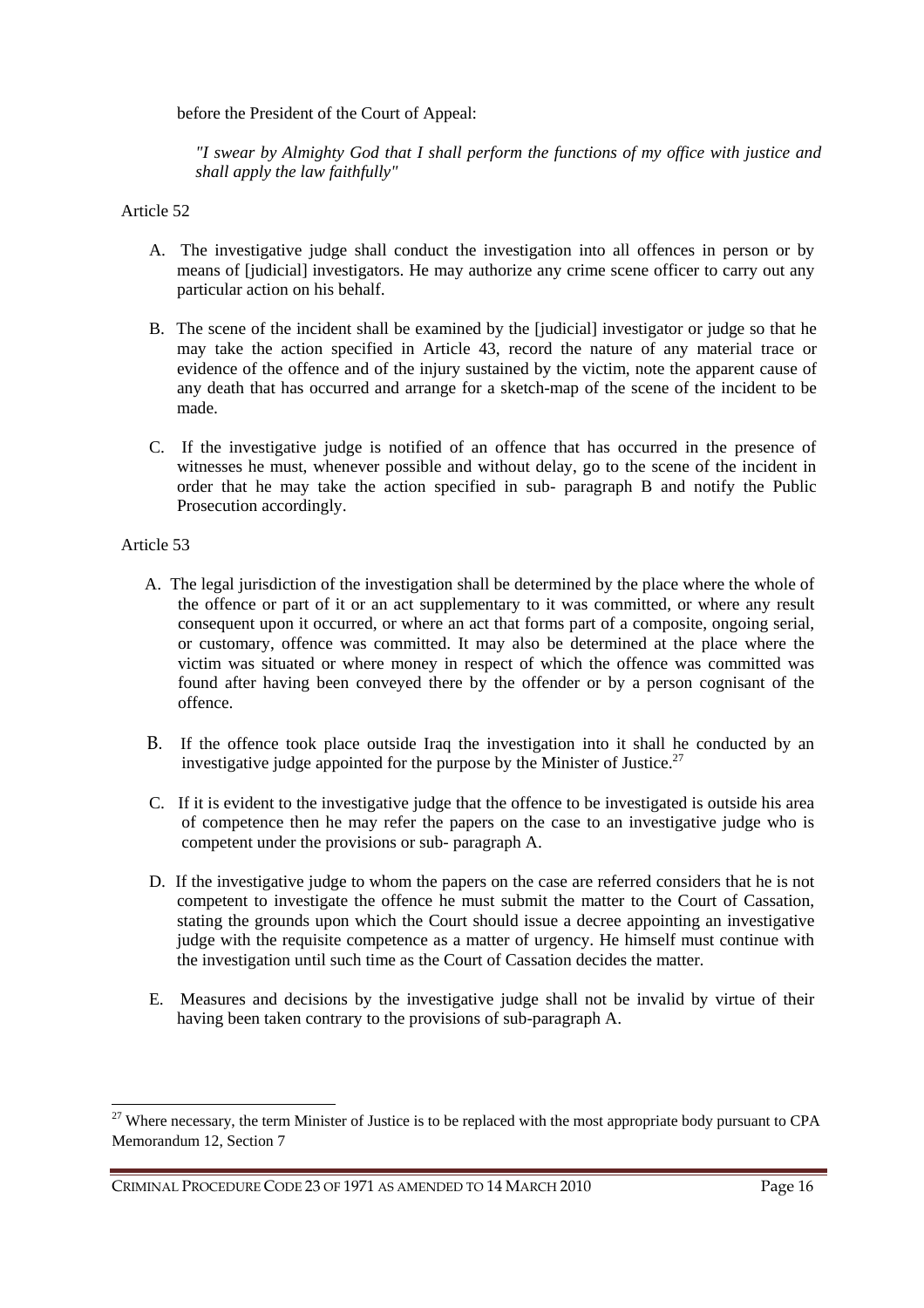before the President of the Court of Appeal:

*"I swear by Almighty God that I shall perform the functions of my office with justice and shall apply the law faithfully"*

Article 52

A. The investigative judge shall conduct the investigation into all offences in person or by means of [judicial] investigators. He may authorize any crime scene officer to carry out any particular action on his behalf.

B. The scene of the incident shall be examined by the [judicial] investigator or judge so that he may take the action specified in Article 43, record the nature of any material trace or evidence of the offence and of the injury sustained by the victim, note the apparent cause of any death that has occurred and arrange for a sketch-map of the scene of the incident to be made.

C. If the investigative judge is notified of an offence that has occurred in the presence of witnesses he must, whenever possible and without delay, go to the scene of the incident in order that he may take the action specified in sub- paragraph B and notify the Public Prosecution accordingly.

Article 53

A. The legal jurisdiction of the investigation shall be determined by the place where the whole of the offence or part of it or an act supplementary to it was committed, or where any result consequent upon it occurred, or where an act that forms part of a composite, ongoing serial, or customary, offence was committed. It may also be determined at the place where the victim was situated or where money in respect of which the offence was committed was found after having been conveyed there by the offender or by a person cognisant of the offence.

B. If the offence took place outside Iraq the investigation into it shall he conducted by an investigative judge appointed for the purpose by the Minister of Justice.[27]

C. If it is evident to the investigative judge that the offence to be investigated is outside his area of competence then he may refer the papers on the case to an investigative judge who is competent under the provisions or sub- paragraph A.

D. If the investigative judge to whom the papers on the case are referred considers that he is not competent to investigate the offence he must submit the matter to the Court of Cassation, stating the grounds upon which the Court should issue a decree appointing an investigative judge with the requisite competence as a matter of urgency. He himself must continue with the investigation until such time as the Court of Cassation decides the matter.

E. Measures and decisions by the investigative judge shall not be invalid by virtue of their having been taken contrary to the provisions of sub-paragraph A.

---

[27] Where necessary, the term Minister of Justice is to be replaced with the most appropriate body pursuant to CPA Memorandum 12, Section 7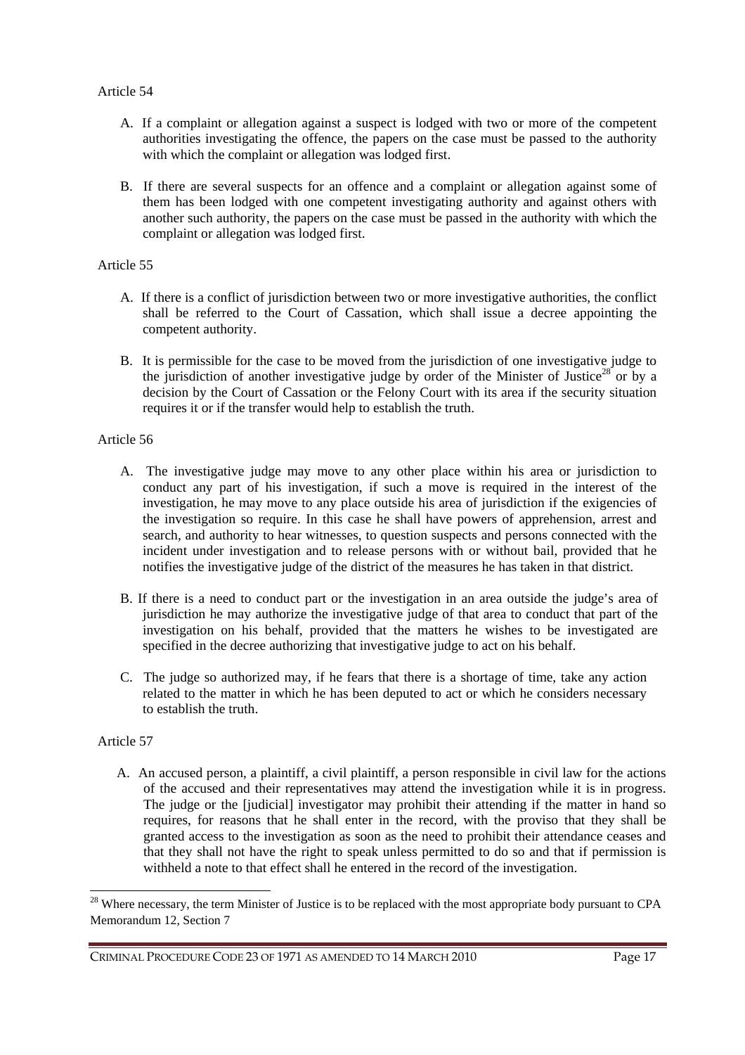Article 54

A. If a complaint or allegation against a suspect is lodged with two or more of the competent authorities investigating the offence, the papers on the case must be passed to the authority with which the complaint or allegation was lodged first.

B. If there are several suspects for an offence and a complaint or allegation against some of them has been lodged with one competent investigating authority and against others with another such authority, the papers on the case must be passed in the authority with which the complaint or allegation was lodged first.

Article 55

A. If there is a conflict of jurisdiction between two or more investigative authorities, the conflict shall be referred to the Court of Cassation, which shall issue a decree appointing the competent authority.

B. It is permissible for the case to be moved from the jurisdiction of one investigative judge to the jurisdiction of another investigative judge by order of the Minister of Justice[28] or by a decision by the Court of Cassation or the Felony Court with its area if the security situation requires it or if the transfer would help to establish the truth.

Article 56

A. The investigative judge may move to any other place within his area or jurisdiction to conduct any part of his investigation, if such a move is required in the interest of the investigation, he may move to any place outside his area of jurisdiction if the exigencies of the investigation so require. In this case he shall have powers of apprehension, arrest and search, and authority to hear witnesses, to question suspects and persons connected with the incident under investigation and to release persons with or without bail, provided that he notifies the investigative judge of the district of the measures he has taken in that district.

B. If there is a need to conduct part or the investigation in an area outside the judge's area of jurisdiction he may authorize the investigative judge of that area to conduct that part of the investigation on his behalf, provided that the matters he wishes to be investigated are specified in the decree authorizing that investigative judge to act on his behalf.

C. The judge so authorized may, if he fears that there is a shortage of time, take any action related to the matter in which he has been deputed to act or which he considers necessary to establish the truth.

Article 57

A. An accused person, a plaintiff, a civil plaintiff, a person responsible in civil law for the actions of the accused and their representatives may attend the investigation while it is in progress. The judge or the [judicial] investigator may prohibit their attending if the matter in hand so requires, for reasons that he shall enter in the record, with the proviso that they shall be granted access to the investigation as soon as the need to prohibit their attendance ceases and that they shall not have the right to speak unless permitted to do so and that if permission is withheld a note to that effect shall he entered in the record of the investigation.

---

[28] Where necessary, the term Minister of Justice is to be replaced with the most appropriate body pursuant to CPA Memorandum 12, Section 7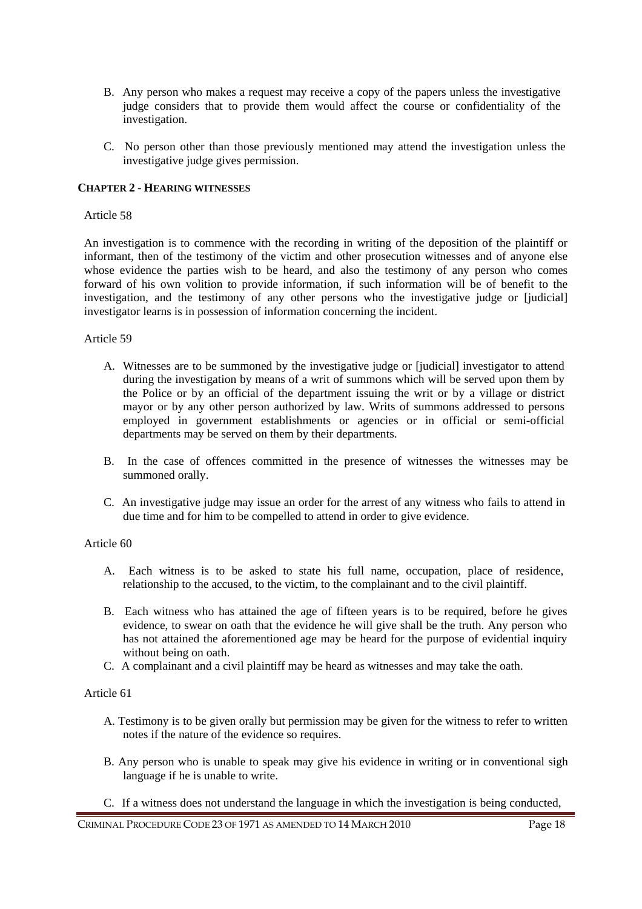B. Any person who makes a request may receive a copy of the papers unless the investigative judge considers that to provide them would affect the course or confidentiality of the investigation.

C. No person other than those previously mentioned may attend the investigation unless the investigative judge gives permission.

#### CHAPTER 2 - HEARING WITNESSES

Article 58

An investigation is to commence with the recording in writing of the deposition of the plaintiff or informant, then of the testimony of the victim and other prosecution witnesses and of anyone else whose evidence the parties wish to be heard, and also the testimony of any person who comes forward of his own volition to provide information, if such information will be of benefit to the investigation, and the testimony of any other persons who the investigative judge or [judicial] investigator learns is in possession of information concerning the incident.

Article 59

A. Witnesses are to be summoned by the investigative judge or [judicial] investigator to attend during the investigation by means of a writ of summons which will be served upon them by the Police or by an official of the department issuing the writ or by a village or district mayor or by any other person authorized by law. Writs of summons addressed to persons employed in government establishments or agencies or in official or semi-official departments may be served on them by their departments.

B. In the case of offences committed in the presence of witnesses the witnesses may be summoned orally.

C. An investigative judge may issue an order for the arrest of any witness who fails to attend in due time and for him to be compelled to attend in order to give evidence.

Article 60

A. Each witness is to be asked to state his full name, occupation, place of residence, relationship to the accused, to the victim, to the complainant and to the civil plaintiff.

B. Each witness who has attained the age of fifteen years is to be required, before he gives evidence, to swear on oath that the evidence he will give shall be the truth. Any person who has not attained the aforementioned age may be heard for the purpose of evidential inquiry without being on oath.

C. A complainant and a civil plaintiff may be heard as witnesses and may take the oath.

Article 61

A. Testimony is to be given orally but permission may be given for the witness to refer to written notes if the nature of the evidence so requires.

B. Any person who is unable to speak may give his evidence in writing or in conventional sigh language if he is unable to write.

C. If a witness does not understand the language in which the investigation is being conducted,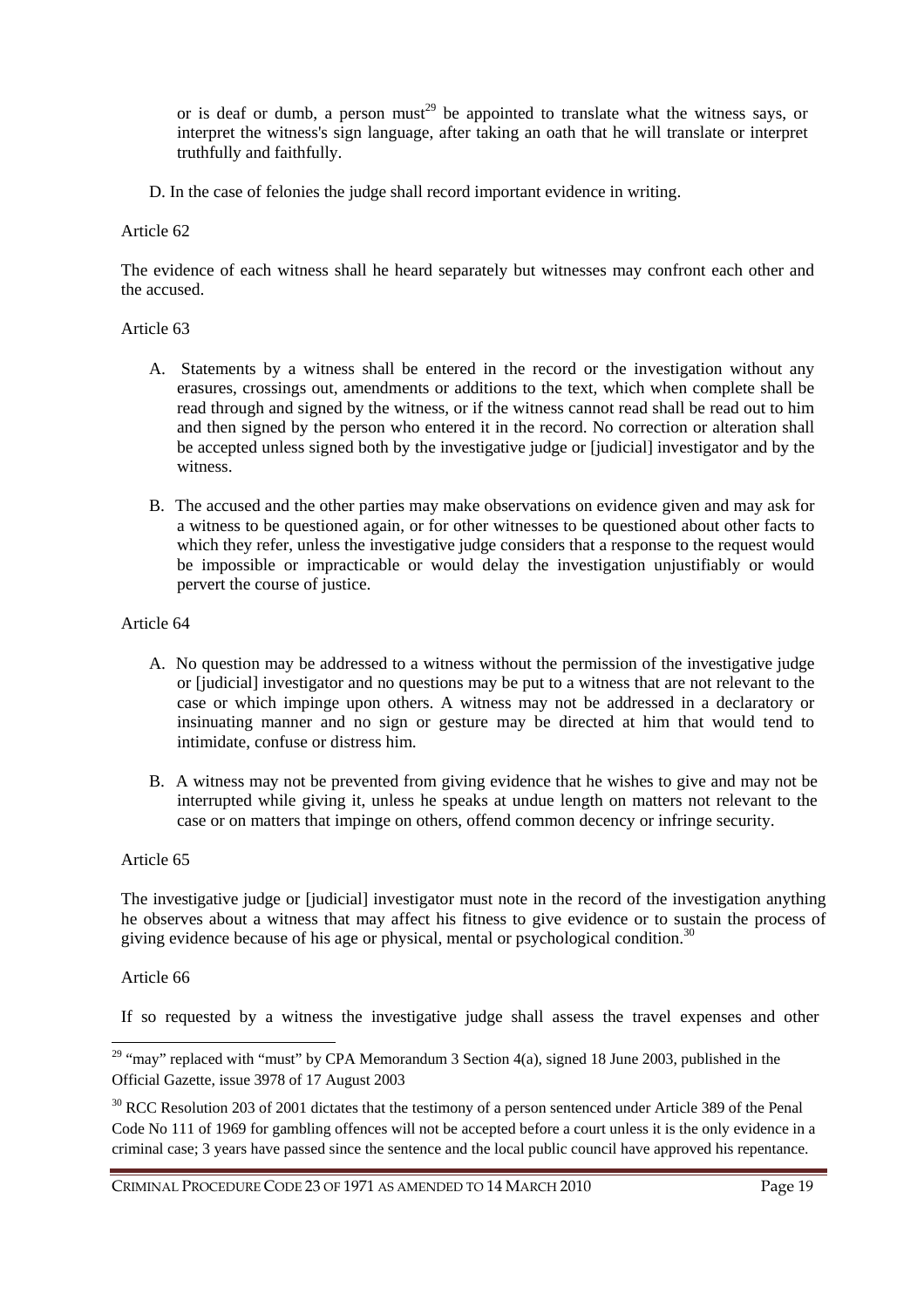or is deaf or dumb, a person must[29] be appointed to translate what the witness says, or interpret the witness's sign language, after taking an oath that he will translate or interpret truthfully and faithfully.

D. In the case of felonies the judge shall record important evidence in writing.

Article 62

The evidence of each witness shall he heard separately but witnesses may confront each other and the accused.

Article 63

A. Statements by a witness shall be entered in the record or the investigation without any erasures, crossings out, amendments or additions to the text, which when complete shall be read through and signed by the witness, or if the witness cannot read shall be read out to him and then signed by the person who entered it in the record. No correction or alteration shall be accepted unless signed both by the investigative judge or [judicial] investigator and by the witness.

B. The accused and the other parties may make observations on evidence given and may ask for a witness to be questioned again, or for other witnesses to be questioned about other facts to which they refer, unless the investigative judge considers that a response to the request would be impossible or impracticable or would delay the investigation unjustifiably or would pervert the course of justice.

Article 64

A. No question may be addressed to a witness without the permission of the investigative judge or [judicial] investigator and no questions may be put to a witness that are not relevant to the case or which impinge upon others. A witness may not be addressed in a declaratory or insinuating manner and no sign or gesture may be directed at him that would tend to intimidate, confuse or distress him.

B. A witness may not be prevented from giving evidence that he wishes to give and may not be interrupted while giving it, unless he speaks at undue length on matters not relevant to the case or on matters that impinge on others, offend common decency or infringe security.

Article 65

The investigative judge or [judicial] investigator must note in the record of the investigation anything he observes about a witness that may affect his fitness to give evidence or to sustain the process of giving evidence because of his age or physical, mental or psychological condition.[30]

Article 66

If so requested by a witness the investigative judge shall assess the travel expenses and other

---

[29] "may" replaced with "must" by CPA Memorandum 3 Section 4(a), signed 18 June 2003, published in the Official Gazette, issue 3978 of 17 August 2003

[30] RCC Resolution 203 of 2001 dictates that the testimony of a person sentenced under Article 389 of the Penal Code No 111 of 1969 for gambling offences will not be accepted before a court unless it is the only evidence in a criminal case; 3 years have passed since the sentence and the local public council have approved his repentance.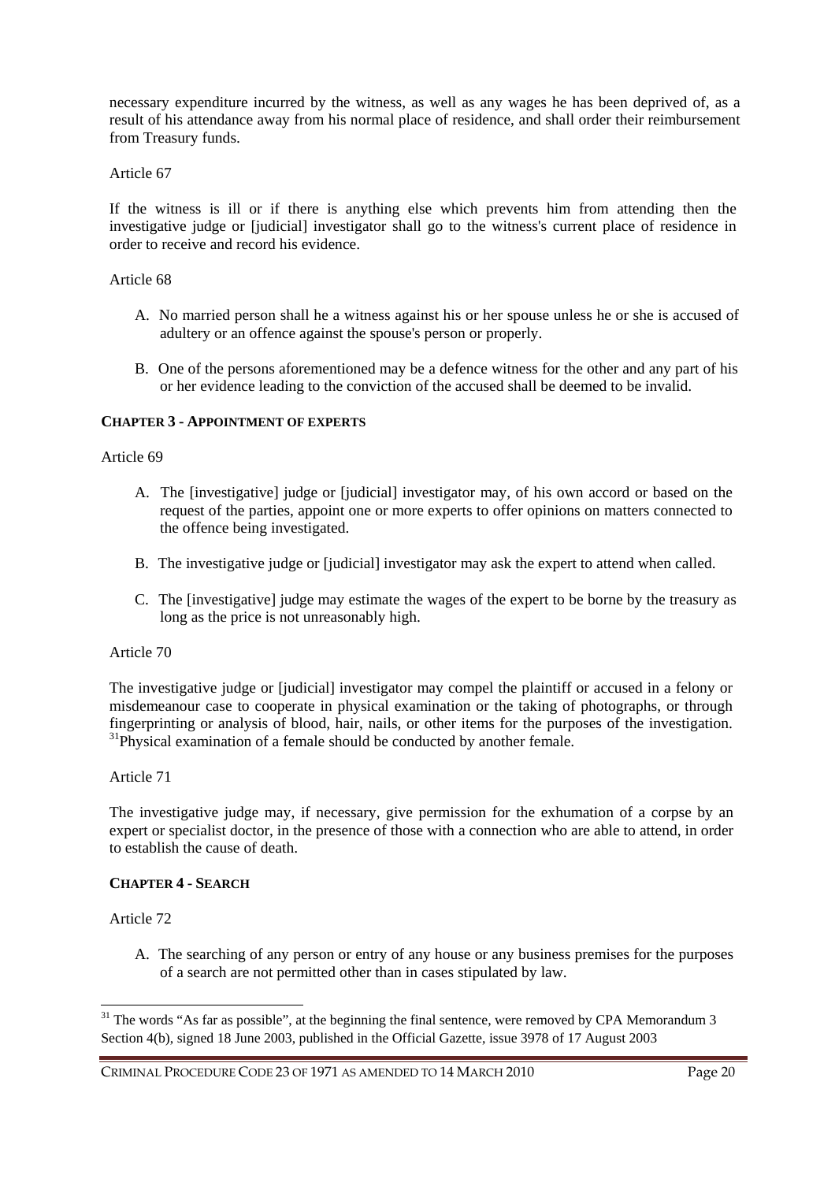necessary expenditure incurred by the witness, as well as any wages he has been deprived of, as a result of his attendance away from his normal place of residence, and shall order their reimbursement from Treasury funds.

Article 67

If the witness is ill or if there is anything else which prevents him from attending then the investigative judge or [judicial] investigator shall go to the witness's current place of residence in order to receive and record his evidence.

Article 68

A. No married person shall he a witness against his or her spouse unless he or she is accused of adultery or an offence against the spouse's person or properly.

B. One of the persons aforementioned may be a defence witness for the other and any part of his or her evidence leading to the conviction of the accused shall be deemed to be invalid.

#### CHAPTER 3 - APPOINTMENT OF EXPERTS

Article 69

A. The [investigative] judge or [judicial] investigator may, of his own accord or based on the request of the parties, appoint one or more experts to offer opinions on matters connected to the offence being investigated.

B. The investigative judge or [judicial] investigator may ask the expert to attend when called.

C. The [investigative] judge may estimate the wages of the expert to be borne by the treasury as long as the price is not unreasonably high.

Article 70

The investigative judge or [judicial] investigator may compel the plaintiff or accused in a felony or misdemeanour case to cooperate in physical examination or the taking of photographs, or through fingerprinting or analysis of blood, hair, nails, or other items for the purposes of the investigation. [31]Physical examination of a female should be conducted by another female.

Article 71

The investigative judge may, if necessary, give permission for the exhumation of a corpse by an expert or specialist doctor, in the presence of those with a connection who are able to attend, in order to establish the cause of death.

#### CHAPTER 4 - SEARCH

Article 72

A. The searching of any person or entry of any house or any business premises for the purposes of a search are not permitted other than in cases stipulated by law.

---

[31] The words "As far as possible", at the beginning the final sentence, were removed by CPA Memorandum 3 Section 4(b), signed 18 June 2003, published in the Official Gazette, issue 3978 of 17 August 2003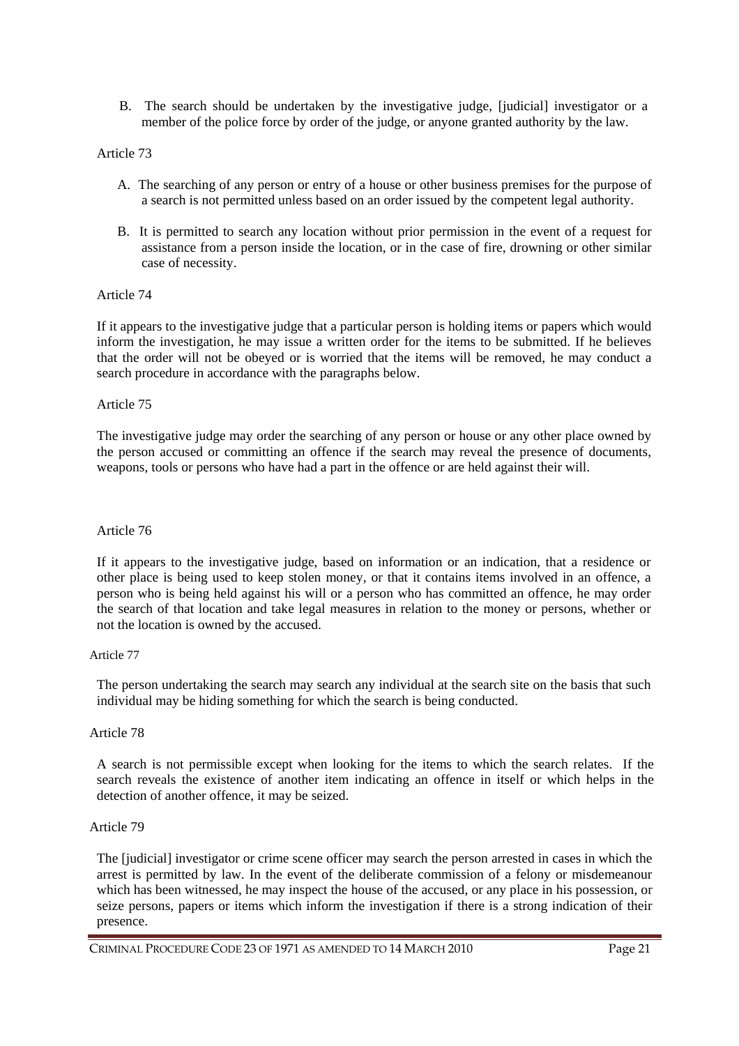B. The search should be undertaken by the investigative judge, [judicial] investigator or a member of the police force by order of the judge, or anyone granted authority by the law.

Article 73

A. The searching of any person or entry of a house or other business premises for the purpose of a search is not permitted unless based on an order issued by the competent legal authority.

B. It is permitted to search any location without prior permission in the event of a request for assistance from a person inside the location, or in the case of fire, drowning or other similar case of necessity.

Article 74

If it appears to the investigative judge that a particular person is holding items or papers which would inform the investigation, he may issue a written order for the items to be submitted. If he believes that the order will not be obeyed or is worried that the items will be removed, he may conduct a search procedure in accordance with the paragraphs below.

Article 75

The investigative judge may order the searching of any person or house or any other place owned by the person accused or committing an offence if the search may reveal the presence of documents, weapons, tools or persons who have had a part in the offence or are held against their will.

Article 76

If it appears to the investigative judge, based on information or an indication, that a residence or other place is being used to keep stolen money, or that it contains items involved in an offence, a person who is being held against his will or a person who has committed an offence, he may order the search of that location and take legal measures in relation to the money or persons, whether or not the location is owned by the accused.

Article 77

The person undertaking the search may search any individual at the search site on the basis that such individual may be hiding something for which the search is being conducted.

Article 78

A search is not permissible except when looking for the items to which the search relates. If the search reveals the existence of another item indicating an offence in itself or which helps in the detection of another offence, it may be seized.

Article 79

The [judicial] investigator or crime scene officer may search the person arrested in cases in which the arrest is permitted by law. In the event of the deliberate commission of a felony or misdemeanour which has been witnessed, he may inspect the house of the accused, or any place in his possession, or seize persons, papers or items which inform the investigation if there is a strong indication of their presence.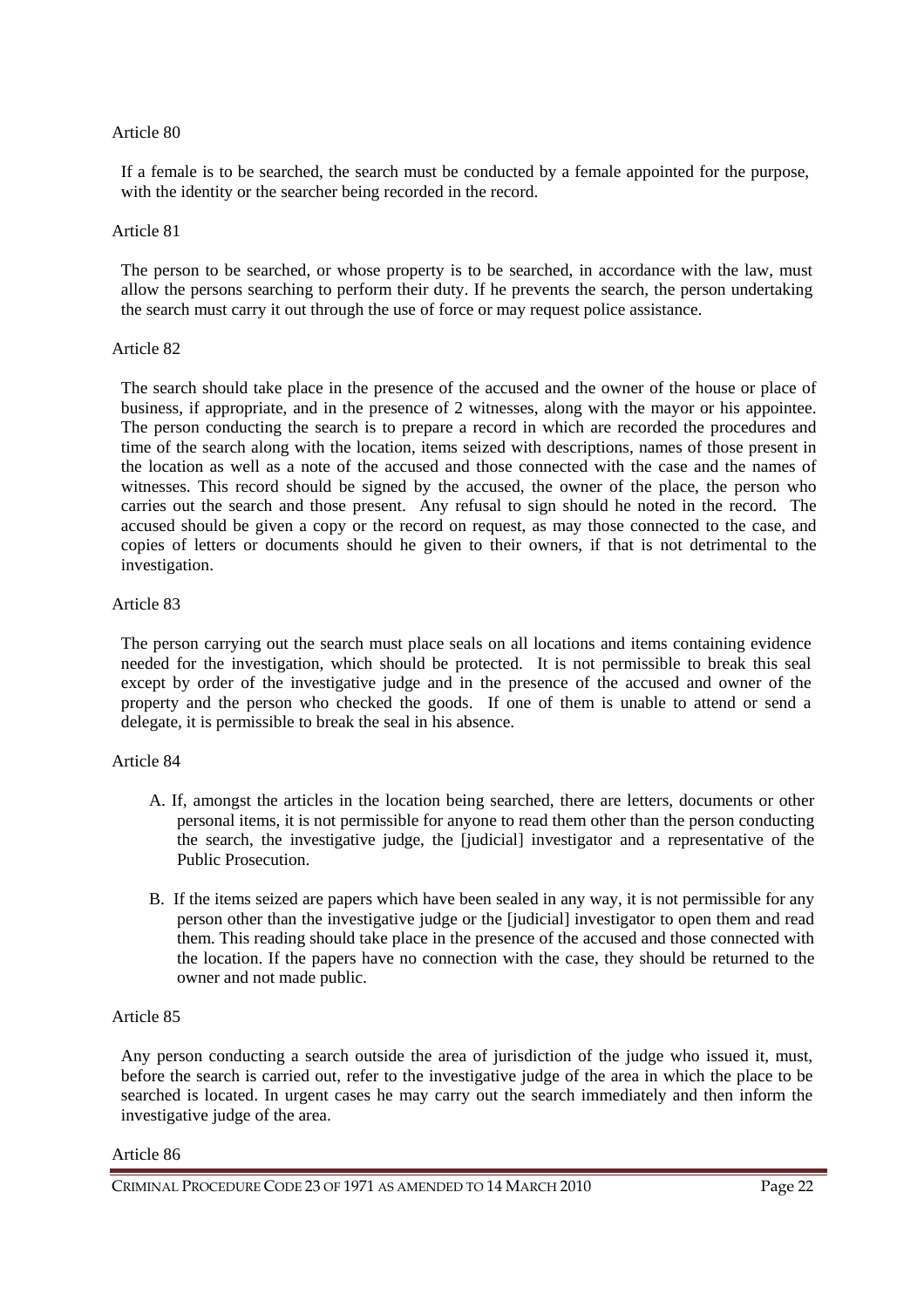Article 80

If a female is to be searched, the search must be conducted by a female appointed for the purpose, with the identity or the searcher being recorded in the record.

Article 81

The person to be searched, or whose property is to be searched, in accordance with the law, must allow the persons searching to perform their duty. If he prevents the search, the person undertaking the search must carry it out through the use of force or may request police assistance.

Article 82

The search should take place in the presence of the accused and the owner of the house or place of business, if appropriate, and in the presence of 2 witnesses, along with the mayor or his appointee. The person conducting the search is to prepare a record in which are recorded the procedures and time of the search along with the location, items seized with descriptions, names of those present in the location as well as a note of the accused and those connected with the case and the names of witnesses. This record should be signed by the accused, the owner of the place, the person who carries out the search and those present. Any refusal to sign should he noted in the record. The accused should be given a copy or the record on request, as may those connected to the case, and copies of letters or documents should he given to their owners, if that is not detrimental to the investigation.

Article 83

The person carrying out the search must place seals on all locations and items containing evidence needed for the investigation, which should be protected. It is not permissible to break this seal except by order of the investigative judge and in the presence of the accused and owner of the property and the person who checked the goods. If one of them is unable to attend or send a delegate, it is permissible to break the seal in his absence.

Article 84

A. If, amongst the articles in the location being searched, there are letters, documents or other personal items, it is not permissible for anyone to read them other than the person conducting the search, the investigative judge, the [judicial] investigator and a representative of the Public Prosecution.

B. If the items seized are papers which have been sealed in any way, it is not permissible for any person other than the investigative judge or the [judicial] investigator to open them and read them. This reading should take place in the presence of the accused and those connected with the location. If the papers have no connection with the case, they should be returned to the owner and not made public.

Article 85

Any person conducting a search outside the area of jurisdiction of the judge who issued it, must, before the search is carried out, refer to the investigative judge of the area in which the place to be searched is located. In urgent cases he may carry out the search immediately and then inform the investigative judge of the area.

Article 86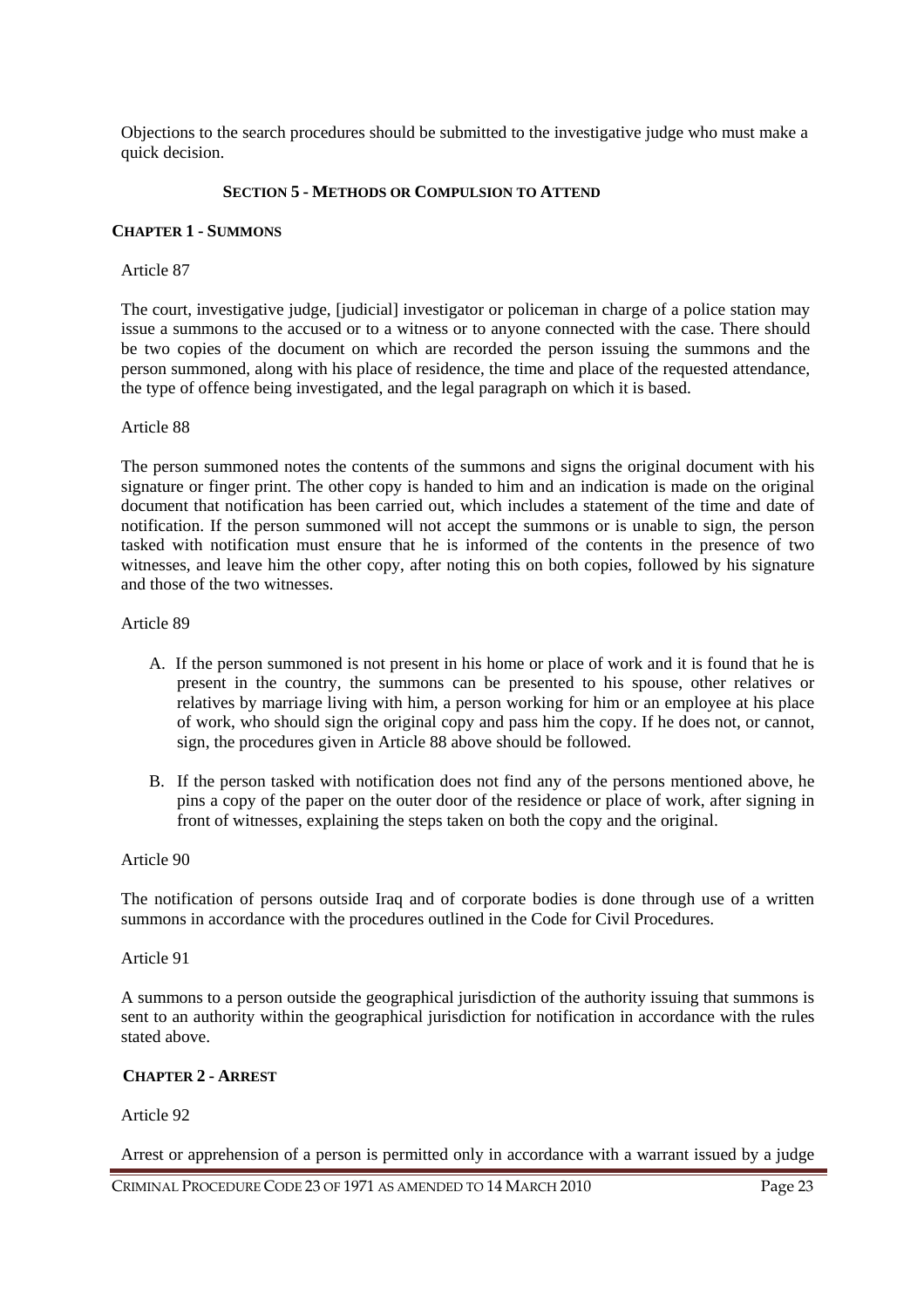Objections to the search procedures should be submitted to the investigative judge who must make a quick decision.

## SECTION 5 - METHODS OR COMPULSION TO ATTEND

### CHAPTER 1 - SUMMONS

Article 87

The court, investigative judge, [judicial] investigator or policeman in charge of a police station may issue a summons to the accused or to a witness or to anyone connected with the case. There should be two copies of the document on which are recorded the person issuing the summons and the person summoned, along with his place of residence, the time and place of the requested attendance, the type of offence being investigated, and the legal paragraph on which it is based.

Article 88

The person summoned notes the contents of the summons and signs the original document with his signature or finger print. The other copy is handed to him and an indication is made on the original document that notification has been carried out, which includes a statement of the time and date of notification. If the person summoned will not accept the summons or is unable to sign, the person tasked with notification must ensure that he is informed of the contents in the presence of two witnesses, and leave him the other copy, after noting this on both copies, followed by his signature and those of the two witnesses.

Article 89

A. If the person summoned is not present in his home or place of work and it is found that he is present in the country, the summons can be presented to his spouse, other relatives or relatives by marriage living with him, a person working for him or an employee at his place of work, who should sign the original copy and pass him the copy. If he does not, or cannot, sign, the procedures given in Article 88 above should be followed.

B. If the person tasked with notification does not find any of the persons mentioned above, he pins a copy of the paper on the outer door of the residence or place of work, after signing in front of witnesses, explaining the steps taken on both the copy and the original.

Article 90

The notification of persons outside Iraq and of corporate bodies is done through use of a written summons in accordance with the procedures outlined in the Code for Civil Procedures.

Article 91

A summons to a person outside the geographical jurisdiction of the authority issuing that summons is sent to an authority within the geographical jurisdiction for notification in accordance with the rules stated above.

### CHAPTER 2 - ARREST

Article 92

Arrest or apprehension of a person is permitted only in accordance with a warrant issued by a judge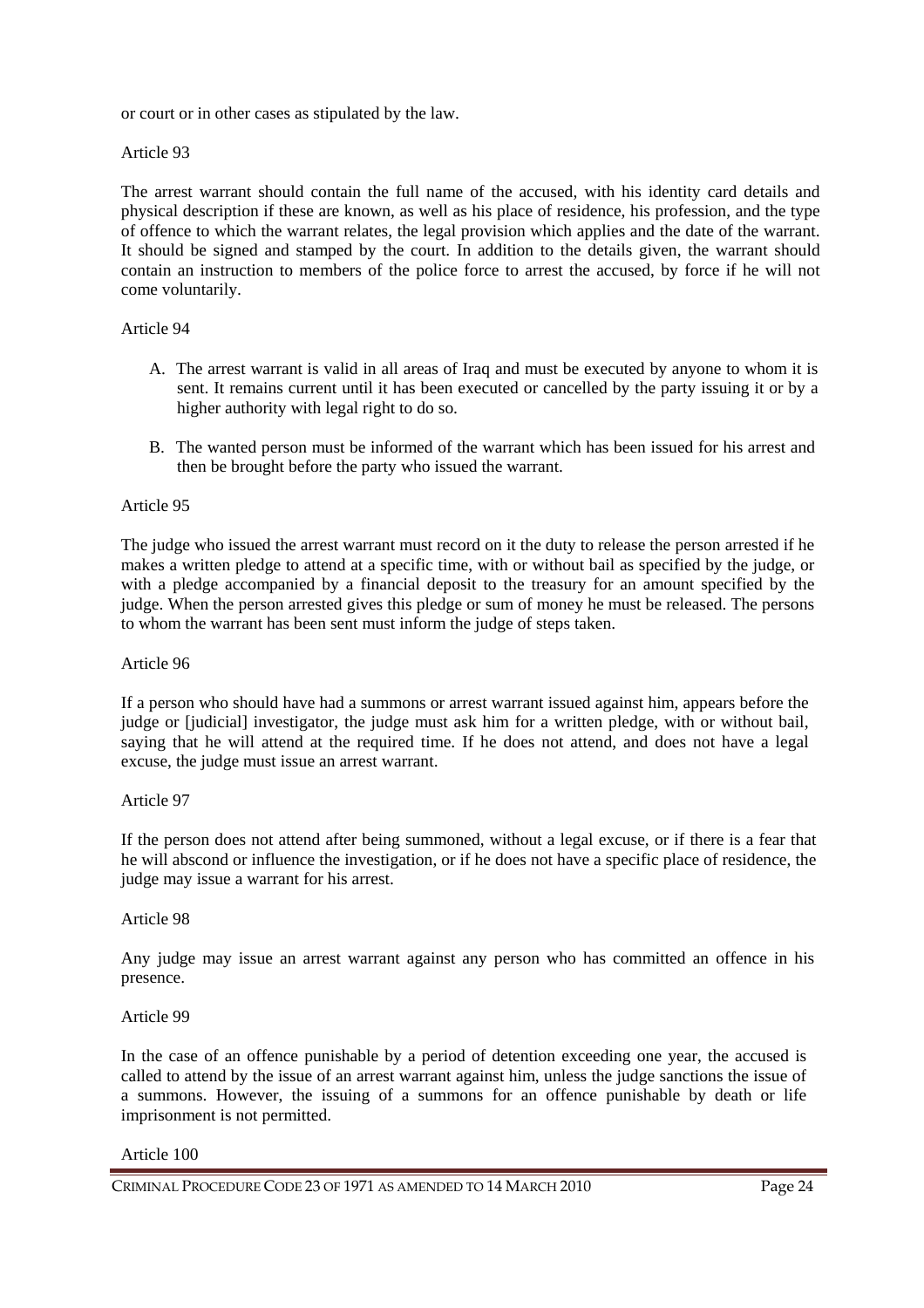or court or in other cases as stipulated by the law.

Article 93

The arrest warrant should contain the full name of the accused, with his identity card details and physical description if these are known, as well as his place of residence, his profession, and the type of offence to which the warrant relates, the legal provision which applies and the date of the warrant. It should be signed and stamped by the court. In addition to the details given, the warrant should contain an instruction to members of the police force to arrest the accused, by force if he will not come voluntarily.

Article 94

A. The arrest warrant is valid in all areas of Iraq and must be executed by anyone to whom it is sent. It remains current until it has been executed or cancelled by the party issuing it or by a higher authority with legal right to do so.

B. The wanted person must be informed of the warrant which has been issued for his arrest and then be brought before the party who issued the warrant.

Article 95

The judge who issued the arrest warrant must record on it the duty to release the person arrested if he makes a written pledge to attend at a specific time, with or without bail as specified by the judge, or with a pledge accompanied by a financial deposit to the treasury for an amount specified by the judge. When the person arrested gives this pledge or sum of money he must be released. The persons to whom the warrant has been sent must inform the judge of steps taken.

Article 96

If a person who should have had a summons or arrest warrant issued against him, appears before the judge or [judicial] investigator, the judge must ask him for a written pledge, with or without bail, saying that he will attend at the required time. If he does not attend, and does not have a legal excuse, the judge must issue an arrest warrant.

Article 97

If the person does not attend after being summoned, without a legal excuse, or if there is a fear that he will abscond or influence the investigation, or if he does not have a specific place of residence, the judge may issue a warrant for his arrest.

Article 98

Any judge may issue an arrest warrant against any person who has committed an offence in his presence.

Article 99

In the case of an offence punishable by a period of detention exceeding one year, the accused is called to attend by the issue of an arrest warrant against him, unless the judge sanctions the issue of a summons. However, the issuing of a summons for an offence punishable by death or life imprisonment is not permitted.

Article 100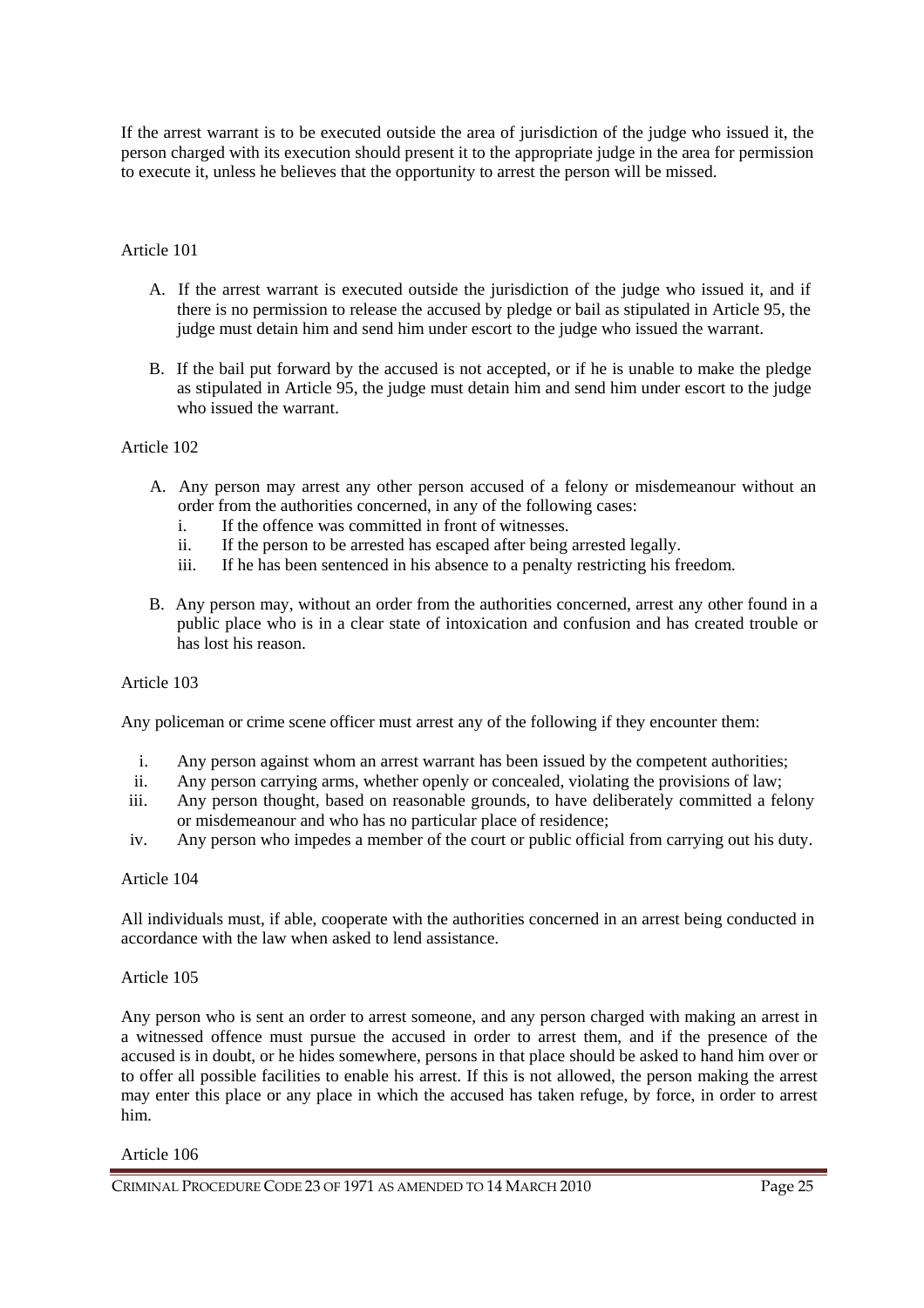If the arrest warrant is to be executed outside the area of jurisdiction of the judge who issued it, the person charged with its execution should present it to the appropriate judge in the area for permission to execute it, unless he believes that the opportunity to arrest the person will be missed.

Article 101

A. If the arrest warrant is executed outside the jurisdiction of the judge who issued it, and if there is no permission to release the accused by pledge or bail as stipulated in Article 95, the judge must detain him and send him under escort to the judge who issued the warrant.

B. If the bail put forward by the accused is not accepted, or if he is unable to make the pledge as stipulated in Article 95, the judge must detain him and send him under escort to the judge who issued the warrant.

Article 102

A. Any person may arrest any other person accused of a felony or misdemeanour without an order from the authorities concerned, in any of the following cases:
   i. If the offence was committed in front of witnesses.
   ii. If the person to be arrested has escaped after being arrested legally.
   iii. If he has been sentenced in his absence to a penalty restricting his freedom.

B. Any person may, without an order from the authorities concerned, arrest any other found in a public place who is in a clear state of intoxication and confusion and has created trouble or has lost his reason.

Article 103

Any policeman or crime scene officer must arrest any of the following if they encounter them:

i. Any person against whom an arrest warrant has been issued by the competent authorities;
ii. Any person carrying arms, whether openly or concealed, violating the provisions of law;
iii. Any person thought, based on reasonable grounds, to have deliberately committed a felony or misdemeanour and who has no particular place of residence;
iv. Any person who impedes a member of the court or public official from carrying out his duty.

Article 104

All individuals must, if able, cooperate with the authorities concerned in an arrest being conducted in accordance with the law when asked to lend assistance.

Article 105

Any person who is sent an order to arrest someone, and any person charged with making an arrest in a witnessed offence must pursue the accused in order to arrest them, and if the presence of the accused is in doubt, or he hides somewhere, persons in that place should be asked to hand him over or to offer all possible facilities to enable his arrest. If this is not allowed, the person making the arrest may enter this place or any place in which the accused has taken refuge, by force, in order to arrest him.

Article 106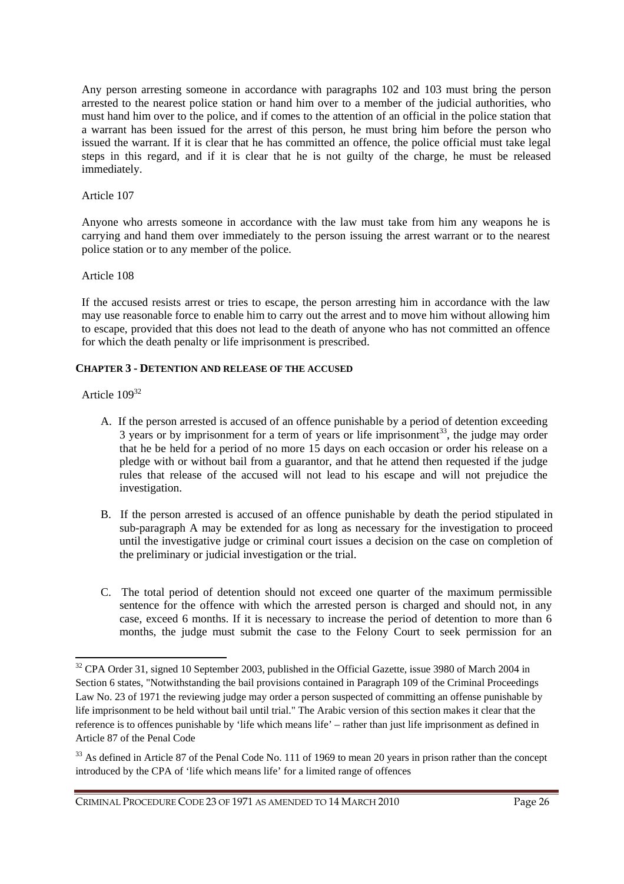Any person arresting someone in accordance with paragraphs 102 and 103 must bring the person arrested to the nearest police station or hand him over to a member of the judicial authorities, who must hand him over to the police, and if comes to the attention of an official in the police station that a warrant has been issued for the arrest of this person, he must bring him before the person who issued the warrant. If it is clear that he has committed an offence, the police official must take legal steps in this regard, and if it is clear that he is not guilty of the charge, he must be released immediately.

Article 107

Anyone who arrests someone in accordance with the law must take from him any weapons he is carrying and hand them over immediately to the person issuing the arrest warrant or to the nearest police station or to any member of the police.

Article 108

If the accused resists arrest or tries to escape, the person arresting him in accordance with the law may use reasonable force to enable him to carry out the arrest and to move him without allowing him to escape, provided that this does not lead to the death of anyone who has not committed an offence for which the death penalty or life imprisonment is prescribed.

### CHAPTER 3 - DETENTION AND RELEASE OF THE ACCUSED

Article 109[32]

A. If the person arrested is accused of an offence punishable by a period of detention exceeding 3 years or by imprisonment for a term of years or life imprisonment[33], the judge may order that he be held for a period of no more 15 days on each occasion or order his release on a pledge with or without bail from a guarantor, and that he attend then requested if the judge rules that release of the accused will not lead to his escape and will not prejudice the investigation.

B. If the person arrested is accused of an offence punishable by death the period stipulated in sub-paragraph A may be extended for as long as necessary for the investigation to proceed until the investigative judge or criminal court issues a decision on the case on completion of the preliminary or judicial investigation or the trial.

C. The total period of detention should not exceed one quarter of the maximum permissible sentence for the offence with which the arrested person is charged and should not, in any case, exceed 6 months. If it is necessary to increase the period of detention to more than 6 months, the judge must submit the case to the Felony Court to seek permission for an

[32] CPA Order 31, signed 10 September 2003, published in the Official Gazette, issue 3980 of March 2004 in Section 6 states, "Notwithstanding the bail provisions contained in Paragraph 109 of the Criminal Proceedings Law No. 23 of 1971 the reviewing judge may order a person suspected of committing an offense punishable by life imprisonment to be held without bail until trial." The Arabic version of this section makes it clear that the reference is to offences punishable by 'life which means life' – rather than just life imprisonment as defined in Article 87 of the Penal Code

[33] As defined in Article 87 of the Penal Code No. 111 of 1969 to mean 20 years in prison rather than the concept introduced by the CPA of 'life which means life' for a limited range of offences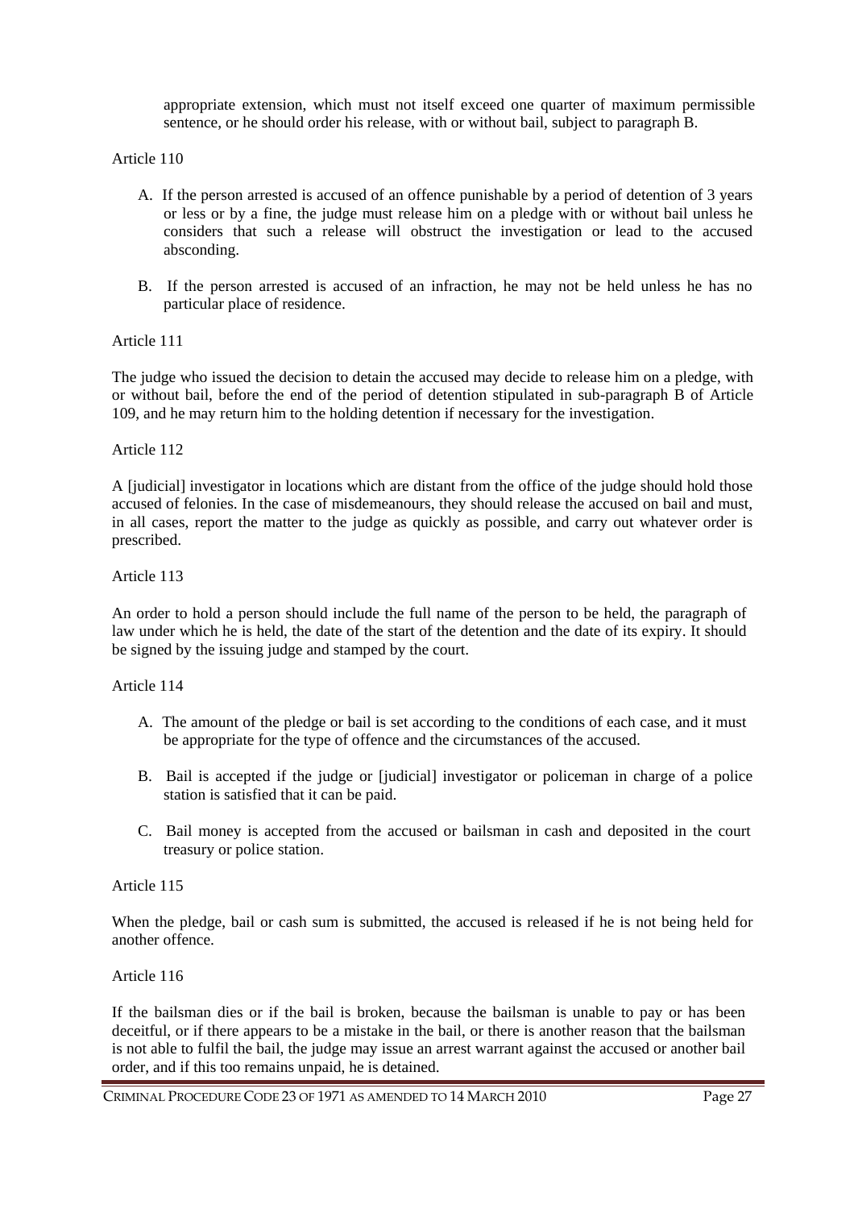appropriate extension, which must not itself exceed one quarter of maximum permissible sentence, or he should order his release, with or without bail, subject to paragraph B.

Article 110

A. If the person arrested is accused of an offence punishable by a period of detention of 3 years or less or by a fine, the judge must release him on a pledge with or without bail unless he considers that such a release will obstruct the investigation or lead to the accused absconding.

B. If the person arrested is accused of an infraction, he may not be held unless he has no particular place of residence.

Article 111

The judge who issued the decision to detain the accused may decide to release him on a pledge, with or without bail, before the end of the period of detention stipulated in sub-paragraph B of Article 109, and he may return him to the holding detention if necessary for the investigation.

Article 112

A [judicial] investigator in locations which are distant from the office of the judge should hold those accused of felonies. In the case of misdemeanours, they should release the accused on bail and must, in all cases, report the matter to the judge as quickly as possible, and carry out whatever order is prescribed.

Article 113

An order to hold a person should include the full name of the person to be held, the paragraph of law under which he is held, the date of the start of the detention and the date of its expiry. It should be signed by the issuing judge and stamped by the court.

Article 114

A. The amount of the pledge or bail is set according to the conditions of each case, and it must be appropriate for the type of offence and the circumstances of the accused.

B. Bail is accepted if the judge or [judicial] investigator or policeman in charge of a police station is satisfied that it can be paid.

C. Bail money is accepted from the accused or bailsman in cash and deposited in the court treasury or police station.

Article 115

When the pledge, bail or cash sum is submitted, the accused is released if he is not being held for another offence.

Article 116

If the bailsman dies or if the bail is broken, because the bailsman is unable to pay or has been deceitful, or if there appears to be a mistake in the bail, or there is another reason that the bailsman is not able to fulfil the bail, the judge may issue an arrest warrant against the accused or another bail order, and if this too remains unpaid, he is detained.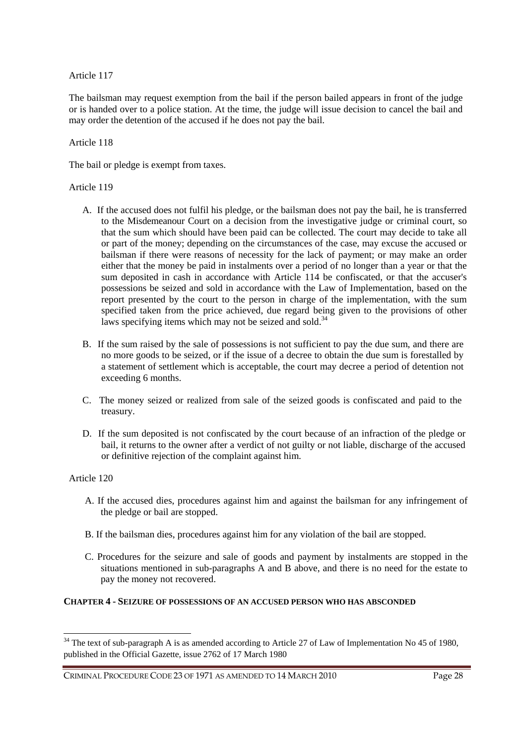Article 117

The bailsman may request exemption from the bail if the person bailed appears in front of the judge or is handed over to a police station. At the time, the judge will issue decision to cancel the bail and may order the detention of the accused if he does not pay the bail.

Article 118

The bail or pledge is exempt from taxes.

Article 119

A. If the accused does not fulfil his pledge, or the bailsman does not pay the bail, he is transferred to the Misdemeanour Court on a decision from the investigative judge or criminal court, so that the sum which should have been paid can be collected. The court may decide to take all or part of the money; depending on the circumstances of the case, may excuse the accused or bailsman if there were reasons of necessity for the lack of payment; or may make an order either that the money be paid in instalments over a period of no longer than a year or that the sum deposited in cash in accordance with Article 114 be confiscated, or that the accuser's possessions be seized and sold in accordance with the Law of Implementation, based on the report presented by the court to the person in charge of the implementation, with the sum specified taken from the price achieved, due regard being given to the provisions of other laws specifying items which may not be seized and sold.[34]

B. If the sum raised by the sale of possessions is not sufficient to pay the due sum, and there are no more goods to be seized, or if the issue of a decree to obtain the due sum is forestalled by a statement of settlement which is acceptable, the court may decree a period of detention not exceeding 6 months.

C. The money seized or realized from sale of the seized goods is confiscated and paid to the treasury.

D. If the sum deposited is not confiscated by the court because of an infraction of the pledge or bail, it returns to the owner after a verdict of not guilty or not liable, discharge of the accused or definitive rejection of the complaint against him.

Article 120

A. If the accused dies, procedures against him and against the bailsman for any infringement of the pledge or bail are stopped.

B. If the bailsman dies, procedures against him for any violation of the bail are stopped.

C. Procedures for the seizure and sale of goods and payment by instalments are stopped in the situations mentioned in sub-paragraphs A and B above, and there is no need for the estate to pay the money not recovered.

## CHAPTER 4 - SEIZURE OF POSSESSIONS OF AN ACCUSED PERSON WHO HAS ABSCONDED

[34] The text of sub-paragraph A is as amended according to Article 27 of Law of Implementation No 45 of 1980, published in the Official Gazette, issue 2762 of 17 March 1980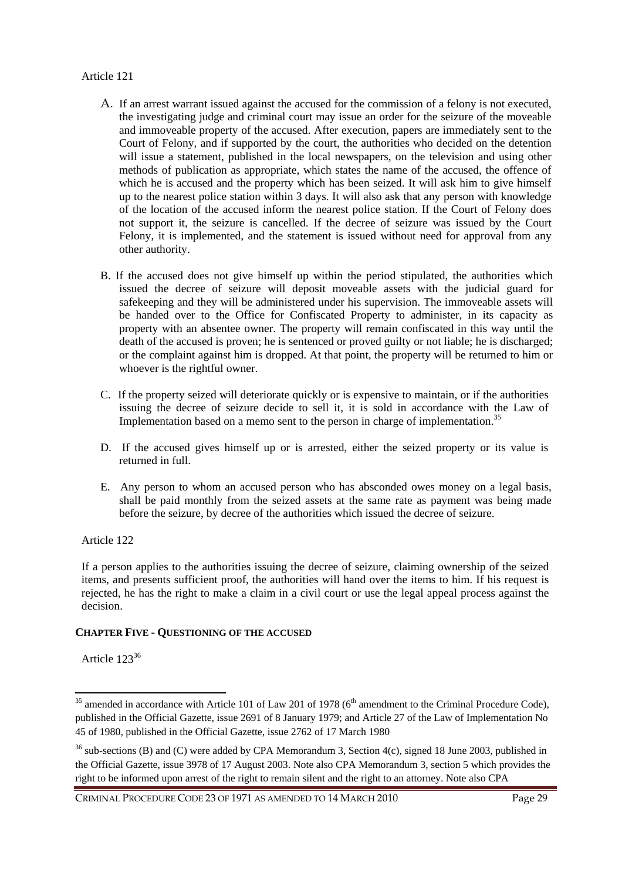Article 121

A. If an arrest warrant issued against the accused for the commission of a felony is not executed, the investigating judge and criminal court may issue an order for the seizure of the moveable and immoveable property of the accused. After execution, papers are immediately sent to the Court of Felony, and if supported by the court, the authorities who decided on the detention will issue a statement, published in the local newspapers, on the television and using other methods of publication as appropriate, which states the name of the accused, the offence of which he is accused and the property which has been seized. It will ask him to give himself up to the nearest police station within 3 days. It will also ask that any person with knowledge of the location of the accused inform the nearest police station. If the Court of Felony does not support it, the seizure is cancelled. If the decree of seizure was issued by the Court Felony, it is implemented, and the statement is issued without need for approval from any other authority.

B. If the accused does not give himself up within the period stipulated, the authorities which issued the decree of seizure will deposit moveable assets with the judicial guard for safekeeping and they will be administered under his supervision. The immoveable assets will be handed over to the Office for Confiscated Property to administer, in its capacity as property with an absentee owner. The property will remain confiscated in this way until the death of the accused is proven; he is sentenced or proved guilty or not liable; he is discharged; or the complaint against him is dropped. At that point, the property will be returned to him or whoever is the rightful owner.

C. If the property seized will deteriorate quickly or is expensive to maintain, or if the authorities issuing the decree of seizure decide to sell it, it is sold in accordance with the Law of Implementation based on a memo sent to the person in charge of implementation.[35]

D. If the accused gives himself up or is arrested, either the seized property or its value is returned in full.

E. Any person to whom an accused person who has absconded owes money on a legal basis, shall be paid monthly from the seized assets at the same rate as payment was being made before the seizure, by decree of the authorities which issued the decree of seizure.

Article 122

If a person applies to the authorities issuing the decree of seizure, claiming ownership of the seized items, and presents sufficient proof, the authorities will hand over the items to him. If his request is rejected, he has the right to make a claim in a civil court or use the legal appeal process against the decision.

## CHAPTER FIVE - QUESTIONING OF THE ACCUSED

Article 123[36]

---

[35] amended in accordance with Article 101 of Law 201 of 1978 (6th amendment to the Criminal Procedure Code), published in the Official Gazette, issue 2691 of 8 January 1979; and Article 27 of the Law of Implementation No 45 of 1980, published in the Official Gazette, issue 2762 of 17 March 1980

[36] sub-sections (B) and (C) were added by CPA Memorandum 3, Section 4(c), signed 18 June 2003, published in the Official Gazette, issue 3978 of 17 August 2003. Note also CPA Memorandum 3, section 5 which provides the right to be informed upon arrest of the right to remain silent and the right to an attorney. Note also CPA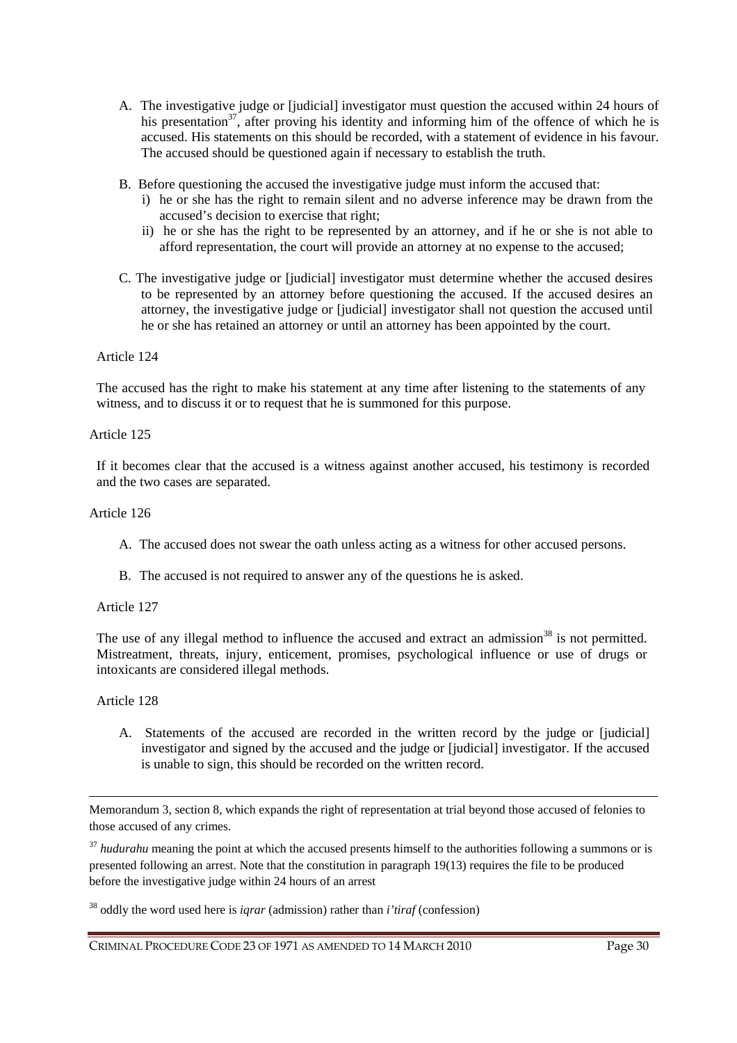A. The investigative judge or [judicial] investigator must question the accused within 24 hours of his presentation[37], after proving his identity and informing him of the offence of which he is accused. His statements on this should be recorded, with a statement of evidence in his favour. The accused should be questioned again if necessary to establish the truth.

B. Before questioning the accused the investigative judge must inform the accused that:
   i) he or she has the right to remain silent and no adverse inference may be drawn from the accused's decision to exercise that right;
   ii) he or she has the right to be represented by an attorney, and if he or she is not able to afford representation, the court will provide an attorney at no expense to the accused;

C. The investigative judge or [judicial] investigator must determine whether the accused desires to be represented by an attorney before questioning the accused. If the accused desires an attorney, the investigative judge or [judicial] investigator shall not question the accused until he or she has retained an attorney or until an attorney has been appointed by the court.

Article 124

The accused has the right to make his statement at any time after listening to the statements of any witness, and to discuss it or to request that he is summoned for this purpose.

Article 125

If it becomes clear that the accused is a witness against another accused, his testimony is recorded and the two cases are separated.

Article 126

A. The accused does not swear the oath unless acting as a witness for other accused persons.

B. The accused is not required to answer any of the questions he is asked.

Article 127

The use of any illegal method to influence the accused and extract an admission[38] is not permitted. Mistreatment, threats, injury, enticement, promises, psychological influence or use of drugs or intoxicants are considered illegal methods.

Article 128

A. Statements of the accused are recorded in the written record by the judge or [judicial] investigator and signed by the accused and the judge or [judicial] investigator. If the accused is unable to sign, this should be recorded on the written record.

---

Memorandum 3, section 8, which expands the right of representation at trial beyond those accused of felonies to those accused of any crimes.

[37] *hudurahu* meaning the point at which the accused presents himself to the authorities following a summons or is presented following an arrest. Note that the constitution in paragraph 19(13) requires the file to be produced before the investigative judge within 24 hours of an arrest

[38] oddly the word used here is *iqrar* (admission) rather than *i'tiraf* (confession)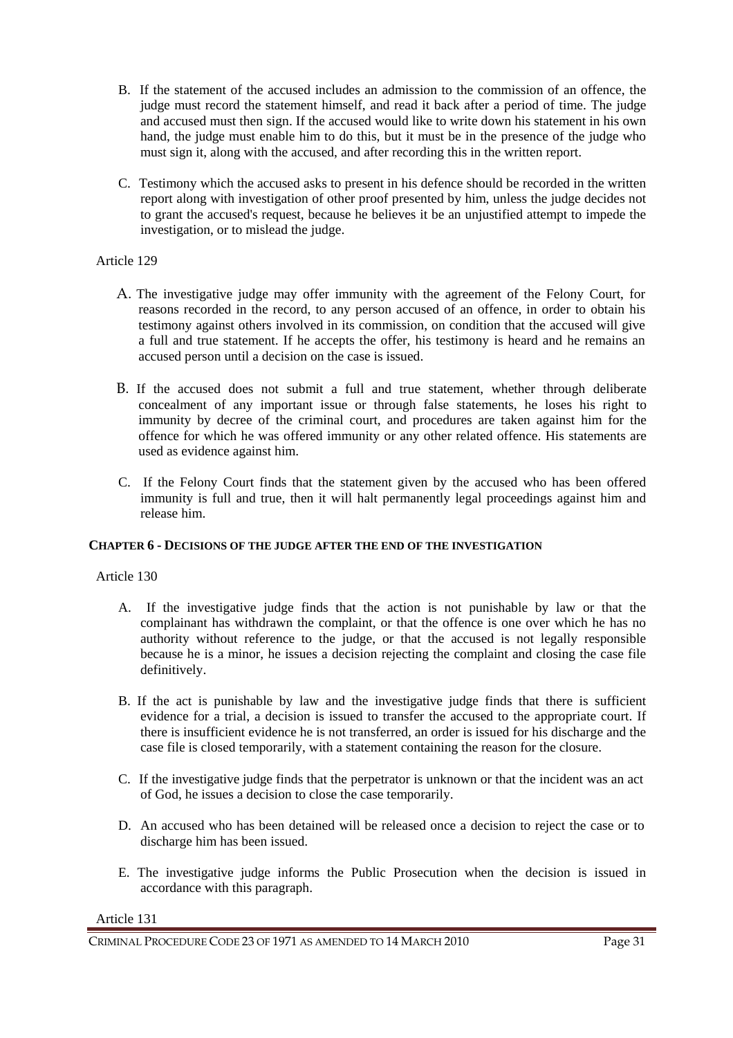B. If the statement of the accused includes an admission to the commission of an offence, the judge must record the statement himself, and read it back after a period of time. The judge and accused must then sign. If the accused would like to write down his statement in his own hand, the judge must enable him to do this, but it must be in the presence of the judge who must sign it, along with the accused, and after recording this in the written report.

C. Testimony which the accused asks to present in his defence should be recorded in the written report along with investigation of other proof presented by him, unless the judge decides not to grant the accused's request, because he believes it be an unjustified attempt to impede the investigation, or to mislead the judge.

Article 129

A. The investigative judge may offer immunity with the agreement of the Felony Court, for reasons recorded in the record, to any person accused of an offence, in order to obtain his testimony against others involved in its commission, on condition that the accused will give a full and true statement. If he accepts the offer, his testimony is heard and he remains an accused person until a decision on the case is issued.

B. If the accused does not submit a full and true statement, whether through deliberate concealment of any important issue or through false statements, he loses his right to immunity by decree of the criminal court, and procedures are taken against him for the offence for which he was offered immunity or any other related offence. His statements are used as evidence against him.

C. If the Felony Court finds that the statement given by the accused who has been offered immunity is full and true, then it will halt permanently legal proceedings against him and release him.

**CHAPTER 6 - DECISIONS OF THE JUDGE AFTER THE END OF THE INVESTIGATION**

Article 130

A. If the investigative judge finds that the action is not punishable by law or that the complainant has withdrawn the complaint, or that the offence is one over which he has no authority without reference to the judge, or that the accused is not legally responsible because he is a minor, he issues a decision rejecting the complaint and closing the case file definitively.

B. If the act is punishable by law and the investigative judge finds that there is sufficient evidence for a trial, a decision is issued to transfer the accused to the appropriate court. If there is insufficient evidence he is not transferred, an order is issued for his discharge and the case file is closed temporarily, with a statement containing the reason for the closure.

C. If the investigative judge finds that the perpetrator is unknown or that the incident was an act of God, he issues a decision to close the case temporarily.

D. An accused who has been detained will be released once a decision to reject the case or to discharge him has been issued.

E. The investigative judge informs the Public Prosecution when the decision is issued in accordance with this paragraph.

Article 131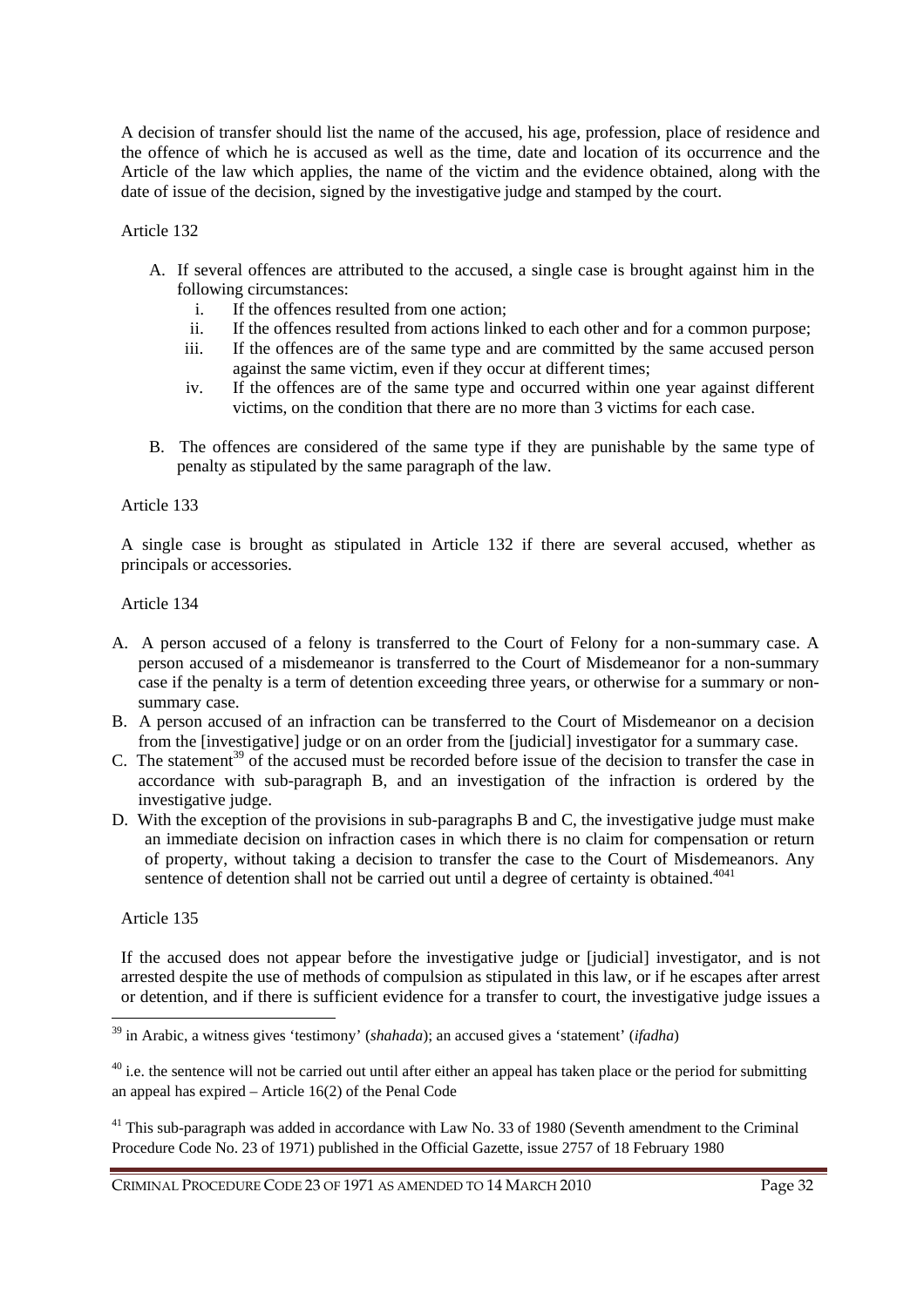A decision of transfer should list the name of the accused, his age, profession, place of residence and the offence of which he is accused as well as the time, date and location of its occurrence and the Article of the law which applies, the name of the victim and the evidence obtained, along with the date of issue of the decision, signed by the investigative judge and stamped by the court.

Article 132

A. If several offences are attributed to the accused, a single case is brought against him in the following circumstances:
   i. If the offences resulted from one action;
   ii. If the offences resulted from actions linked to each other and for a common purpose;
   iii. If the offences are of the same type and are committed by the same accused person against the same victim, even if they occur at different times;
   iv. If the offences are of the same type and occurred within one year against different victims, on the condition that there are no more than 3 victims for each case.

B. The offences are considered of the same type if they are punishable by the same type of penalty as stipulated by the same paragraph of the law.

Article 133

A single case is brought as stipulated in Article 132 if there are several accused, whether as principals or accessories.

Article 134

A. A person accused of a felony is transferred to the Court of Felony for a non-summary case. A person accused of a misdemeanor is transferred to the Court of Misdemeanor for a non-summary case if the penalty is a term of detention exceeding three years, or otherwise for a summary or non-summary case.
B. A person accused of an infraction can be transferred to the Court of Misdemeanor on a decision from the [investigative] judge or on an order from the [judicial] investigator for a summary case.
C. The statement[39] of the accused must be recorded before issue of the decision to transfer the case in accordance with sub-paragraph B, and an investigation of the infraction is ordered by the investigative judge.
D. With the exception of the provisions in sub-paragraphs B and C, the investigative judge must make an immediate decision on infraction cases in which there is no claim for compensation or return of property, without taking a decision to transfer the case to the Court of Misdemeanors. Any sentence of detention shall not be carried out until a degree of certainty is obtained.[40][41]

Article 135

If the accused does not appear before the investigative judge or [judicial] investigator, and is not arrested despite the use of methods of compulsion as stipulated in this law, or if he escapes after arrest or detention, and if there is sufficient evidence for a transfer to court, the investigative judge issues a

---

[39] in Arabic, a witness gives 'testimony' (*shahada*); an accused gives a 'statement' (*ifadha*)

[40] i.e. the sentence will not be carried out until after either an appeal has taken place or the period for submitting an appeal has expired – Article 16(2) of the Penal Code

[41] This sub-paragraph was added in accordance with Law No. 33 of 1980 (Seventh amendment to the Criminal Procedure Code No. 23 of 1971) published in the Official Gazette, issue 2757 of 18 February 1980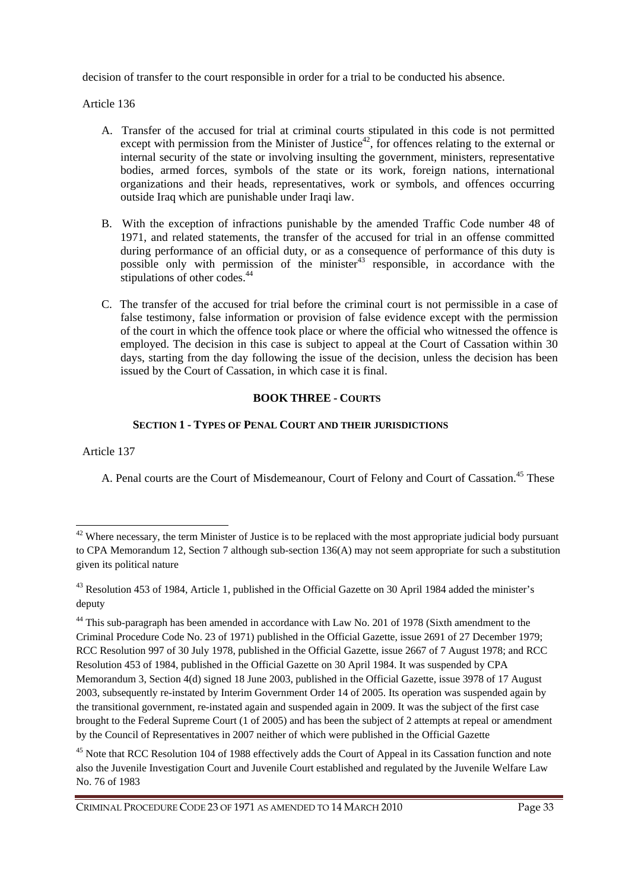decision of transfer to the court responsible in order for a trial to be conducted his absence.

Article 136

A. Transfer of the accused for trial at criminal courts stipulated in this code is not permitted except with permission from the Minister of Justice[42], for offences relating to the external or internal security of the state or involving insulting the government, ministers, representative bodies, armed forces, symbols of the state or its work, foreign nations, international organizations and their heads, representatives, work or symbols, and offences occurring outside Iraq which are punishable under Iraqi law.

B. With the exception of infractions punishable by the amended Traffic Code number 48 of 1971, and related statements, the transfer of the accused for trial in an offense committed during performance of an official duty, or as a consequence of performance of this duty is possible only with permission of the minister[43] responsible, in accordance with the stipulations of other codes.[44]

C. The transfer of the accused for trial before the criminal court is not permissible in a case of false testimony, false information or provision of false evidence except with the permission of the court in which the offence took place or where the official who witnessed the offence is employed. The decision in this case is subject to appeal at the Court of Cassation within 30 days, starting from the day following the issue of the decision, unless the decision has been issued by the Court of Cassation, in which case it is final.

## BOOK THREE - COURTS

### SECTION 1 - TYPES OF PENAL COURT AND THEIR JURISDICTIONS

Article 137

A. Penal courts are the Court of Misdemeanour, Court of Felony and Court of Cassation.[45] These

---

[42] Where necessary, the term Minister of Justice is to be replaced with the most appropriate judicial body pursuant to CPA Memorandum 12, Section 7 although sub-section 136(A) may not seem appropriate for such a substitution given its political nature

[43] Resolution 453 of 1984, Article 1, published in the Official Gazette on 30 April 1984 added the minister's deputy

[44] This sub-paragraph has been amended in accordance with Law No. 201 of 1978 (Sixth amendment to the Criminal Procedure Code No. 23 of 1971) published in the Official Gazette, issue 2691 of 27 December 1979; RCC Resolution 997 of 30 July 1978, published in the Official Gazette, issue 2667 of 7 August 1978; and RCC Resolution 453 of 1984, published in the Official Gazette on 30 April 1984. It was suspended by CPA Memorandum 3, Section 4(d) signed 18 June 2003, published in the Official Gazette, issue 3978 of 17 August 2003, subsequently re-instated by Interim Government Order 14 of 2005. Its operation was suspended again by the transitional government, re-instated again and suspended again in 2009. It was the subject of the first case brought to the Federal Supreme Court (1 of 2005) and has been the subject of 2 attempts at repeal or amendment by the Council of Representatives in 2007 neither of which were published in the Official Gazette

[45] Note that RCC Resolution 104 of 1988 effectively adds the Court of Appeal in its Cassation function and note also the Juvenile Investigation Court and Juvenile Court established and regulated by the Juvenile Welfare Law No. 76 of 1983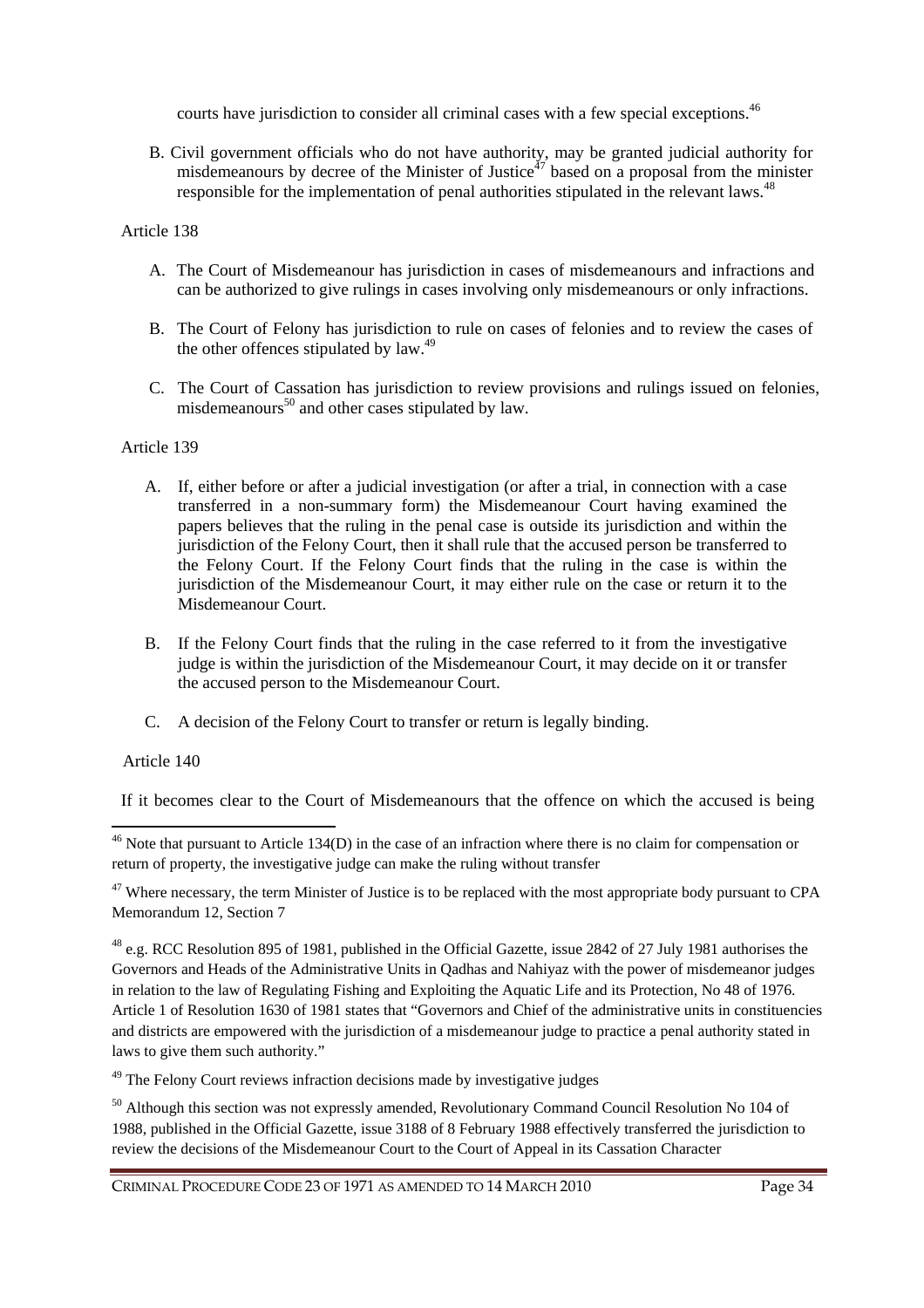courts have jurisdiction to consider all criminal cases with a few special exceptions.[46]

B. Civil government officials who do not have authority, may be granted judicial authority for misdemeanours by decree of the Minister of Justice[47] based on a proposal from the minister responsible for the implementation of penal authorities stipulated in the relevant laws.[48]

Article 138

A. The Court of Misdemeanour has jurisdiction in cases of misdemeanours and infractions and can be authorized to give rulings in cases involving only misdemeanours or only infractions.

B. The Court of Felony has jurisdiction to rule on cases of felonies and to review the cases of the other offences stipulated by law.[49]

C. The Court of Cassation has jurisdiction to review provisions and rulings issued on felonies, misdemeanours[50] and other cases stipulated by law.

Article 139

A. If, either before or after a judicial investigation (or after a trial, in connection with a case transferred in a non-summary form) the Misdemeanour Court having examined the papers believes that the ruling in the penal case is outside its jurisdiction and within the jurisdiction of the Felony Court, then it shall rule that the accused person be transferred to the Felony Court. If the Felony Court finds that the ruling in the case is within the jurisdiction of the Misdemeanour Court, it may either rule on the case or return it to the Misdemeanour Court.

B. If the Felony Court finds that the ruling in the case referred to it from the investigative judge is within the jurisdiction of the Misdemeanour Court, it may decide on it or transfer the accused person to the Misdemeanour Court.

C. A decision of the Felony Court to transfer or return is legally binding.

Article 140

If it becomes clear to the Court of Misdemeanours that the offence on which the accused is being

---

[46] Note that pursuant to Article 134(D) in the case of an infraction where there is no claim for compensation or return of property, the investigative judge can make the ruling without transfer

[47] Where necessary, the term Minister of Justice is to be replaced with the most appropriate body pursuant to CPA Memorandum 12, Section 7

[48] e.g. RCC Resolution 895 of 1981, published in the Official Gazette, issue 2842 of 27 July 1981 authorises the Governors and Heads of the Administrative Units in Qadhas and Nahiyaz with the power of misdemeanor judges in relation to the law of Regulating Fishing and Exploiting the Aquatic Life and its Protection, No 48 of 1976. Article 1 of Resolution 1630 of 1981 states that "Governors and Chief of the administrative units in constituencies and districts are empowered with the jurisdiction of a misdemeanour judge to practice a penal authority stated in laws to give them such authority."

[49] The Felony Court reviews infraction decisions made by investigative judges

[50] Although this section was not expressly amended, Revolutionary Command Council Resolution No 104 of 1988, published in the Official Gazette, issue 3188 of 8 February 1988 effectively transferred the jurisdiction to review the decisions of the Misdemeanour Court to the Court of Appeal in its Cassation Character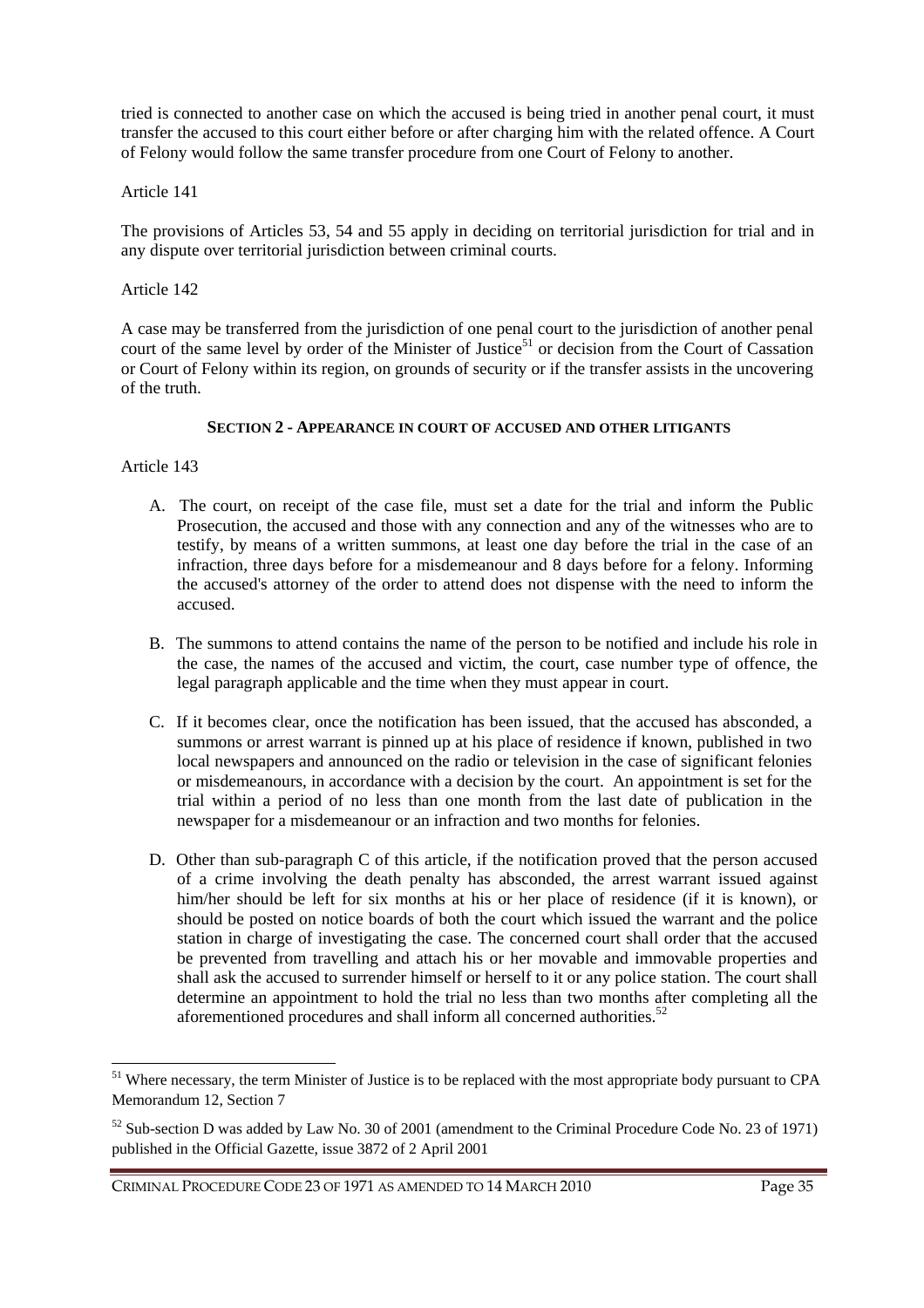tried is connected to another case on which the accused is being tried in another penal court, it must transfer the accused to this court either before or after charging him with the related offence. A Court of Felony would follow the same transfer procedure from one Court of Felony to another.

Article 141

The provisions of Articles 53, 54 and 55 apply in deciding on territorial jurisdiction for trial and in any dispute over territorial jurisdiction between criminal courts.

Article 142

A case may be transferred from the jurisdiction of one penal court to the jurisdiction of another penal court of the same level by order of the Minister of Justice[51] or decision from the Court of Cassation or Court of Felony within its region, on grounds of security or if the transfer assists in the uncovering of the truth.

#### SECTION 2 - APPEARANCE IN COURT OF ACCUSED AND OTHER LITIGANTS

Article 143

A. The court, on receipt of the case file, must set a date for the trial and inform the Public Prosecution, the accused and those with any connection and any of the witnesses who are to testify, by means of a written summons, at least one day before the trial in the case of an infraction, three days before for a misdemeanour and 8 days before for a felony. Informing the accused's attorney of the order to attend does not dispense with the need to inform the accused.

B. The summons to attend contains the name of the person to be notified and include his role in the case, the names of the accused and victim, the court, case number type of offence, the legal paragraph applicable and the time when they must appear in court.

C. If it becomes clear, once the notification has been issued, that the accused has absconded, a summons or arrest warrant is pinned up at his place of residence if known, published in two local newspapers and announced on the radio or television in the case of significant felonies or misdemeanours, in accordance with a decision by the court. An appointment is set for the trial within a period of no less than one month from the last date of publication in the newspaper for a misdemeanour or an infraction and two months for felonies.

D. Other than sub-paragraph C of this article, if the notification proved that the person accused of a crime involving the death penalty has absconded, the arrest warrant issued against him/her should be left for six months at his or her place of residence (if it is known), or should be posted on notice boards of both the court which issued the warrant and the police station in charge of investigating the case. The concerned court shall order that the accused be prevented from travelling and attach his or her movable and immovable properties and shall ask the accused to surrender himself or herself to it or any police station. The court shall determine an appointment to hold the trial no less than two months after completing all the aforementioned procedures and shall inform all concerned authorities.[52]

---

[51] Where necessary, the term Minister of Justice is to be replaced with the most appropriate body pursuant to CPA Memorandum 12, Section 7

[52] Sub-section D was added by Law No. 30 of 2001 (amendment to the Criminal Procedure Code No. 23 of 1971) published in the Official Gazette, issue 3872 of 2 April 2001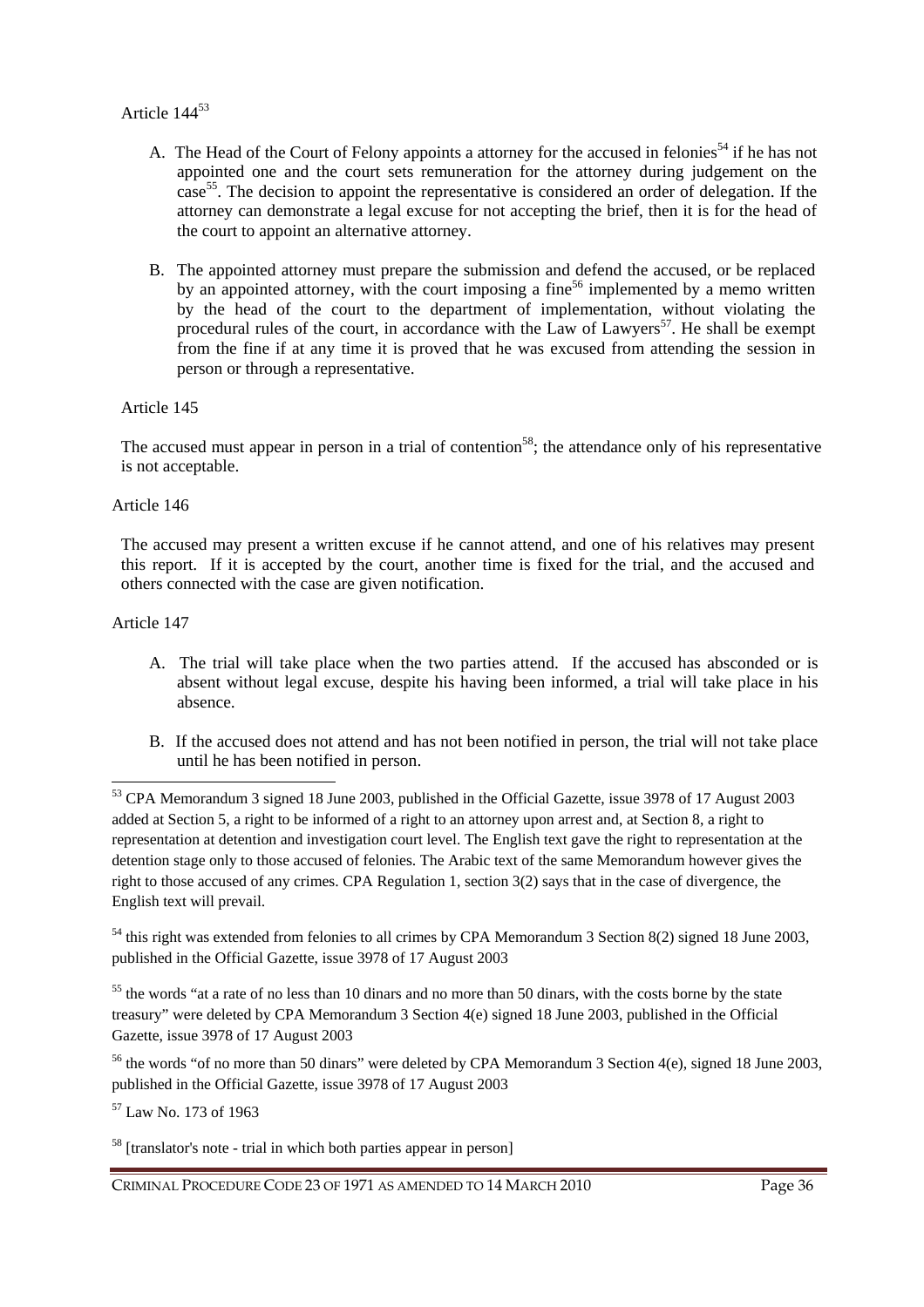Article 144[53]

A. The Head of the Court of Felony appoints a attorney for the accused in felonies[54] if he has not appointed one and the court sets remuneration for the attorney during judgement on the case[55]. The decision to appoint the representative is considered an order of delegation. If the attorney can demonstrate a legal excuse for not accepting the brief, then it is for the head of the court to appoint an alternative attorney.

B. The appointed attorney must prepare the submission and defend the accused, or be replaced by an appointed attorney, with the court imposing a fine[56] implemented by a memo written by the head of the court to the department of implementation, without violating the procedural rules of the court, in accordance with the Law of Lawyers[57]. He shall be exempt from the fine if at any time it is proved that he was excused from attending the session in person or through a representative.

Article 145

The accused must appear in person in a trial of contention[58]; the attendance only of his representative is not acceptable.

Article 146

The accused may present a written excuse if he cannot attend, and one of his relatives may present this report. If it is accepted by the court, another time is fixed for the trial, and the accused and others connected with the case are given notification.

Article 147

A. The trial will take place when the two parties attend. If the accused has absconded or is absent without legal excuse, despite his having been informed, a trial will take place in his absence.

B. If the accused does not attend and has not been notified in person, the trial will not take place until he has been notified in person.

---

[53] CPA Memorandum 3 signed 18 June 2003, published in the Official Gazette, issue 3978 of 17 August 2003 added at Section 5, a right to be informed of a right to an attorney upon arrest and, at Section 8, a right to representation at detention and investigation court level. The English text gave the right to representation at the detention stage only to those accused of felonies. The Arabic text of the same Memorandum however gives the right to those accused of any crimes. CPA Regulation 1, section 3(2) says that in the case of divergence, the English text will prevail.

[54] this right was extended from felonies to all crimes by CPA Memorandum 3 Section 8(2) signed 18 June 2003, published in the Official Gazette, issue 3978 of 17 August 2003

[55] the words "at a rate of no less than 10 dinars and no more than 50 dinars, with the costs borne by the state treasury" were deleted by CPA Memorandum 3 Section 4(e) signed 18 June 2003, published in the Official Gazette, issue 3978 of 17 August 2003

[56] the words "of no more than 50 dinars" were deleted by CPA Memorandum 3 Section 4(e), signed 18 June 2003, published in the Official Gazette, issue 3978 of 17 August 2003

[57] Law No. 173 of 1963

[58] [translator's note - trial in which both parties appear in person]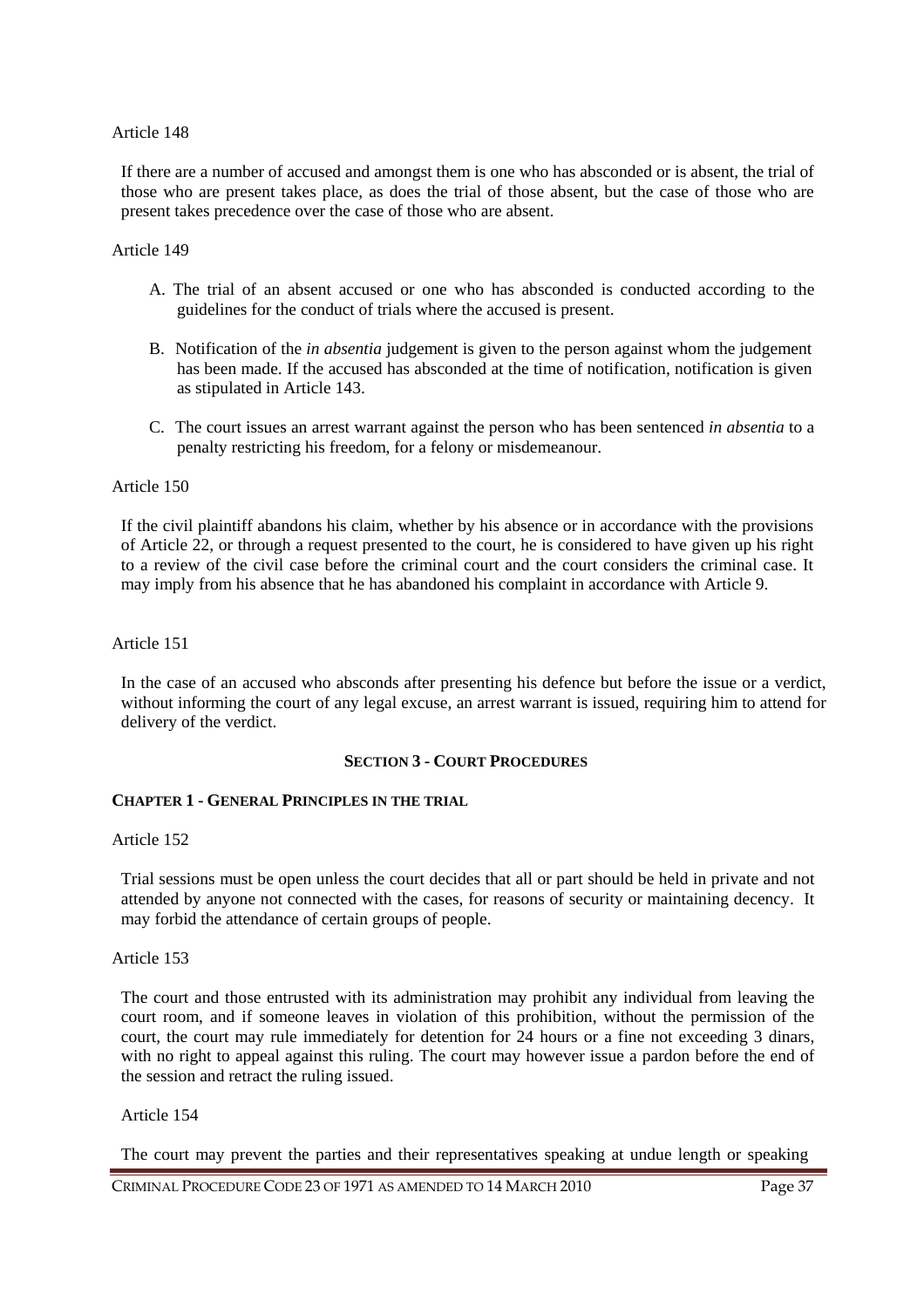Article 148

If there are a number of accused and amongst them is one who has absconded or is absent, the trial of those who are present takes place, as does the trial of those absent, but the case of those who are present takes precedence over the case of those who are absent.

Article 149

A. The trial of an absent accused or one who has absconded is conducted according to the guidelines for the conduct of trials where the accused is present.

B. Notification of the *in absentia* judgement is given to the person against whom the judgement has been made. If the accused has absconded at the time of notification, notification is given as stipulated in Article 143.

C. The court issues an arrest warrant against the person who has been sentenced *in absentia* to a penalty restricting his freedom, for a felony or misdemeanour.

Article 150

If the civil plaintiff abandons his claim, whether by his absence or in accordance with the provisions of Article 22, or through a request presented to the court, he is considered to have given up his right to a review of the civil case before the criminal court and the court considers the criminal case. It may imply from his absence that he has abandoned his complaint in accordance with Article 9.

Article 151

In the case of an accused who absconds after presenting his defence but before the issue or a verdict, without informing the court of any legal excuse, an arrest warrant is issued, requiring him to attend for delivery of the verdict.

## SECTION 3 - COURT PROCEDURES

### CHAPTER 1 - GENERAL PRINCIPLES IN THE TRIAL

Article 152

Trial sessions must be open unless the court decides that all or part should be held in private and not attended by anyone not connected with the cases, for reasons of security or maintaining decency. It may forbid the attendance of certain groups of people.

Article 153

The court and those entrusted with its administration may prohibit any individual from leaving the court room, and if someone leaves in violation of this prohibition, without the permission of the court, the court may rule immediately for detention for 24 hours or a fine not exceeding 3 dinars, with no right to appeal against this ruling. The court may however issue a pardon before the end of the session and retract the ruling issued.

Article 154

The court may prevent the parties and their representatives speaking at undue length or speaking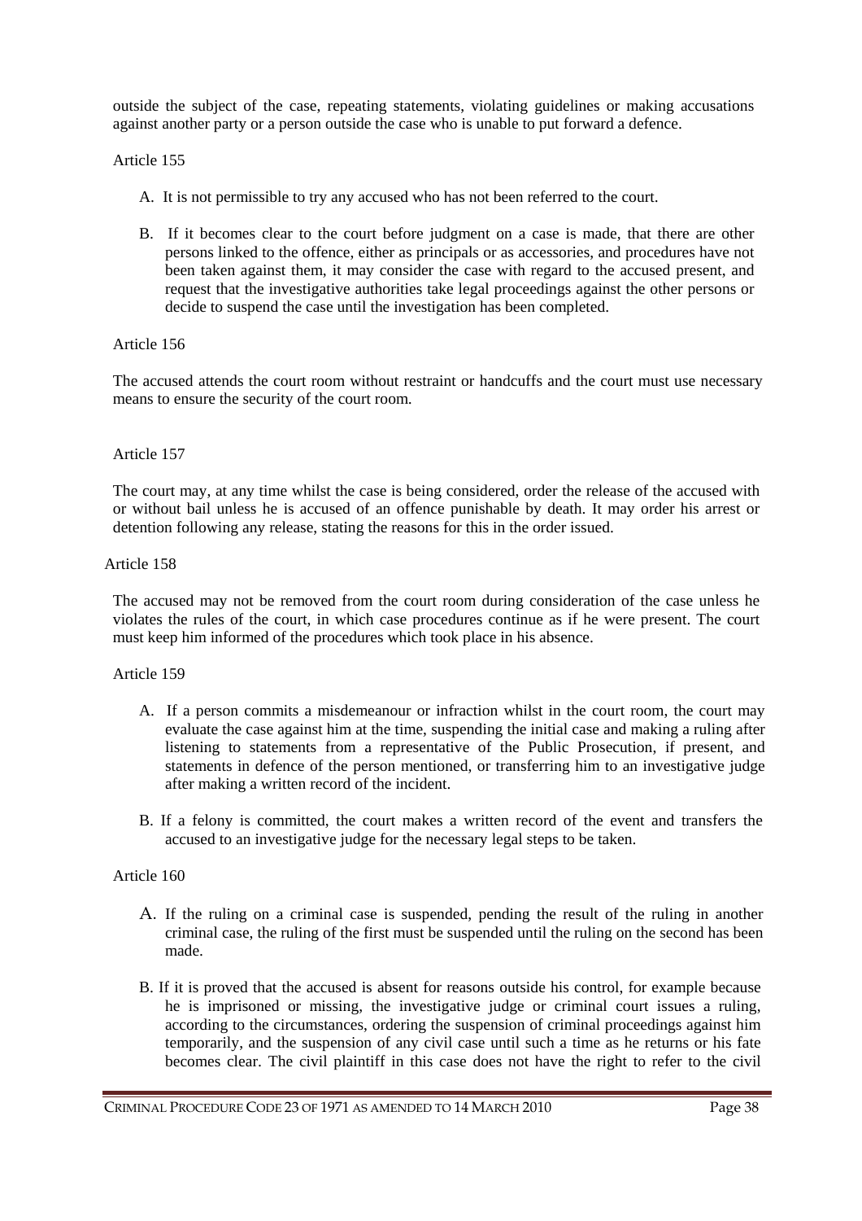outside the subject of the case, repeating statements, violating guidelines or making accusations against another party or a person outside the case who is unable to put forward a defence.

Article 155

A. It is not permissible to try any accused who has not been referred to the court.

B. If it becomes clear to the court before judgment on a case is made, that there are other persons linked to the offence, either as principals or as accessories, and procedures have not been taken against them, it may consider the case with regard to the accused present, and request that the investigative authorities take legal proceedings against the other persons or decide to suspend the case until the investigation has been completed.

Article 156

The accused attends the court room without restraint or handcuffs and the court must use necessary means to ensure the security of the court room.

Article 157

The court may, at any time whilst the case is being considered, order the release of the accused with or without bail unless he is accused of an offence punishable by death. It may order his arrest or detention following any release, stating the reasons for this in the order issued.

Article 158

The accused may not be removed from the court room during consideration of the case unless he violates the rules of the court, in which case procedures continue as if he were present. The court must keep him informed of the procedures which took place in his absence.

Article 159

A. If a person commits a misdemeanour or infraction whilst in the court room, the court may evaluate the case against him at the time, suspending the initial case and making a ruling after listening to statements from a representative of the Public Prosecution, if present, and statements in defence of the person mentioned, or transferring him to an investigative judge after making a written record of the incident.

B. If a felony is committed, the court makes a written record of the event and transfers the accused to an investigative judge for the necessary legal steps to be taken.

Article 160

A. If the ruling on a criminal case is suspended, pending the result of the ruling in another criminal case, the ruling of the first must be suspended until the ruling on the second has been made.

B. If it is proved that the accused is absent for reasons outside his control, for example because he is imprisoned or missing, the investigative judge or criminal court issues a ruling, according to the circumstances, ordering the suspension of criminal proceedings against him temporarily, and the suspension of any civil case until such a time as he returns or his fate becomes clear. The civil plaintiff in this case does not have the right to refer to the civil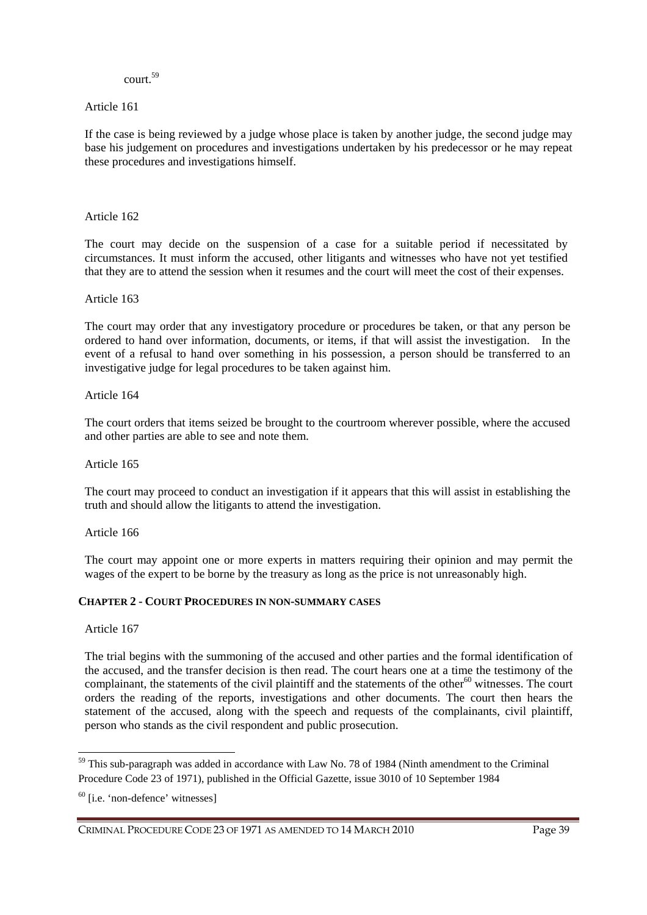court.[59]

Article 161

If the case is being reviewed by a judge whose place is taken by another judge, the second judge may base his judgement on procedures and investigations undertaken by his predecessor or he may repeat these procedures and investigations himself.

Article 162

The court may decide on the suspension of a case for a suitable period if necessitated by circumstances. It must inform the accused, other litigants and witnesses who have not yet testified that they are to attend the session when it resumes and the court will meet the cost of their expenses.

Article 163

The court may order that any investigatory procedure or procedures be taken, or that any person be ordered to hand over information, documents, or items, if that will assist the investigation. In the event of a refusal to hand over something in his possession, a person should be transferred to an investigative judge for legal procedures to be taken against him.

Article 164

The court orders that items seized be brought to the courtroom wherever possible, where the accused and other parties are able to see and note them.

Article 165

The court may proceed to conduct an investigation if it appears that this will assist in establishing the truth and should allow the litigants to attend the investigation.

Article 166

The court may appoint one or more experts in matters requiring their opinion and may permit the wages of the expert to be borne by the treasury as long as the price is not unreasonably high.

### CHAPTER 2 - COURT PROCEDURES IN NON-SUMMARY CASES

Article 167

The trial begins with the summoning of the accused and other parties and the formal identification of the accused, and the transfer decision is then read. The court hears one at a time the testimony of the complainant, the statements of the civil plaintiff and the statements of the other[60] witnesses. The court orders the reading of the reports, investigations and other documents. The court then hears the statement of the accused, along with the speech and requests of the complainants, civil plaintiff, person who stands as the civil respondent and public prosecution.

---

[59] This sub-paragraph was added in accordance with Law No. 78 of 1984 (Ninth amendment to the Criminal Procedure Code 23 of 1971), published in the Official Gazette, issue 3010 of 10 September 1984

[60] [i.e. 'non-defence' witnesses]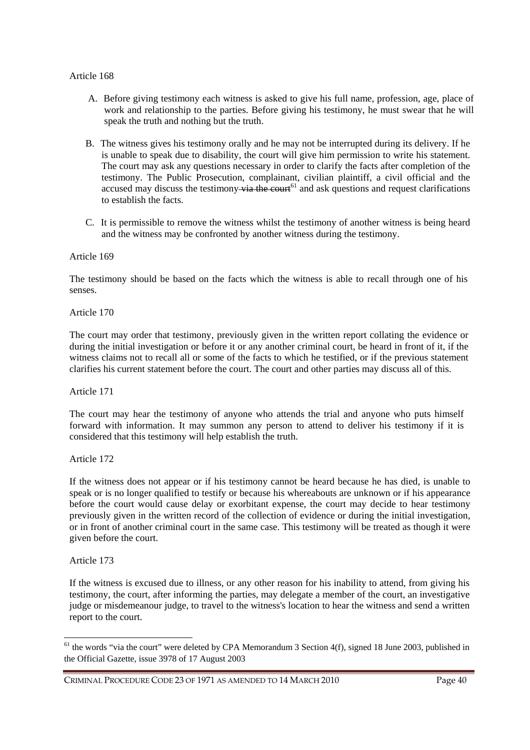Article 168

A. Before giving testimony each witness is asked to give his full name, profession, age, place of work and relationship to the parties. Before giving his testimony, he must swear that he will speak the truth and nothing but the truth.

B. The witness gives his testimony orally and he may not be interrupted during its delivery. If he is unable to speak due to disability, the court will give him permission to write his statement. The court may ask any questions necessary in order to clarify the facts after completion of the testimony. The Public Prosecution, complainant, civilian plaintiff, a civil official and the accused may discuss the testimony ~~via the court~~[61] and ask questions and request clarifications to establish the facts.

C. It is permissible to remove the witness whilst the testimony of another witness is being heard and the witness may be confronted by another witness during the testimony.

Article 169

The testimony should be based on the facts which the witness is able to recall through one of his senses.

Article 170

The court may order that testimony, previously given in the written report collating the evidence or during the initial investigation or before it or any another criminal court, be heard in front of it, if the witness claims not to recall all or some of the facts to which he testified, or if the previous statement clarifies his current statement before the court. The court and other parties may discuss all of this.

Article 171

The court may hear the testimony of anyone who attends the trial and anyone who puts himself forward with information. It may summon any person to attend to deliver his testimony if it is considered that this testimony will help establish the truth.

Article 172

If the witness does not appear or if his testimony cannot be heard because he has died, is unable to speak or is no longer qualified to testify or because his whereabouts are unknown or if his appearance before the court would cause delay or exorbitant expense, the court may decide to hear testimony previously given in the written record of the collection of evidence or during the initial investigation, or in front of another criminal court in the same case. This testimony will be treated as though it were given before the court.

Article 173

If the witness is excused due to illness, or any other reason for his inability to attend, from giving his testimony, the court, after informing the parties, may delegate a member of the court, an investigative judge or misdemeanour judge, to travel to the witness's location to hear the witness and send a written report to the court.

---

[61] the words "via the court" were deleted by CPA Memorandum 3 Section 4(f), signed 18 June 2003, published in the Official Gazette, issue 3978 of 17 August 2003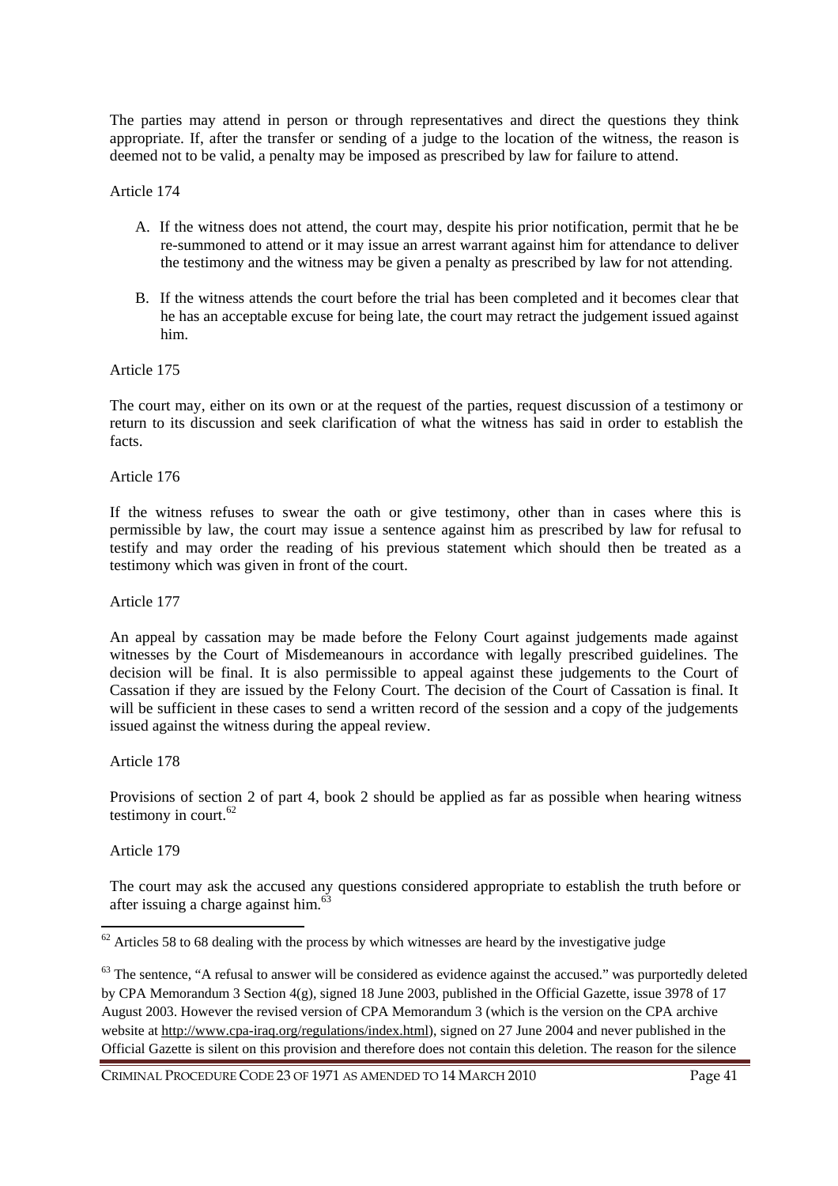The parties may attend in person or through representatives and direct the questions they think appropriate. If, after the transfer or sending of a judge to the location of the witness, the reason is deemed not to be valid, a penalty may be imposed as prescribed by law for failure to attend.

Article 174

A. If the witness does not attend, the court may, despite his prior notification, permit that he be re-summoned to attend or it may issue an arrest warrant against him for attendance to deliver the testimony and the witness may be given a penalty as prescribed by law for not attending.

B. If the witness attends the court before the trial has been completed and it becomes clear that he has an acceptable excuse for being late, the court may retract the judgement issued against him.

Article 175

The court may, either on its own or at the request of the parties, request discussion of a testimony or return to its discussion and seek clarification of what the witness has said in order to establish the facts.

Article 176

If the witness refuses to swear the oath or give testimony, other than in cases where this is permissible by law, the court may issue a sentence against him as prescribed by law for refusal to testify and may order the reading of his previous statement which should then be treated as a testimony which was given in front of the court.

Article 177

An appeal by cassation may be made before the Felony Court against judgements made against witnesses by the Court of Misdemeanours in accordance with legally prescribed guidelines. The decision will be final. It is also permissible to appeal against these judgements to the Court of Cassation if they are issued by the Felony Court. The decision of the Court of Cassation is final. It will be sufficient in these cases to send a written record of the session and a copy of the judgements issued against the witness during the appeal review.

Article 178

Provisions of section 2 of part 4, book 2 should be applied as far as possible when hearing witness testimony in court.[62]

Article 179

The court may ask the accused any questions considered appropriate to establish the truth before or after issuing a charge against him.[63]

---

[62] Articles 58 to 68 dealing with the process by which witnesses are heard by the investigative judge

[63] The sentence, "A refusal to answer will be considered as evidence against the accused." was purportedly deleted by CPA Memorandum 3 Section 4(g), signed 18 June 2003, published in the Official Gazette, issue 3978 of 17 August 2003. However the revised version of CPA Memorandum 3 (which is the version on the CPA archive website at http://www.cpa-iraq.org/regulations/index.html), signed on 27 June 2004 and never published in the Official Gazette is silent on this provision and therefore does not contain this deletion. The reason for the silence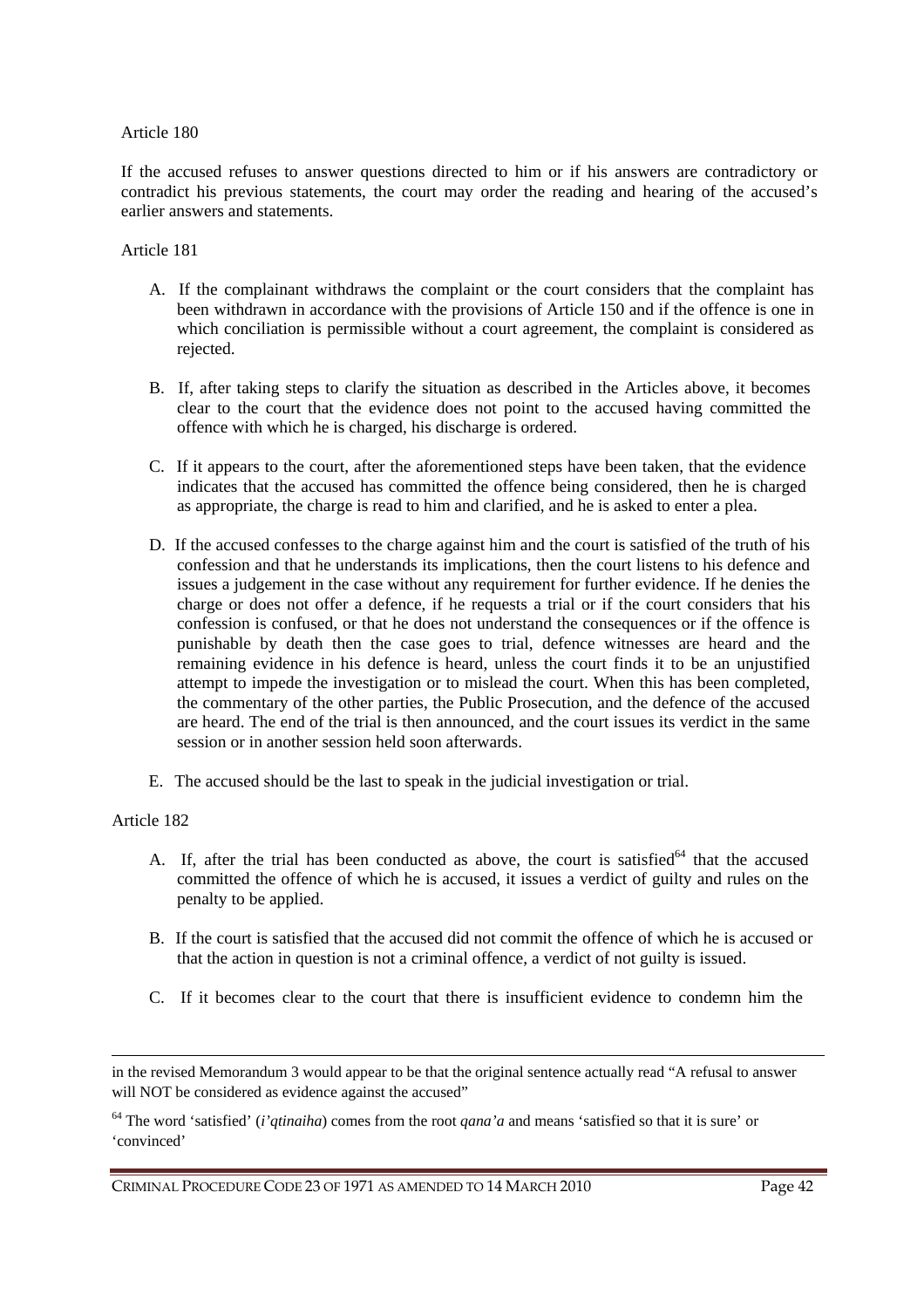Article 180

If the accused refuses to answer questions directed to him or if his answers are contradictory or contradict his previous statements, the court may order the reading and hearing of the accused's earlier answers and statements.

Article 181

A. If the complainant withdraws the complaint or the court considers that the complaint has been withdrawn in accordance with the provisions of Article 150 and if the offence is one in which conciliation is permissible without a court agreement, the complaint is considered as rejected.

B. If, after taking steps to clarify the situation as described in the Articles above, it becomes clear to the court that the evidence does not point to the accused having committed the offence with which he is charged, his discharge is ordered.

C. If it appears to the court, after the aforementioned steps have been taken, that the evidence indicates that the accused has committed the offence being considered, then he is charged as appropriate, the charge is read to him and clarified, and he is asked to enter a plea.

D. If the accused confesses to the charge against him and the court is satisfied of the truth of his confession and that he understands its implications, then the court listens to his defence and issues a judgement in the case without any requirement for further evidence. If he denies the charge or does not offer a defence, if he requests a trial or if the court considers that his confession is confused, or that he does not understand the consequences or if the offence is punishable by death then the case goes to trial, defence witnesses are heard and the remaining evidence in his defence is heard, unless the court finds it to be an unjustified attempt to impede the investigation or to mislead the court. When this has been completed, the commentary of the other parties, the Public Prosecution, and the defence of the accused are heard. The end of the trial is then announced, and the court issues its verdict in the same session or in another session held soon afterwards.

E. The accused should be the last to speak in the judicial investigation or trial.

Article 182

A. If, after the trial has been conducted as above, the court is satisfied[64] that the accused committed the offence of which he is accused, it issues a verdict of guilty and rules on the penalty to be applied.

B. If the court is satisfied that the accused did not commit the offence of which he is accused or that the action in question is not a criminal offence, a verdict of not guilty is issued.

C. If it becomes clear to the court that there is insufficient evidence to condemn him the

---

in the revised Memorandum 3 would appear to be that the original sentence actually read "A refusal to answer will NOT be considered as evidence against the accused"

[64] The word 'satisfied' (*i'qtinaiha*) comes from the root *qana'a* and means 'satisfied so that it is sure' or 'convinced'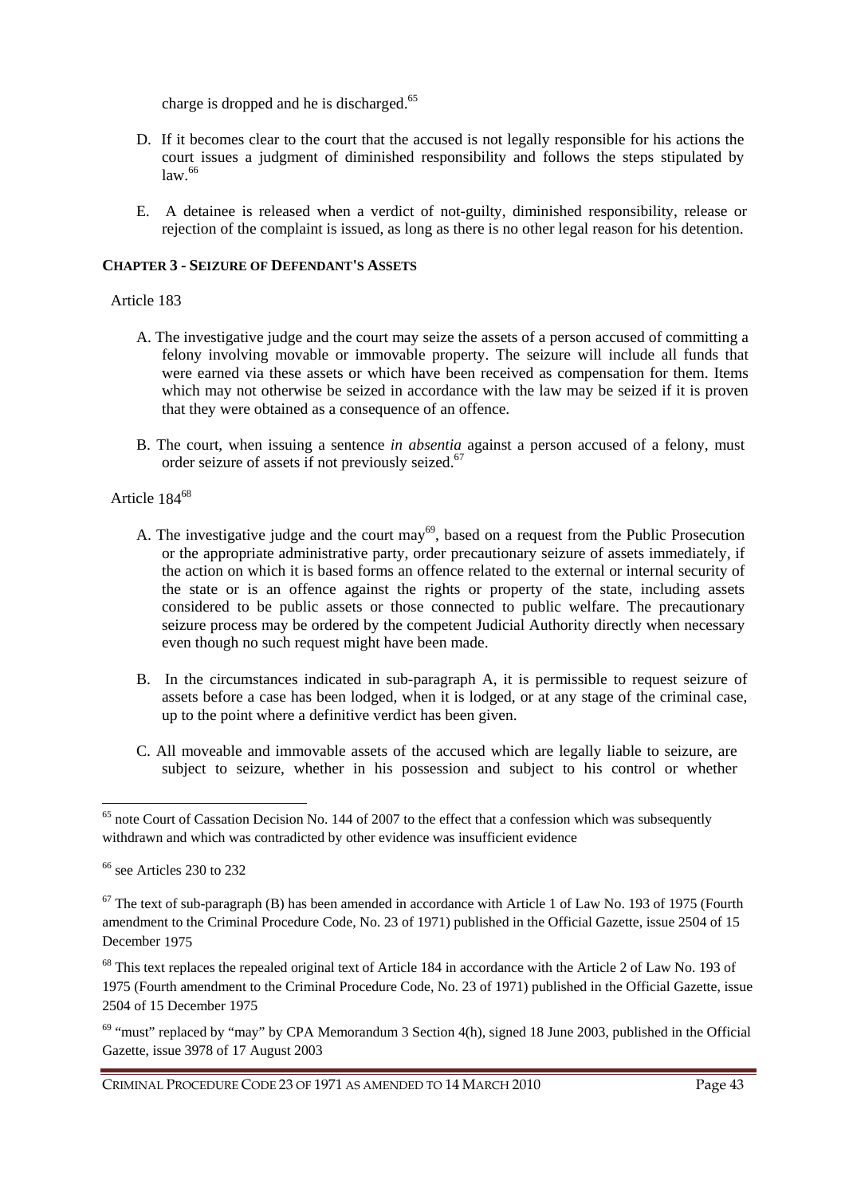charge is dropped and he is discharged.[65]

D. If it becomes clear to the court that the accused is not legally responsible for his actions the court issues a judgment of diminished responsibility and follows the steps stipulated by law.[66]

E. A detainee is released when a verdict of not-guilty, diminished responsibility, release or rejection of the complaint is issued, as long as there is no other legal reason for his detention.

**CHAPTER 3 - SEIZURE OF DEFENDANT'S ASSETS**

Article 183

A. The investigative judge and the court may seize the assets of a person accused of committing a felony involving movable or immovable property. The seizure will include all funds that were earned via these assets or which have been received as compensation for them. Items which may not otherwise be seized in accordance with the law may be seized if it is proven that they were obtained as a consequence of an offence.

B. The court, when issuing a sentence *in absentia* against a person accused of a felony, must order seizure of assets if not previously seized.[67]

Article 184[68]

A. The investigative judge and the court may[69], based on a request from the Public Prosecution or the appropriate administrative party, order precautionary seizure of assets immediately, if the action on which it is based forms an offence related to the external or internal security of the state or is an offence against the rights or property of the state, including assets considered to be public assets or those connected to public welfare. The precautionary seizure process may be ordered by the competent Judicial Authority directly when necessary even though no such request might have been made.

B. In the circumstances indicated in sub-paragraph A, it is permissible to request seizure of assets before a case has been lodged, when it is lodged, or at any stage of the criminal case, up to the point where a definitive verdict has been given.

C. All moveable and immovable assets of the accused which are legally liable to seizure, are subject to seizure, whether in his possession and subject to his control or whether

---

[65] note Court of Cassation Decision No. 144 of 2007 to the effect that a confession which was subsequently withdrawn and which was contradicted by other evidence was insufficient evidence

[66] see Articles 230 to 232

[67] The text of sub-paragraph (B) has been amended in accordance with Article 1 of Law No. 193 of 1975 (Fourth amendment to the Criminal Procedure Code, No. 23 of 1971) published in the Official Gazette, issue 2504 of 15 December 1975

[68] This text replaces the repealed original text of Article 184 in accordance with the Article 2 of Law No. 193 of 1975 (Fourth amendment to the Criminal Procedure Code, No. 23 of 1971) published in the Official Gazette, issue 2504 of 15 December 1975

[69] "must" replaced by "may" by CPA Memorandum 3 Section 4(h), signed 18 June 2003, published in the Official Gazette, issue 3978 of 17 August 2003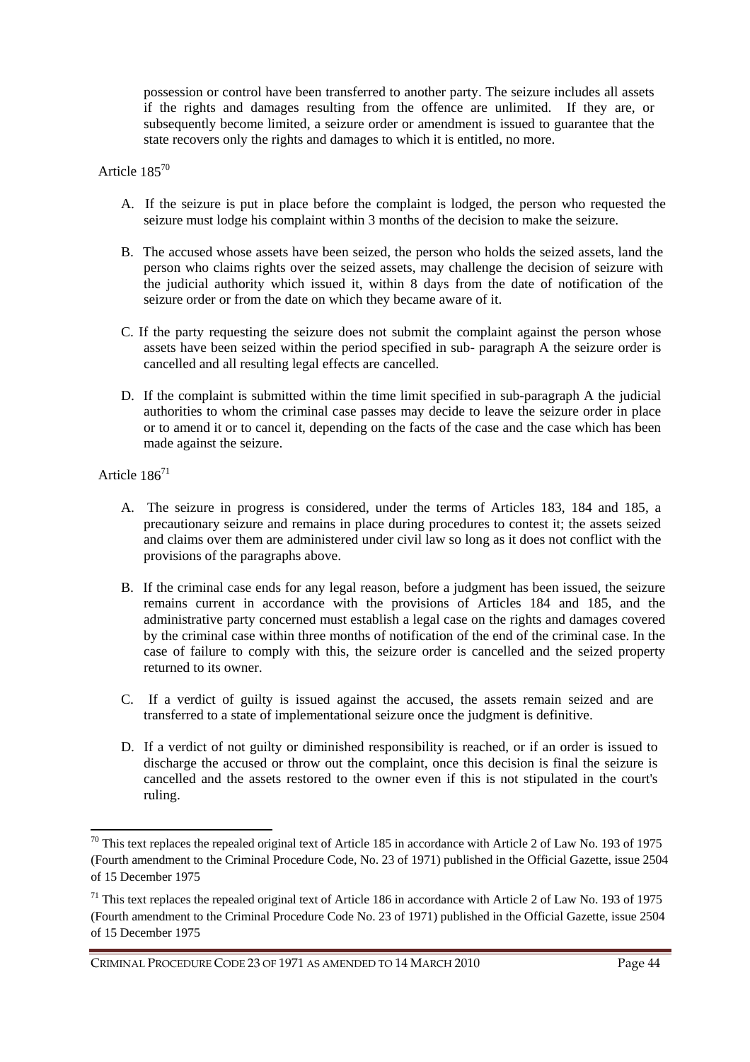possession or control have been transferred to another party. The seizure includes all assets if the rights and damages resulting from the offence are unlimited. If they are, or subsequently become limited, a seizure order or amendment is issued to guarantee that the state recovers only the rights and damages to which it is entitled, no more.

Article 185[70]

A. If the seizure is put in place before the complaint is lodged, the person who requested the seizure must lodge his complaint within 3 months of the decision to make the seizure.

B. The accused whose assets have been seized, the person who holds the seized assets, land the person who claims rights over the seized assets, may challenge the decision of seizure with the judicial authority which issued it, within 8 days from the date of notification of the seizure order or from the date on which they became aware of it.

C. If the party requesting the seizure does not submit the complaint against the person whose assets have been seized within the period specified in sub- paragraph A the seizure order is cancelled and all resulting legal effects are cancelled.

D. If the complaint is submitted within the time limit specified in sub-paragraph A the judicial authorities to whom the criminal case passes may decide to leave the seizure order in place or to amend it or to cancel it, depending on the facts of the case and the case which has been made against the seizure.

Article 186[71]

A. The seizure in progress is considered, under the terms of Articles 183, 184 and 185, a precautionary seizure and remains in place during procedures to contest it; the assets seized and claims over them are administered under civil law so long as it does not conflict with the provisions of the paragraphs above.

B. If the criminal case ends for any legal reason, before a judgment has been issued, the seizure remains current in accordance with the provisions of Articles 184 and 185, and the administrative party concerned must establish a legal case on the rights and damages covered by the criminal case within three months of notification of the end of the criminal case. In the case of failure to comply with this, the seizure order is cancelled and the seized property returned to its owner.

C. If a verdict of guilty is issued against the accused, the assets remain seized and are transferred to a state of implementational seizure once the judgment is definitive.

D. If a verdict of not guilty or diminished responsibility is reached, or if an order is issued to discharge the accused or throw out the complaint, once this decision is final the seizure is cancelled and the assets restored to the owner even if this is not stipulated in the court's ruling.

---

[70] This text replaces the repealed original text of Article 185 in accordance with Article 2 of Law No. 193 of 1975 (Fourth amendment to the Criminal Procedure Code, No. 23 of 1971) published in the Official Gazette, issue 2504 of 15 December 1975

[71] This text replaces the repealed original text of Article 186 in accordance with Article 2 of Law No. 193 of 1975 (Fourth amendment to the Criminal Procedure Code No. 23 of 1971) published in the Official Gazette, issue 2504 of 15 December 1975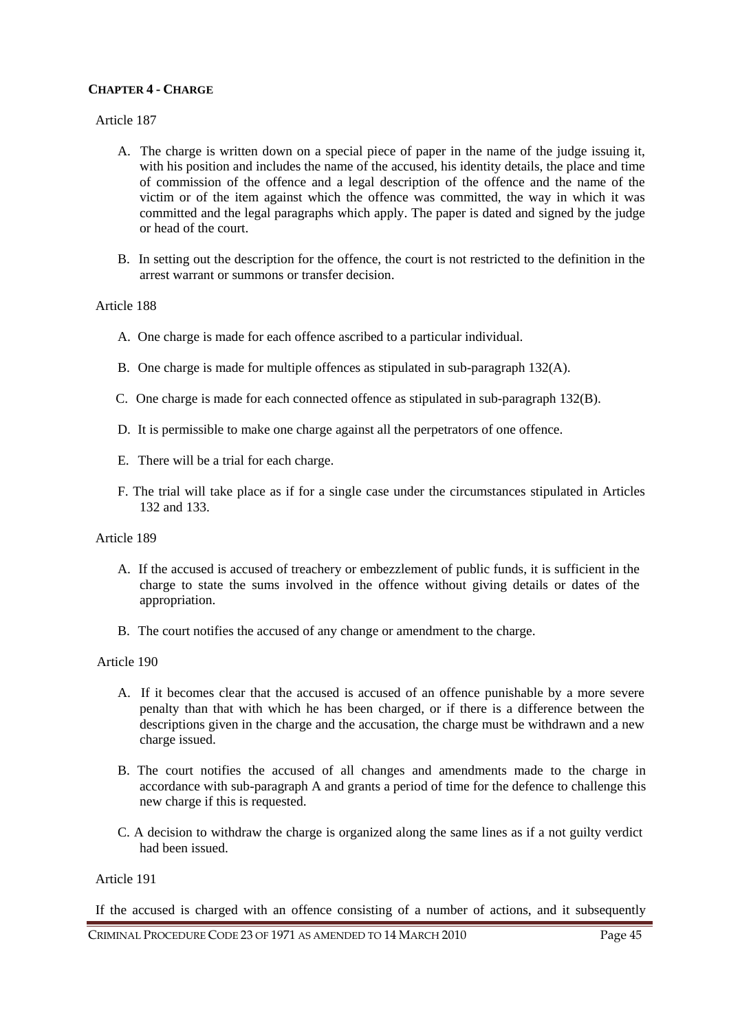**CHAPTER 4 - CHARGE**

Article 187

A. The charge is written down on a special piece of paper in the name of the judge issuing it, with his position and includes the name of the accused, his identity details, the place and time of commission of the offence and a legal description of the offence and the name of the victim or of the item against which the offence was committed, the way in which it was committed and the legal paragraphs which apply. The paper is dated and signed by the judge or head of the court.

B. In setting out the description for the offence, the court is not restricted to the definition in the arrest warrant or summons or transfer decision.

Article 188

A. One charge is made for each offence ascribed to a particular individual.

B. One charge is made for multiple offences as stipulated in sub-paragraph 132(A).

C. One charge is made for each connected offence as stipulated in sub-paragraph 132(B).

D. It is permissible to make one charge against all the perpetrators of one offence.

E. There will be a trial for each charge.

F. The trial will take place as if for a single case under the circumstances stipulated in Articles 132 and 133.

Article 189

A. If the accused is accused of treachery or embezzlement of public funds, it is sufficient in the charge to state the sums involved in the offence without giving details or dates of the appropriation.

B. The court notifies the accused of any change or amendment to the charge.

Article 190

A. If it becomes clear that the accused is accused of an offence punishable by a more severe penalty than that with which he has been charged, or if there is a difference between the descriptions given in the charge and the accusation, the charge must be withdrawn and a new charge issued.

B. The court notifies the accused of all changes and amendments made to the charge in accordance with sub-paragraph A and grants a period of time for the defence to challenge this new charge if this is requested.

C. A decision to withdraw the charge is organized along the same lines as if a not guilty verdict had been issued.

Article 191

If the accused is charged with an offence consisting of a number of actions, and it subsequently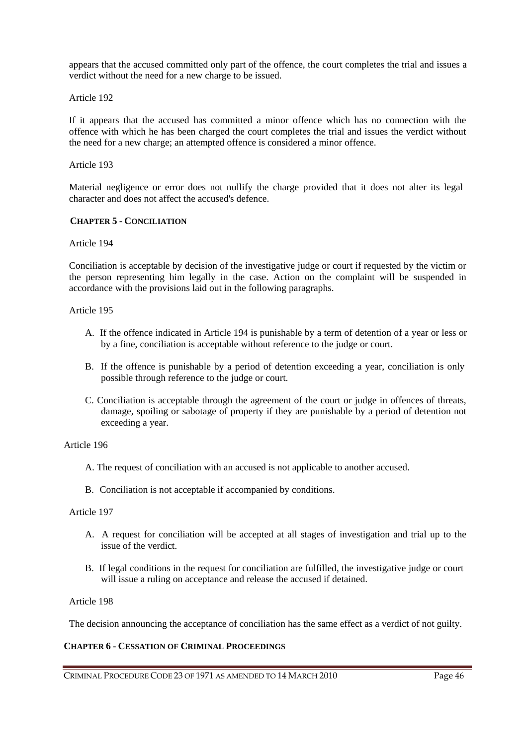appears that the accused committed only part of the offence, the court completes the trial and issues a verdict without the need for a new charge to be issued.

Article 192

If it appears that the accused has committed a minor offence which has no connection with the offence with which he has been charged the court completes the trial and issues the verdict without the need for a new charge; an attempted offence is considered a minor offence.

Article 193

Material negligence or error does not nullify the charge provided that it does not alter its legal character and does not affect the accused's defence.

## CHAPTER 5 - CONCILIATION

Article 194

Conciliation is acceptable by decision of the investigative judge or court if requested by the victim or the person representing him legally in the case. Action on the complaint will be suspended in accordance with the provisions laid out in the following paragraphs.

Article 195

A. If the offence indicated in Article 194 is punishable by a term of detention of a year or less or by a fine, conciliation is acceptable without reference to the judge or court.

B. If the offence is punishable by a period of detention exceeding a year, conciliation is only possible through reference to the judge or court.

C. Conciliation is acceptable through the agreement of the court or judge in offences of threats, damage, spoiling or sabotage of property if they are punishable by a period of detention not exceeding a year.

Article 196

A. The request of conciliation with an accused is not applicable to another accused.

B. Conciliation is not acceptable if accompanied by conditions.

Article 197

A. A request for conciliation will be accepted at all stages of investigation and trial up to the issue of the verdict.

B. If legal conditions in the request for conciliation are fulfilled, the investigative judge or court will issue a ruling on acceptance and release the accused if detained.

Article 198

The decision announcing the acceptance of conciliation has the same effect as a verdict of not guilty.

## CHAPTER 6 - CESSATION OF CRIMINAL PROCEEDINGS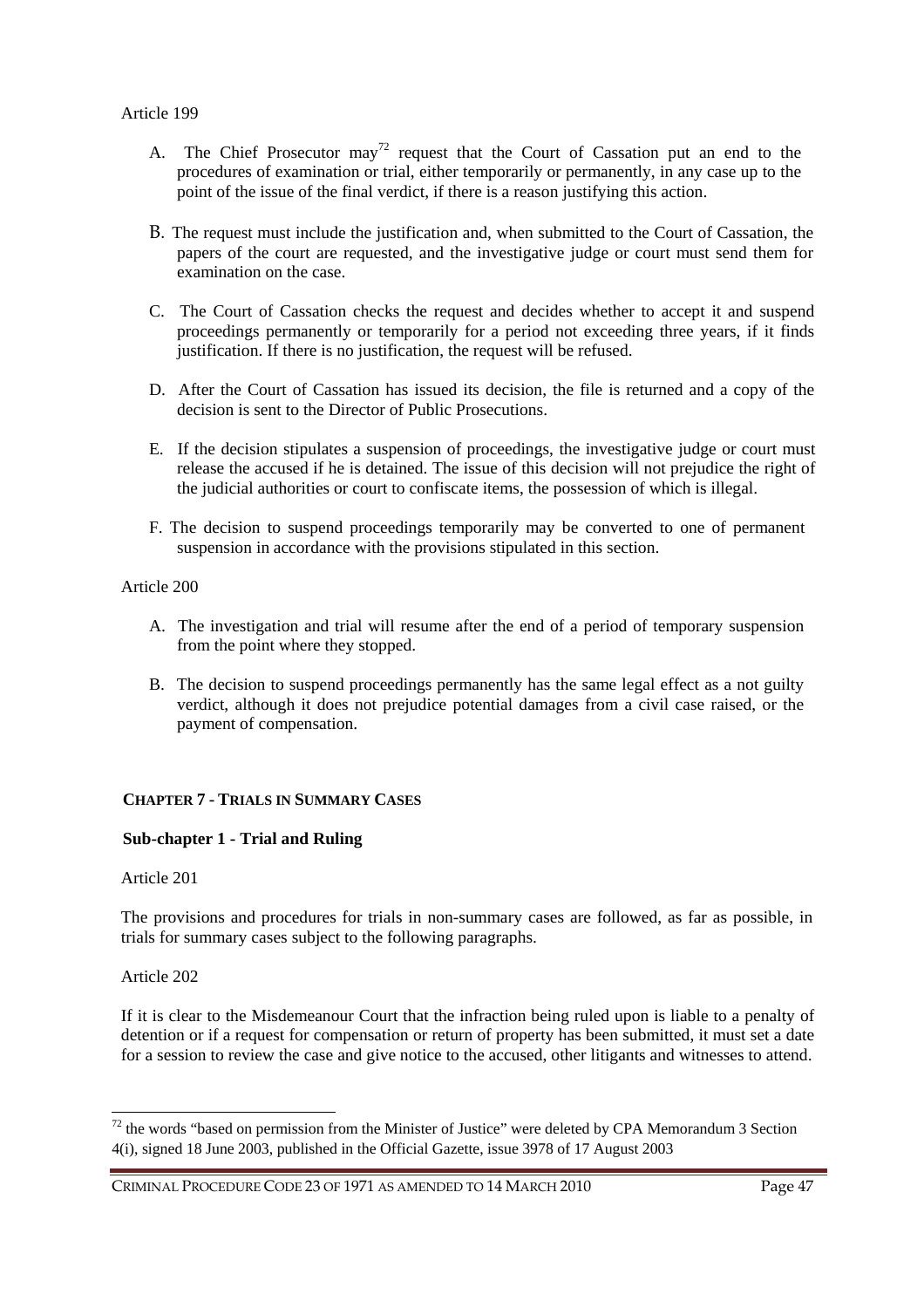Article 199

A. The Chief Prosecutor may[72] request that the Court of Cassation put an end to the procedures of examination or trial, either temporarily or permanently, in any case up to the point of the issue of the final verdict, if there is a reason justifying this action.

B. The request must include the justification and, when submitted to the Court of Cassation, the papers of the court are requested, and the investigative judge or court must send them for examination on the case.

C. The Court of Cassation checks the request and decides whether to accept it and suspend proceedings permanently or temporarily for a period not exceeding three years, if it finds justification. If there is no justification, the request will be refused.

D. After the Court of Cassation has issued its decision, the file is returned and a copy of the decision is sent to the Director of Public Prosecutions.

E. If the decision stipulates a suspension of proceedings, the investigative judge or court must release the accused if he is detained. The issue of this decision will not prejudice the right of the judicial authorities or court to confiscate items, the possession of which is illegal.

F. The decision to suspend proceedings temporarily may be converted to one of permanent suspension in accordance with the provisions stipulated in this section.

Article 200

A. The investigation and trial will resume after the end of a period of temporary suspension from the point where they stopped.

B. The decision to suspend proceedings permanently has the same legal effect as a not guilty verdict, although it does not prejudice potential damages from a civil case raised, or the payment of compensation.

## CHAPTER 7 - TRIALS IN SUMMARY CASES

### Sub-chapter 1 - Trial and Ruling

Article 201

The provisions and procedures for trials in non-summary cases are followed, as far as possible, in trials for summary cases subject to the following paragraphs.

Article 202

If it is clear to the Misdemeanour Court that the infraction being ruled upon is liable to a penalty of detention or if a request for compensation or return of property has been submitted, it must set a date for a session to review the case and give notice to the accused, other litigants and witnesses to attend.

---

[72] the words "based on permission from the Minister of Justice" were deleted by CPA Memorandum 3 Section 4(i), signed 18 June 2003, published in the Official Gazette, issue 3978 of 17 August 2003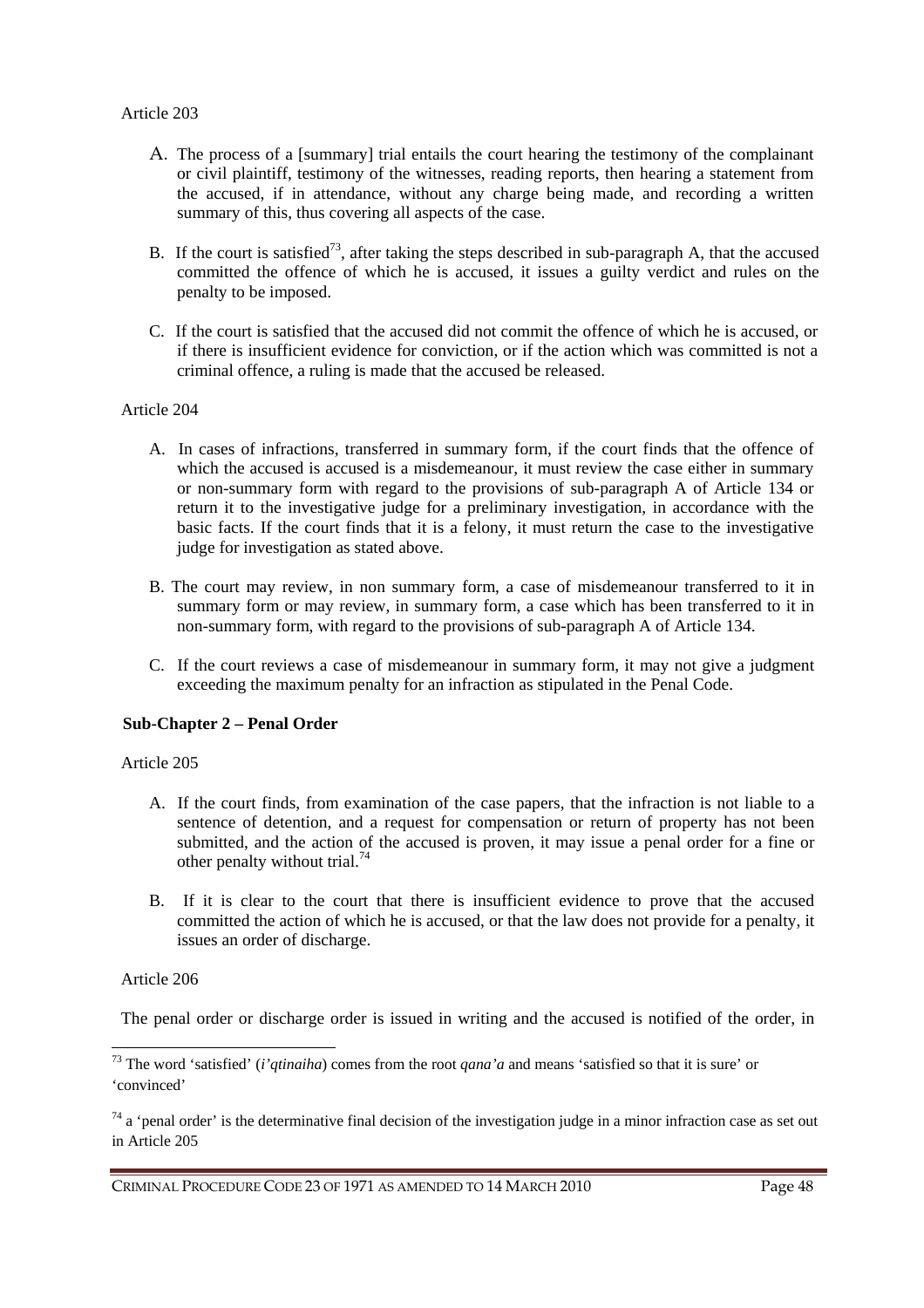Article 203

A. The process of a [summary] trial entails the court hearing the testimony of the complainant or civil plaintiff, testimony of the witnesses, reading reports, then hearing a statement from the accused, if in attendance, without any charge being made, and recording a written summary of this, thus covering all aspects of the case.

B. If the court is satisfied[73], after taking the steps described in sub-paragraph A, that the accused committed the offence of which he is accused, it issues a guilty verdict and rules on the penalty to be imposed.

C. If the court is satisfied that the accused did not commit the offence of which he is accused, or if there is insufficient evidence for conviction, or if the action which was committed is not a criminal offence, a ruling is made that the accused be released.

Article 204

A. In cases of infractions, transferred in summary form, if the court finds that the offence of which the accused is accused is a misdemeanour, it must review the case either in summary or non-summary form with regard to the provisions of sub-paragraph A of Article 134 or return it to the investigative judge for a preliminary investigation, in accordance with the basic facts. If the court finds that it is a felony, it must return the case to the investigative judge for investigation as stated above.

B. The court may review, in non summary form, a case of misdemeanour transferred to it in summary form or may review, in summary form, a case which has been transferred to it in non-summary form, with regard to the provisions of sub-paragraph A of Article 134.

C. If the court reviews a case of misdemeanour in summary form, it may not give a judgment exceeding the maximum penalty for an infraction as stipulated in the Penal Code.

**Sub-Chapter 2 – Penal Order**

Article 205

A. If the court finds, from examination of the case papers, that the infraction is not liable to a sentence of detention, and a request for compensation or return of property has not been submitted, and the action of the accused is proven, it may issue a penal order for a fine or other penalty without trial.[74]

B. If it is clear to the court that there is insufficient evidence to prove that the accused committed the action of which he is accused, or that the law does not provide for a penalty, it issues an order of discharge.

Article 206

The penal order or discharge order is issued in writing and the accused is notified of the order, in

---

[73] The word 'satisfied' (*i'qtinaiha*) comes from the root *qana'a* and means 'satisfied so that it is sure' or 'convinced'

[74] a 'penal order' is the determinative final decision of the investigation judge in a minor infraction case as set out in Article 205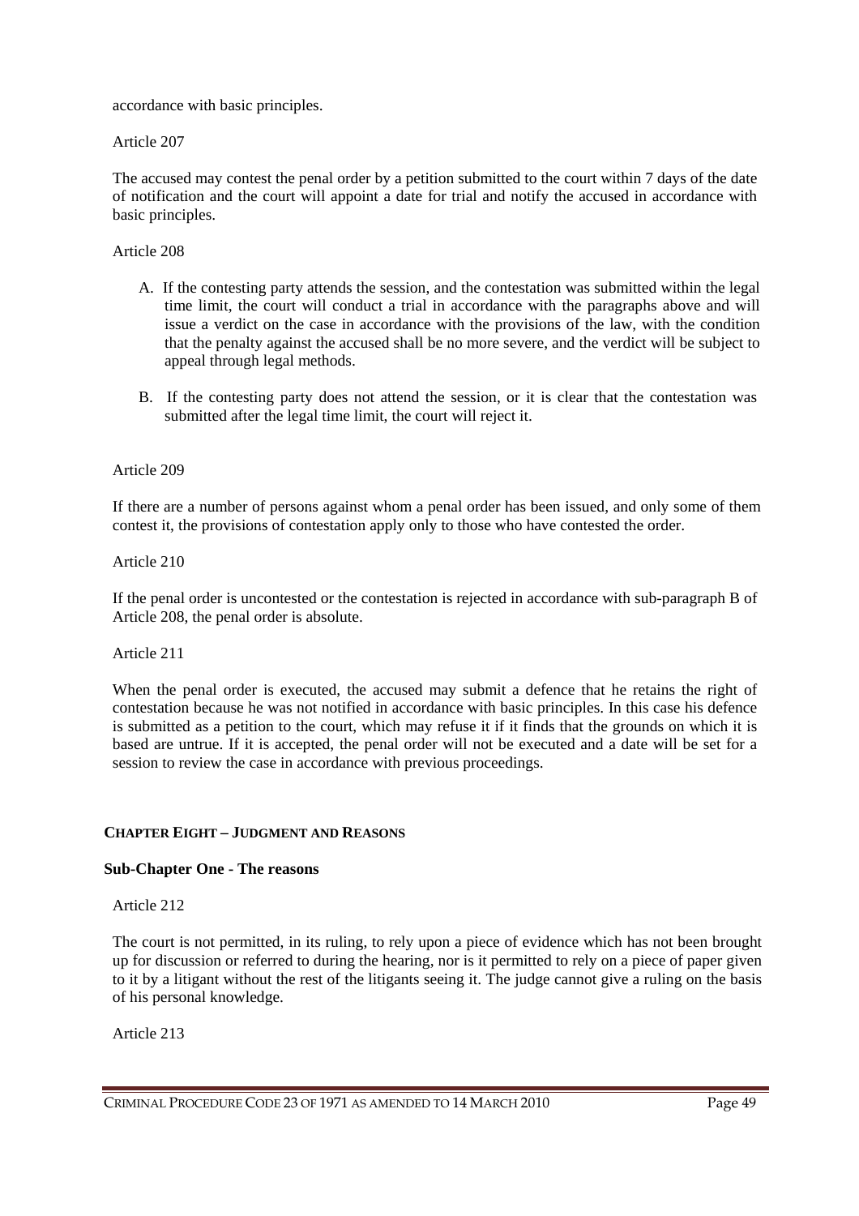accordance with basic principles.

Article 207

The accused may contest the penal order by a petition submitted to the court within 7 days of the date of notification and the court will appoint a date for trial and notify the accused in accordance with basic principles.

Article 208

A. If the contesting party attends the session, and the contestation was submitted within the legal time limit, the court will conduct a trial in accordance with the paragraphs above and will issue a verdict on the case in accordance with the provisions of the law, with the condition that the penalty against the accused shall be no more severe, and the verdict will be subject to appeal through legal methods.

B. If the contesting party does not attend the session, or it is clear that the contestation was submitted after the legal time limit, the court will reject it.

Article 209

If there are a number of persons against whom a penal order has been issued, and only some of them contest it, the provisions of contestation apply only to those who have contested the order.

Article 210

If the penal order is uncontested or the contestation is rejected in accordance with sub-paragraph B of Article 208, the penal order is absolute.

Article 211

When the penal order is executed, the accused may submit a defence that he retains the right of contestation because he was not notified in accordance with basic principles. In this case his defence is submitted as a petition to the court, which may refuse it if it finds that the grounds on which it is based are untrue. If it is accepted, the penal order will not be executed and a date will be set for a session to review the case in accordance with previous proceedings.

## CHAPTER EIGHT – JUDGMENT AND REASONS

### Sub-Chapter One - The reasons

Article 212

The court is not permitted, in its ruling, to rely upon a piece of evidence which has not been brought up for discussion or referred to during the hearing, nor is it permitted to rely on a piece of paper given to it by a litigant without the rest of the litigants seeing it. The judge cannot give a ruling on the basis of his personal knowledge.

Article 213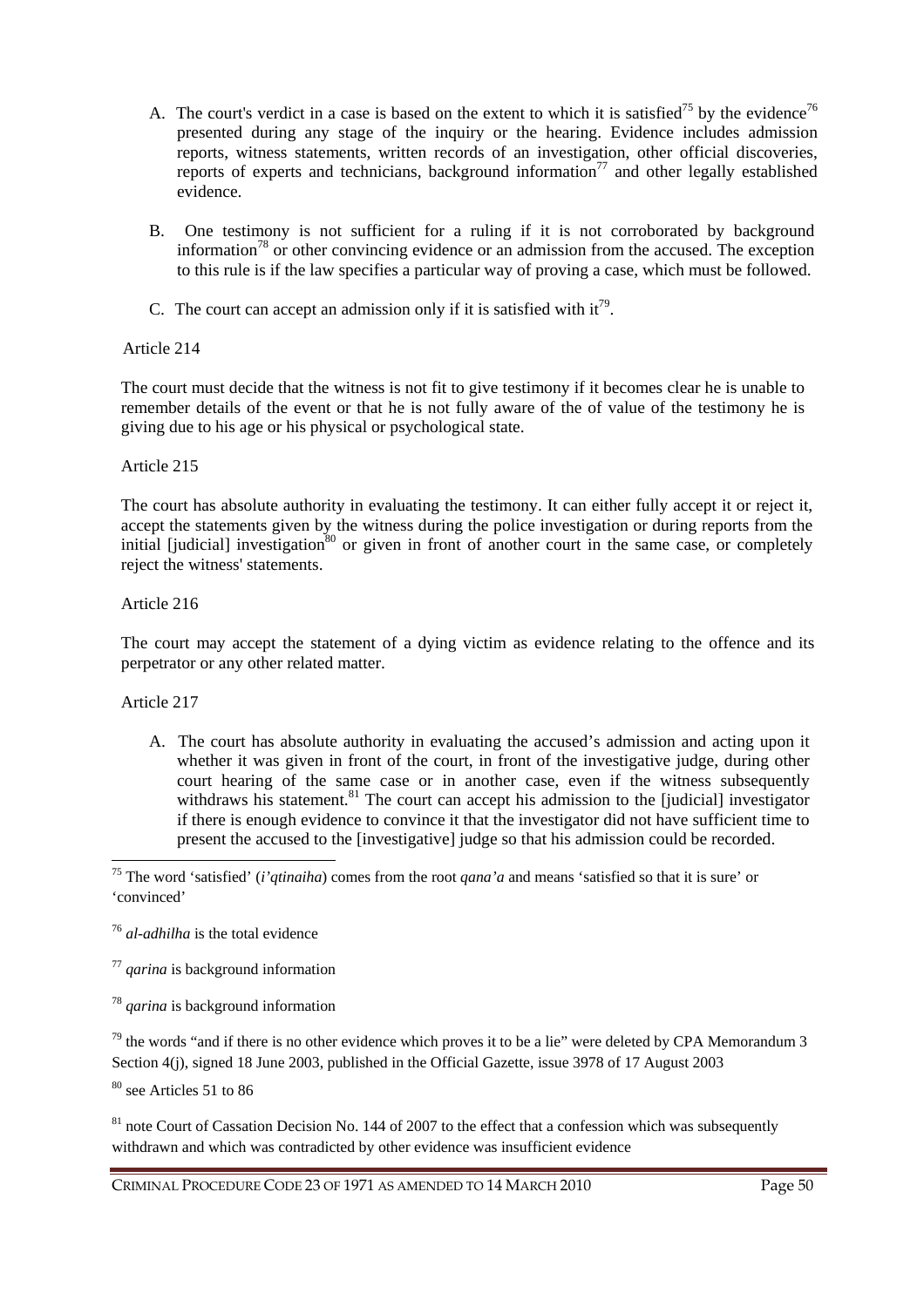A. The court's verdict in a case is based on the extent to which it is satisfied[75] by the evidence[76] presented during any stage of the inquiry or the hearing. Evidence includes admission reports, witness statements, written records of an investigation, other official discoveries, reports of experts and technicians, background information[77] and other legally established evidence.

B. One testimony is not sufficient for a ruling if it is not corroborated by background information[78] or other convincing evidence or an admission from the accused. The exception to this rule is if the law specifies a particular way of proving a case, which must be followed.

C. The court can accept an admission only if it is satisfied with it[79].

Article 214

The court must decide that the witness is not fit to give testimony if it becomes clear he is unable to remember details of the event or that he is not fully aware of the of value of the testimony he is giving due to his age or his physical or psychological state.

Article 215

The court has absolute authority in evaluating the testimony. It can either fully accept it or reject it, accept the statements given by the witness during the police investigation or during reports from the initial [judicial] investigation[80] or given in front of another court in the same case, or completely reject the witness' statements.

Article 216

The court may accept the statement of a dying victim as evidence relating to the offence and its perpetrator or any other related matter.

Article 217

A. The court has absolute authority in evaluating the accused's admission and acting upon it whether it was given in front of the court, in front of the investigative judge, during other court hearing of the same case or in another case, even if the witness subsequently withdraws his statement.[81] The court can accept his admission to the [judicial] investigator if there is enough evidence to convince it that the investigator did not have sufficient time to present the accused to the [investigative] judge so that his admission could be recorded.

---

[75] The word 'satisfied' (*i'qtinaiha*) comes from the root *qana'a* and means 'satisfied so that it is sure' or 'convinced'

[76] *al-adhilha* is the total evidence

[77] *qarina* is background information

[78] *qarina* is background information

[79] the words "and if there is no other evidence which proves it to be a lie" were deleted by CPA Memorandum 3 Section 4(j), signed 18 June 2003, published in the Official Gazette, issue 3978 of 17 August 2003

[80] see Articles 51 to 86

[81] note Court of Cassation Decision No. 144 of 2007 to the effect that a confession which was subsequently withdrawn and which was contradicted by other evidence was insufficient evidence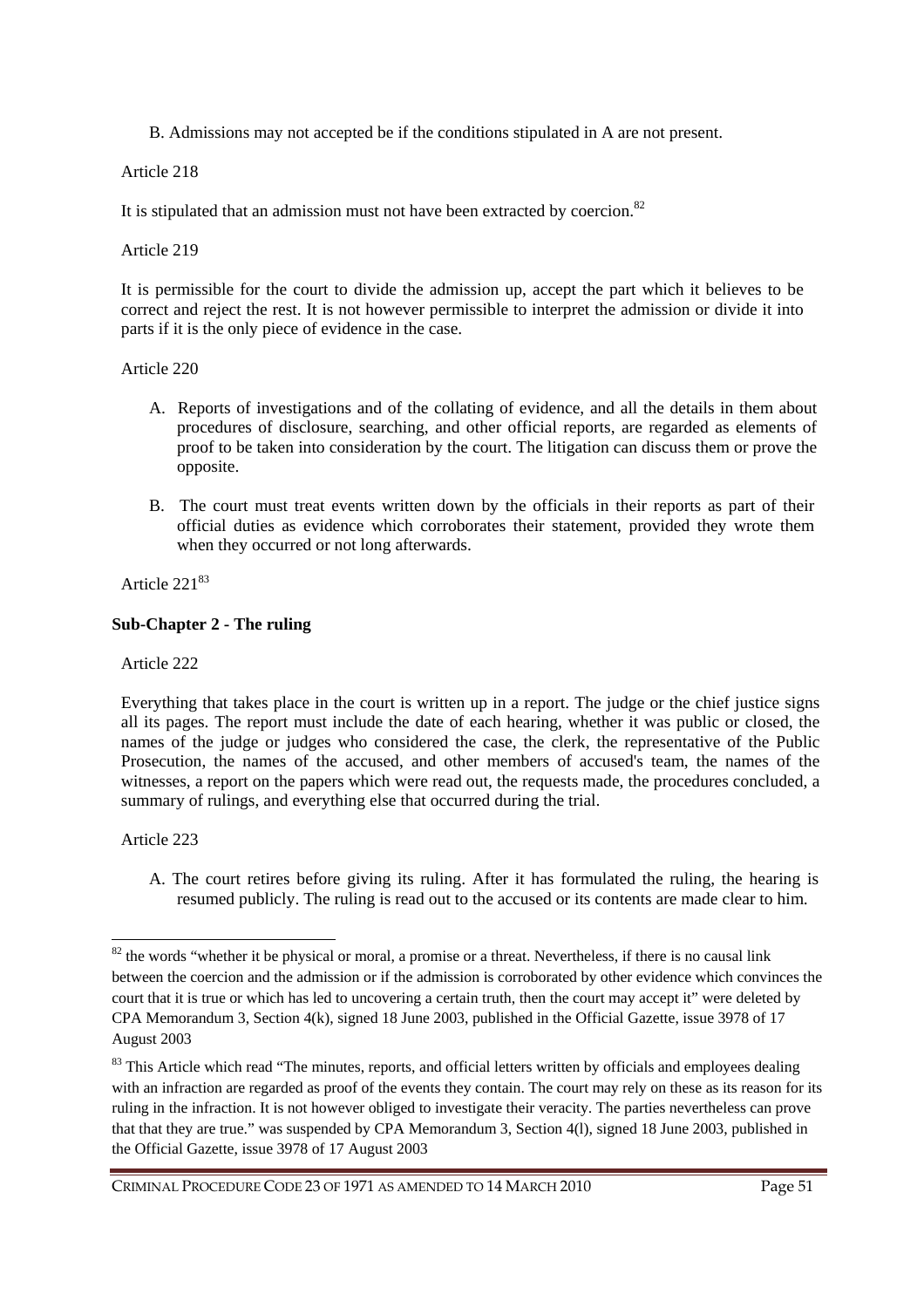B. Admissions may not accepted be if the conditions stipulated in A are not present.

Article 218

It is stipulated that an admission must not have been extracted by coercion.[82]

Article 219

It is permissible for the court to divide the admission up, accept the part which it believes to be correct and reject the rest. It is not however permissible to interpret the admission or divide it into parts if it is the only piece of evidence in the case.

Article 220

A. Reports of investigations and of the collating of evidence, and all the details in them about procedures of disclosure, searching, and other official reports, are regarded as elements of proof to be taken into consideration by the court. The litigation can discuss them or prove the opposite.

B. The court must treat events written down by the officials in their reports as part of their official duties as evidence which corroborates their statement, provided they wrote them when they occurred or not long afterwards.

Article 221[83]

**Sub-Chapter 2 - The ruling**

Article 222

Everything that takes place in the court is written up in a report. The judge or the chief justice signs all its pages. The report must include the date of each hearing, whether it was public or closed, the names of the judge or judges who considered the case, the clerk, the representative of the Public Prosecution, the names of the accused, and other members of accused's team, the names of the witnesses, a report on the papers which were read out, the requests made, the procedures concluded, a summary of rulings, and everything else that occurred during the trial.

Article 223

A. The court retires before giving its ruling. After it has formulated the ruling, the hearing is resumed publicly. The ruling is read out to the accused or its contents are made clear to him.

---

[82] the words "whether it be physical or moral, a promise or a threat. Nevertheless, if there is no causal link between the coercion and the admission or if the admission is corroborated by other evidence which convinces the court that it is true or which has led to uncovering a certain truth, then the court may accept it" were deleted by CPA Memorandum 3, Section 4(k), signed 18 June 2003, published in the Official Gazette, issue 3978 of 17 August 2003

[83] This Article which read "The minutes, reports, and official letters written by officials and employees dealing with an infraction are regarded as proof of the events they contain. The court may rely on these as its reason for its ruling in the infraction. It is not however obliged to investigate their veracity. The parties nevertheless can prove that that they are true." was suspended by CPA Memorandum 3, Section 4(l), signed 18 June 2003, published in the Official Gazette, issue 3978 of 17 August 2003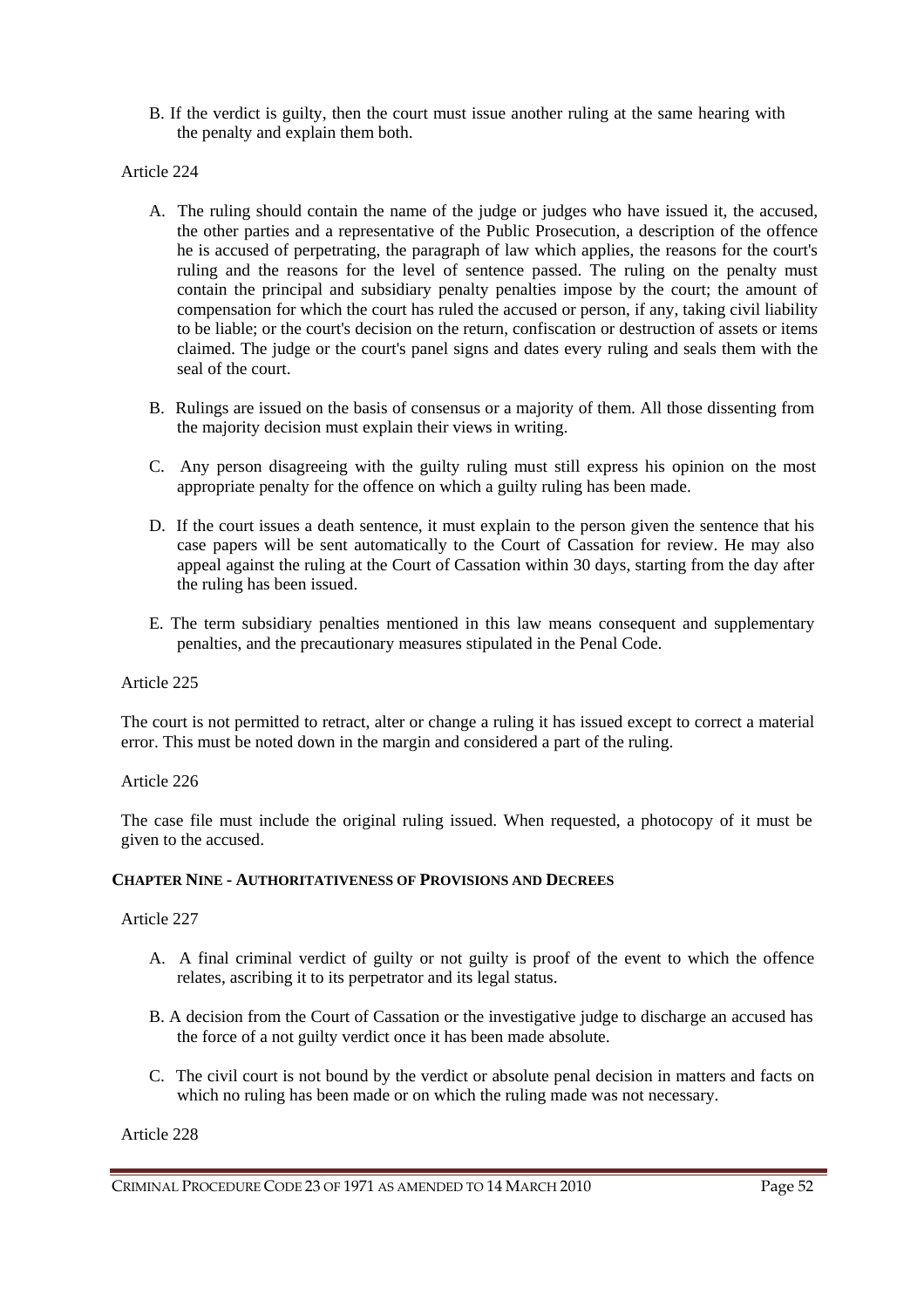B. If the verdict is guilty, then the court must issue another ruling at the same hearing with the penalty and explain them both.

Article 224

A. The ruling should contain the name of the judge or judges who have issued it, the accused, the other parties and a representative of the Public Prosecution, a description of the offence he is accused of perpetrating, the paragraph of law which applies, the reasons for the court's ruling and the reasons for the level of sentence passed. The ruling on the penalty must contain the principal and subsidiary penalty penalties impose by the court; the amount of compensation for which the court has ruled the accused or person, if any, taking civil liability to be liable; or the court's decision on the return, confiscation or destruction of assets or items claimed. The judge or the court's panel signs and dates every ruling and seals them with the seal of the court.

B. Rulings are issued on the basis of consensus or a majority of them. All those dissenting from the majority decision must explain their views in writing.

C. Any person disagreeing with the guilty ruling must still express his opinion on the most appropriate penalty for the offence on which a guilty ruling has been made.

D. If the court issues a death sentence, it must explain to the person given the sentence that his case papers will be sent automatically to the Court of Cassation for review. He may also appeal against the ruling at the Court of Cassation within 30 days, starting from the day after the ruling has been issued.

E. The term subsidiary penalties mentioned in this law means consequent and supplementary penalties, and the precautionary measures stipulated in the Penal Code.

Article 225

The court is not permitted to retract, alter or change a ruling it has issued except to correct a material error. This must be noted down in the margin and considered a part of the ruling.

Article 226

The case file must include the original ruling issued. When requested, a photocopy of it must be given to the accused.

## CHAPTER NINE - AUTHORITATIVENESS OF PROVISIONS AND DECREES

Article 227

A. A final criminal verdict of guilty or not guilty is proof of the event to which the offence relates, ascribing it to its perpetrator and its legal status.

B. A decision from the Court of Cassation or the investigative judge to discharge an accused has the force of a not guilty verdict once it has been made absolute.

C. The civil court is not bound by the verdict or absolute penal decision in matters and facts on which no ruling has been made or on which the ruling made was not necessary.

Article 228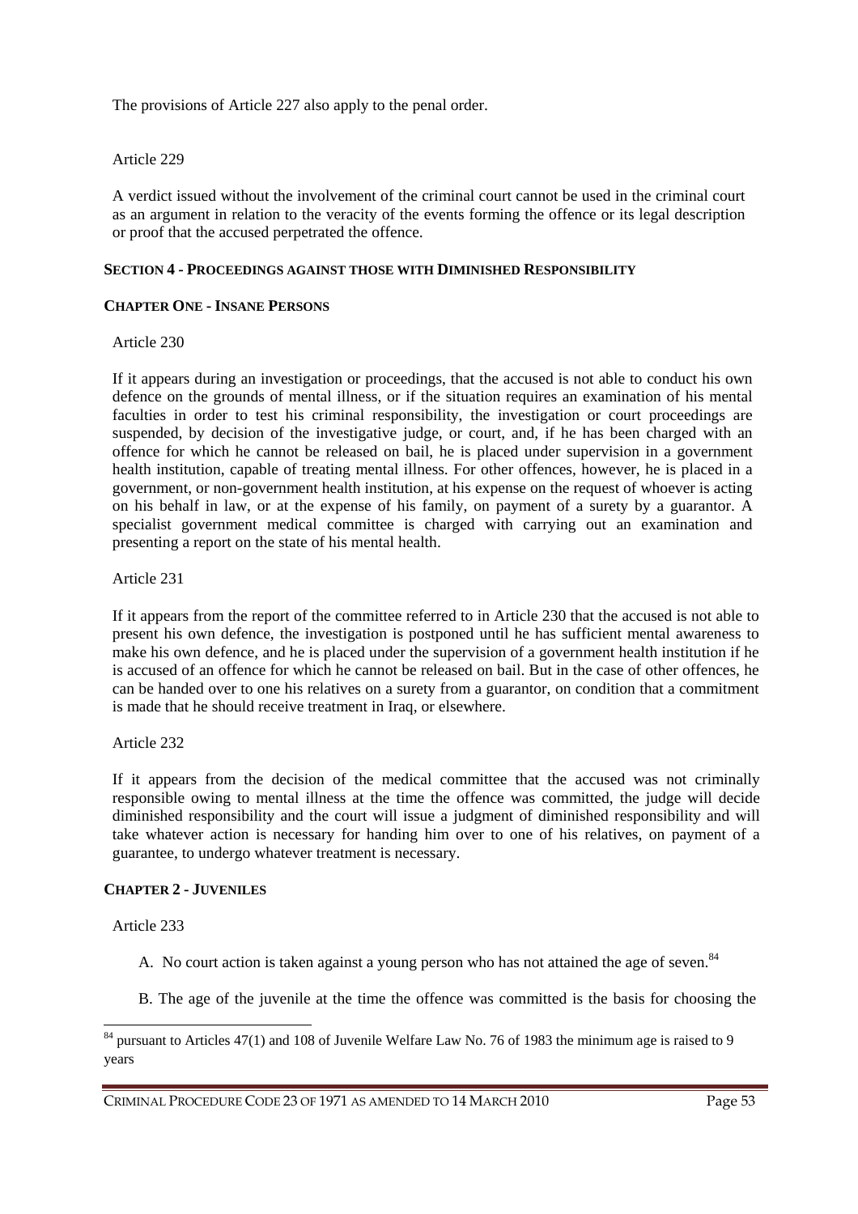The provisions of Article 227 also apply to the penal order.

Article 229

A verdict issued without the involvement of the criminal court cannot be used in the criminal court as an argument in relation to the veracity of the events forming the offence or its legal description or proof that the accused perpetrated the offence.

## SECTION 4 - PROCEEDINGS AGAINST THOSE WITH DIMINISHED RESPONSIBILITY

### CHAPTER ONE - INSANE PERSONS

Article 230

If it appears during an investigation or proceedings, that the accused is not able to conduct his own defence on the grounds of mental illness, or if the situation requires an examination of his mental faculties in order to test his criminal responsibility, the investigation or court proceedings are suspended, by decision of the investigative judge, or court, and, if he has been charged with an offence for which he cannot be released on bail, he is placed under supervision in a government health institution, capable of treating mental illness. For other offences, however, he is placed in a government, or non-government health institution, at his expense on the request of whoever is acting on his behalf in law, or at the expense of his family, on payment of a surety by a guarantor. A specialist government medical committee is charged with carrying out an examination and presenting a report on the state of his mental health.

Article 231

If it appears from the report of the committee referred to in Article 230 that the accused is not able to present his own defence, the investigation is postponed until he has sufficient mental awareness to make his own defence, and he is placed under the supervision of a government health institution if he is accused of an offence for which he cannot be released on bail. But in the case of other offences, he can be handed over to one his relatives on a surety from a guarantor, on condition that a commitment is made that he should receive treatment in Iraq, or elsewhere.

Article 232

If it appears from the decision of the medical committee that the accused was not criminally responsible owing to mental illness at the time the offence was committed, the judge will decide diminished responsibility and the court will issue a judgment of diminished responsibility and will take whatever action is necessary for handing him over to one of his relatives, on payment of a guarantee, to undergo whatever treatment is necessary.

### CHAPTER 2 - JUVENILES

Article 233

A. No court action is taken against a young person who has not attained the age of seven.[84]

B. The age of the juvenile at the time the offence was committed is the basis for choosing the

[84] pursuant to Articles 47(1) and 108 of Juvenile Welfare Law No. 76 of 1983 the minimum age is raised to 9 years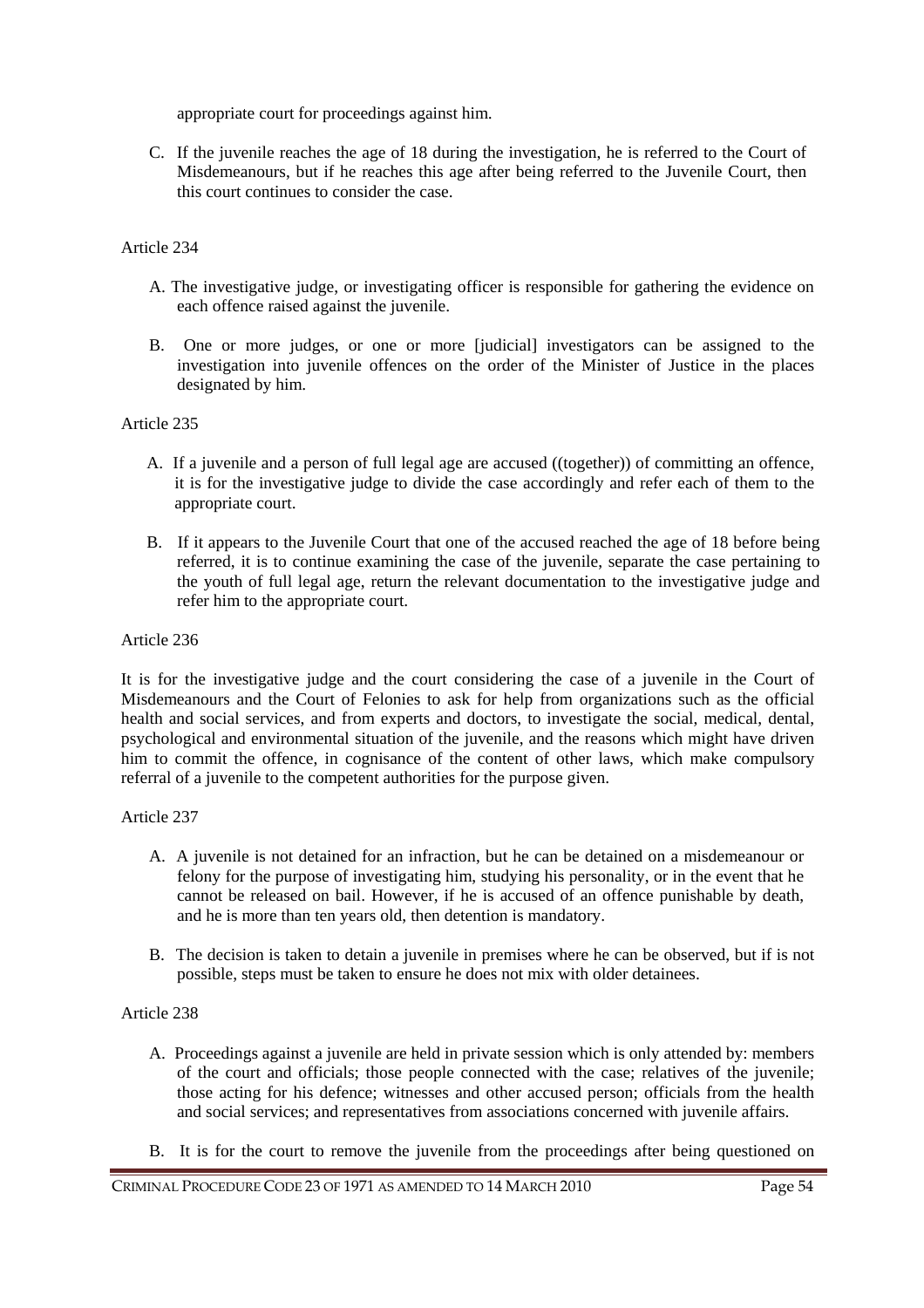appropriate court for proceedings against him.

C. If the juvenile reaches the age of 18 during the investigation, he is referred to the Court of Misdemeanours, but if he reaches this age after being referred to the Juvenile Court, then this court continues to consider the case.

Article 234

A. The investigative judge, or investigating officer is responsible for gathering the evidence on each offence raised against the juvenile.

B. One or more judges, or one or more [judicial] investigators can be assigned to the investigation into juvenile offences on the order of the Minister of Justice in the places designated by him.

Article 235

A. If a juvenile and a person of full legal age are accused ((together)) of committing an offence, it is for the investigative judge to divide the case accordingly and refer each of them to the appropriate court.

B. If it appears to the Juvenile Court that one of the accused reached the age of 18 before being referred, it is to continue examining the case of the juvenile, separate the case pertaining to the youth of full legal age, return the relevant documentation to the investigative judge and refer him to the appropriate court.

Article 236

It is for the investigative judge and the court considering the case of a juvenile in the Court of Misdemeanours and the Court of Felonies to ask for help from organizations such as the official health and social services, and from experts and doctors, to investigate the social, medical, dental, psychological and environmental situation of the juvenile, and the reasons which might have driven him to commit the offence, in cognisance of the content of other laws, which make compulsory referral of a juvenile to the competent authorities for the purpose given.

Article 237

A. A juvenile is not detained for an infraction, but he can be detained on a misdemeanour or felony for the purpose of investigating him, studying his personality, or in the event that he cannot be released on bail. However, if he is accused of an offence punishable by death, and he is more than ten years old, then detention is mandatory.

B. The decision is taken to detain a juvenile in premises where he can be observed, but if is not possible, steps must be taken to ensure he does not mix with older detainees.

Article 238

A. Proceedings against a juvenile are held in private session which is only attended by: members of the court and officials; those people connected with the case; relatives of the juvenile; those acting for his defence; witnesses and other accused person; officials from the health and social services; and representatives from associations concerned with juvenile affairs.

B. It is for the court to remove the juvenile from the proceedings after being questioned on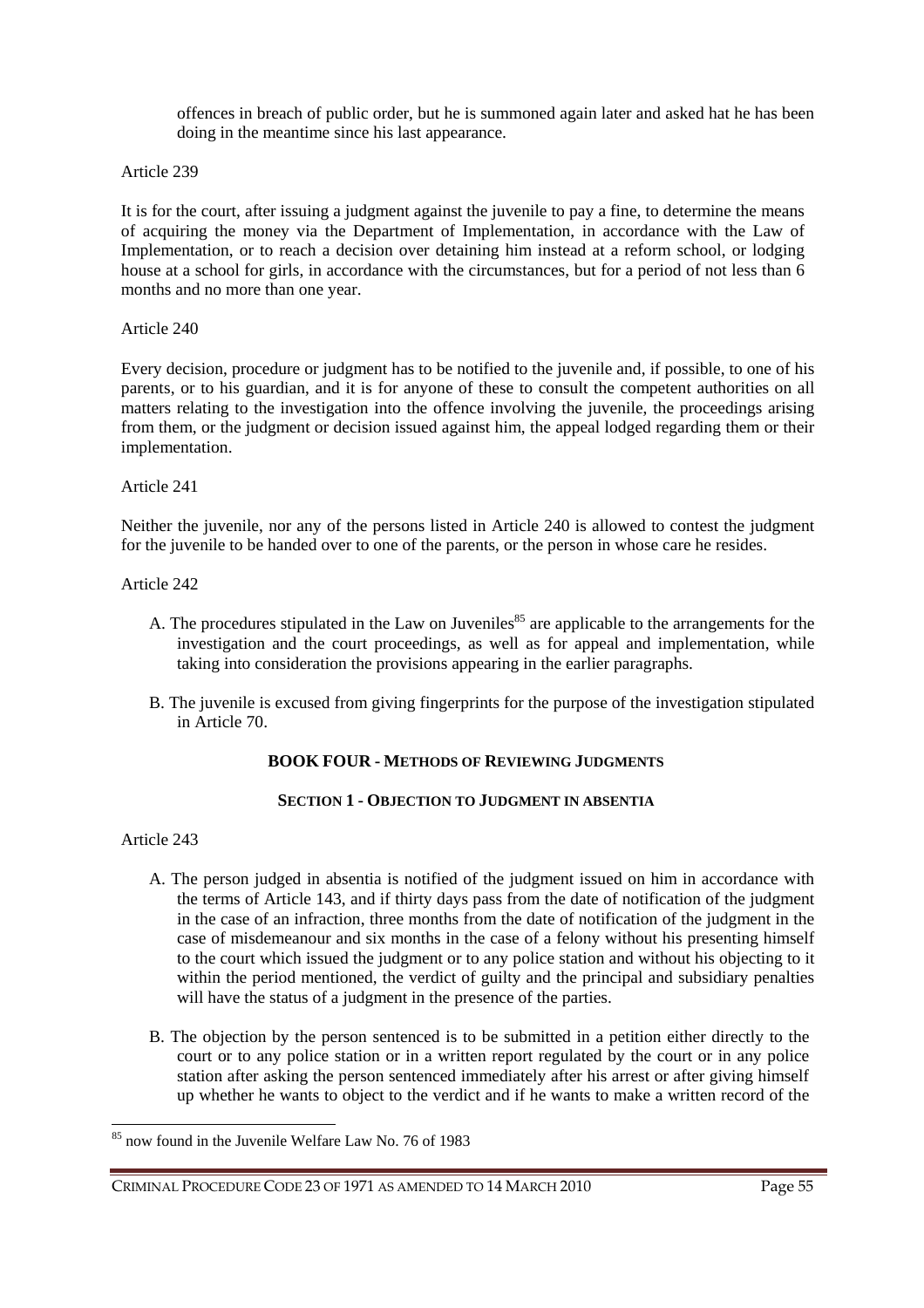offences in breach of public order, but he is summoned again later and asked hat he has been doing in the meantime since his last appearance.

Article 239

It is for the court, after issuing a judgment against the juvenile to pay a fine, to determine the means of acquiring the money via the Department of Implementation, in accordance with the Law of Implementation, or to reach a decision over detaining him instead at a reform school, or lodging house at a school for girls, in accordance with the circumstances, but for a period of not less than 6 months and no more than one year.

Article 240

Every decision, procedure or judgment has to be notified to the juvenile and, if possible, to one of his parents, or to his guardian, and it is for anyone of these to consult the competent authorities on all matters relating to the investigation into the offence involving the juvenile, the proceedings arising from them, or the judgment or decision issued against him, the appeal lodged regarding them or their implementation.

Article 241

Neither the juvenile, nor any of the persons listed in Article 240 is allowed to contest the judgment for the juvenile to be handed over to one of the parents, or the person in whose care he resides.

Article 242

A. The procedures stipulated in the Law on Juveniles[85] are applicable to the arrangements for the investigation and the court proceedings, as well as for appeal and implementation, while taking into consideration the provisions appearing in the earlier paragraphs.

B. The juvenile is excused from giving fingerprints for the purpose of the investigation stipulated in Article 70.

## BOOK FOUR - METHODS OF REVIEWING JUDGMENTS

### SECTION 1 - OBJECTION TO JUDGMENT IN ABSENTIA

Article 243

A. The person judged in absentia is notified of the judgment issued on him in accordance with the terms of Article 143, and if thirty days pass from the date of notification of the judgment in the case of an infraction, three months from the date of notification of the judgment in the case of misdemeanour and six months in the case of a felony without his presenting himself to the court which issued the judgment or to any police station and without his objecting to it within the period mentioned, the verdict of guilty and the principal and subsidiary penalties will have the status of a judgment in the presence of the parties.

B. The objection by the person sentenced is to be submitted in a petition either directly to the court or to any police station or in a written report regulated by the court or in any police station after asking the person sentenced immediately after his arrest or after giving himself up whether he wants to object to the verdict and if he wants to make a written record of the

---

[85] now found in the Juvenile Welfare Law No. 76 of 1983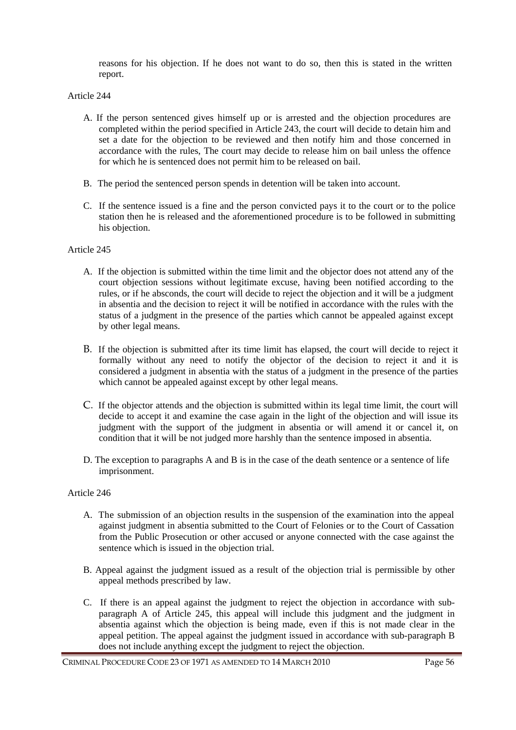reasons for his objection. If he does not want to do so, then this is stated in the written report.

Article 244

A. If the person sentenced gives himself up or is arrested and the objection procedures are completed within the period specified in Article 243, the court will decide to detain him and set a date for the objection to be reviewed and then notify him and those concerned in accordance with the rules, The court may decide to release him on bail unless the offence for which he is sentenced does not permit him to be released on bail.

B. The period the sentenced person spends in detention will be taken into account.

C. If the sentence issued is a fine and the person convicted pays it to the court or to the police station then he is released and the aforementioned procedure is to be followed in submitting his objection.

Article 245

A. If the objection is submitted within the time limit and the objector does not attend any of the court objection sessions without legitimate excuse, having been notified according to the rules, or if he absconds, the court will decide to reject the objection and it will be a judgment in absentia and the decision to reject it will be notified in accordance with the rules with the status of a judgment in the presence of the parties which cannot be appealed against except by other legal means.

B. If the objection is submitted after its time limit has elapsed, the court will decide to reject it formally without any need to notify the objector of the decision to reject it and it is considered a judgment in absentia with the status of a judgment in the presence of the parties which cannot be appealed against except by other legal means.

C. If the objector attends and the objection is submitted within its legal time limit, the court will decide to accept it and examine the case again in the light of the objection and will issue its judgment with the support of the judgment in absentia or will amend it or cancel it, on condition that it will be not judged more harshly than the sentence imposed in absentia.

D. The exception to paragraphs A and B is in the case of the death sentence or a sentence of life imprisonment.

Article 246

A. The submission of an objection results in the suspension of the examination into the appeal against judgment in absentia submitted to the Court of Felonies or to the Court of Cassation from the Public Prosecution or other accused or anyone connected with the case against the sentence which is issued in the objection trial.

B. Appeal against the judgment issued as a result of the objection trial is permissible by other appeal methods prescribed by law.

C. If there is an appeal against the judgment to reject the objection in accordance with sub-paragraph A of Article 245, this appeal will include this judgment and the judgment in absentia against which the objection is being made, even if this is not made clear in the appeal petition. The appeal against the judgment issued in accordance with sub-paragraph B does not include anything except the judgment to reject the objection.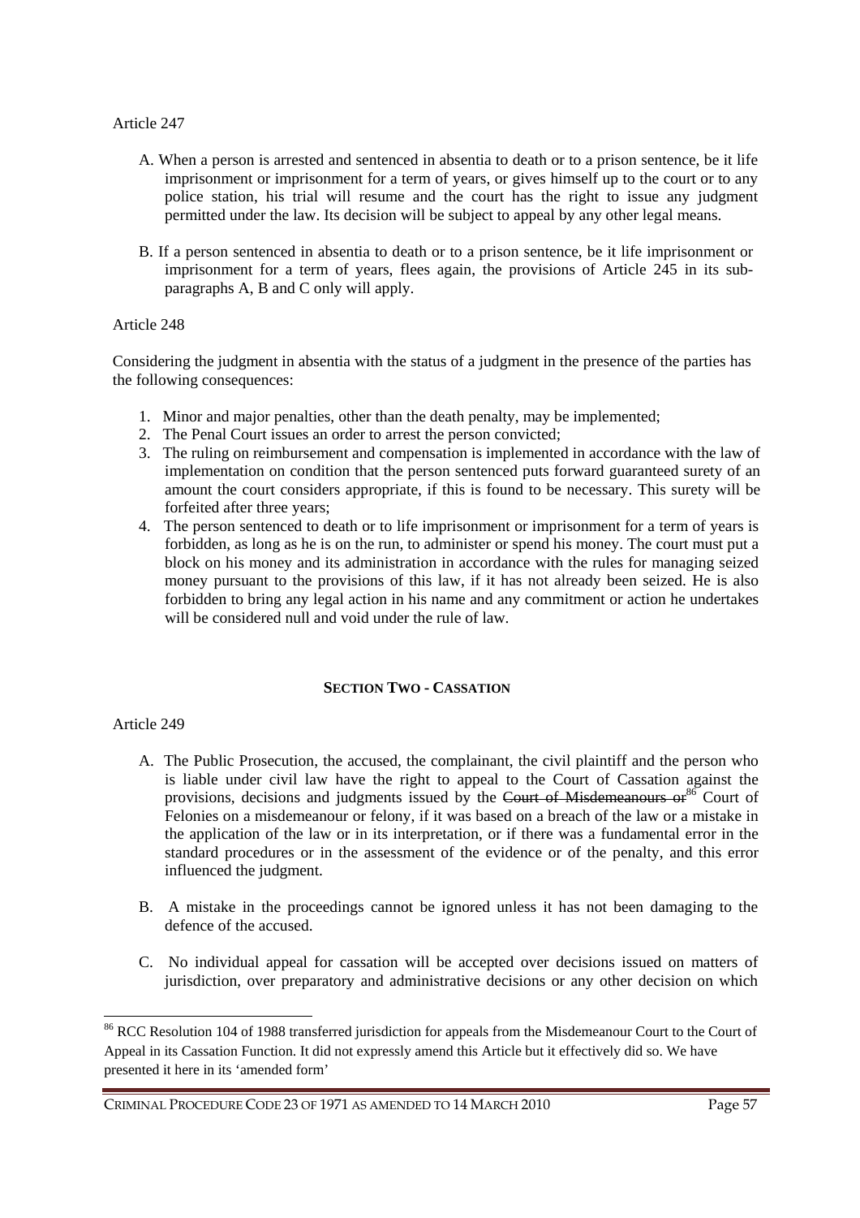Article 247

A. When a person is arrested and sentenced in absentia to death or to a prison sentence, be it life imprisonment or imprisonment for a term of years, or gives himself up to the court or to any police station, his trial will resume and the court has the right to issue any judgment permitted under the law. Its decision will be subject to appeal by any other legal means.

B. If a person sentenced in absentia to death or to a prison sentence, be it life imprisonment or imprisonment for a term of years, flees again, the provisions of Article 245 in its sub-paragraphs A, B and C only will apply.

Article 248

Considering the judgment in absentia with the status of a judgment in the presence of the parties has the following consequences:

1. Minor and major penalties, other than the death penalty, may be implemented;
2. The Penal Court issues an order to arrest the person convicted;
3. The ruling on reimbursement and compensation is implemented in accordance with the law of implementation on condition that the person sentenced puts forward guaranteed surety of an amount the court considers appropriate, if this is found to be necessary. This surety will be forfeited after three years;
4. The person sentenced to death or to life imprisonment or imprisonment for a term of years is forbidden, as long as he is on the run, to administer or spend his money. The court must put a block on his money and its administration in accordance with the rules for managing seized money pursuant to the provisions of this law, if it has not already been seized. He is also forbidden to bring any legal action in his name and any commitment or action he undertakes will be considered null and void under the rule of law.

## SECTION TWO - CASSATION

Article 249

A. The Public Prosecution, the accused, the complainant, the civil plaintiff and the person who is liable under civil law have the right to appeal to the Court of Cassation against the provisions, decisions and judgments issued by the ~~Court of Misdemeanours or~~[86] Court of Felonies on a misdemeanour or felony, if it was based on a breach of the law or a mistake in the application of the law or in its interpretation, or if there was a fundamental error in the standard procedures or in the assessment of the evidence or of the penalty, and this error influenced the judgment.

B. A mistake in the proceedings cannot be ignored unless it has not been damaging to the defence of the accused.

C. No individual appeal for cassation will be accepted over decisions issued on matters of jurisdiction, over preparatory and administrative decisions or any other decision on which

[86] RCC Resolution 104 of 1988 transferred jurisdiction for appeals from the Misdemeanour Court to the Court of Appeal in its Cassation Function. It did not expressly amend this Article but it effectively did so. We have presented it here in its 'amended form'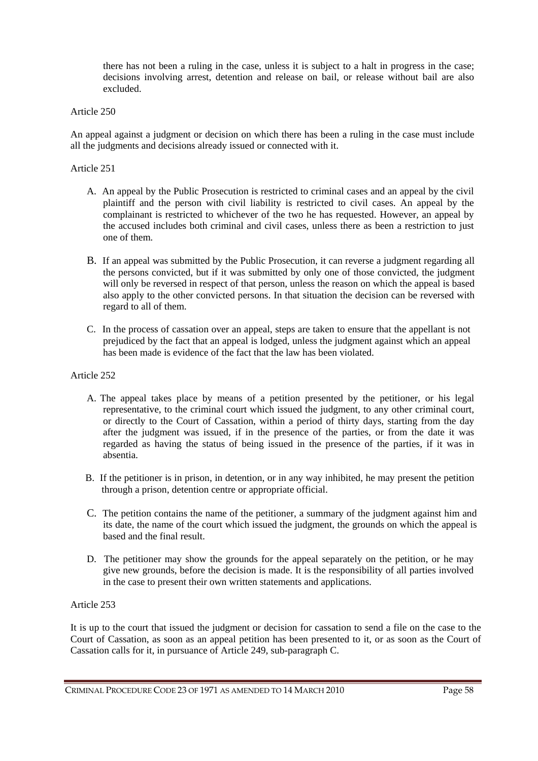there has not been a ruling in the case, unless it is subject to a halt in progress in the case; decisions involving arrest, detention and release on bail, or release without bail are also excluded.

Article 250

An appeal against a judgment or decision on which there has been a ruling in the case must include all the judgments and decisions already issued or connected with it.

Article 251

A. An appeal by the Public Prosecution is restricted to criminal cases and an appeal by the civil plaintiff and the person with civil liability is restricted to civil cases. An appeal by the complainant is restricted to whichever of the two he has requested. However, an appeal by the accused includes both criminal and civil cases, unless there as been a restriction to just one of them.

B. If an appeal was submitted by the Public Prosecution, it can reverse a judgment regarding all the persons convicted, but if it was submitted by only one of those convicted, the judgment will only be reversed in respect of that person, unless the reason on which the appeal is based also apply to the other convicted persons. In that situation the decision can be reversed with regard to all of them.

C. In the process of cassation over an appeal, steps are taken to ensure that the appellant is not prejudiced by the fact that an appeal is lodged, unless the judgment against which an appeal has been made is evidence of the fact that the law has been violated.

Article 252

A. The appeal takes place by means of a petition presented by the petitioner, or his legal representative, to the criminal court which issued the judgment, to any other criminal court, or directly to the Court of Cassation, within a period of thirty days, starting from the day after the judgment was issued, if in the presence of the parties, or from the date it was regarded as having the status of being issued in the presence of the parties, if it was in absentia.

B. If the petitioner is in prison, in detention, or in any way inhibited, he may present the petition through a prison, detention centre or appropriate official.

C. The petition contains the name of the petitioner, a summary of the judgment against him and its date, the name of the court which issued the judgment, the grounds on which the appeal is based and the final result.

D. The petitioner may show the grounds for the appeal separately on the petition, or he may give new grounds, before the decision is made. It is the responsibility of all parties involved in the case to present their own written statements and applications.

Article 253

It is up to the court that issued the judgment or decision for cassation to send a file on the case to the Court of Cassation, as soon as an appeal petition has been presented to it, or as soon as the Court of Cassation calls for it, in pursuance of Article 249, sub-paragraph C.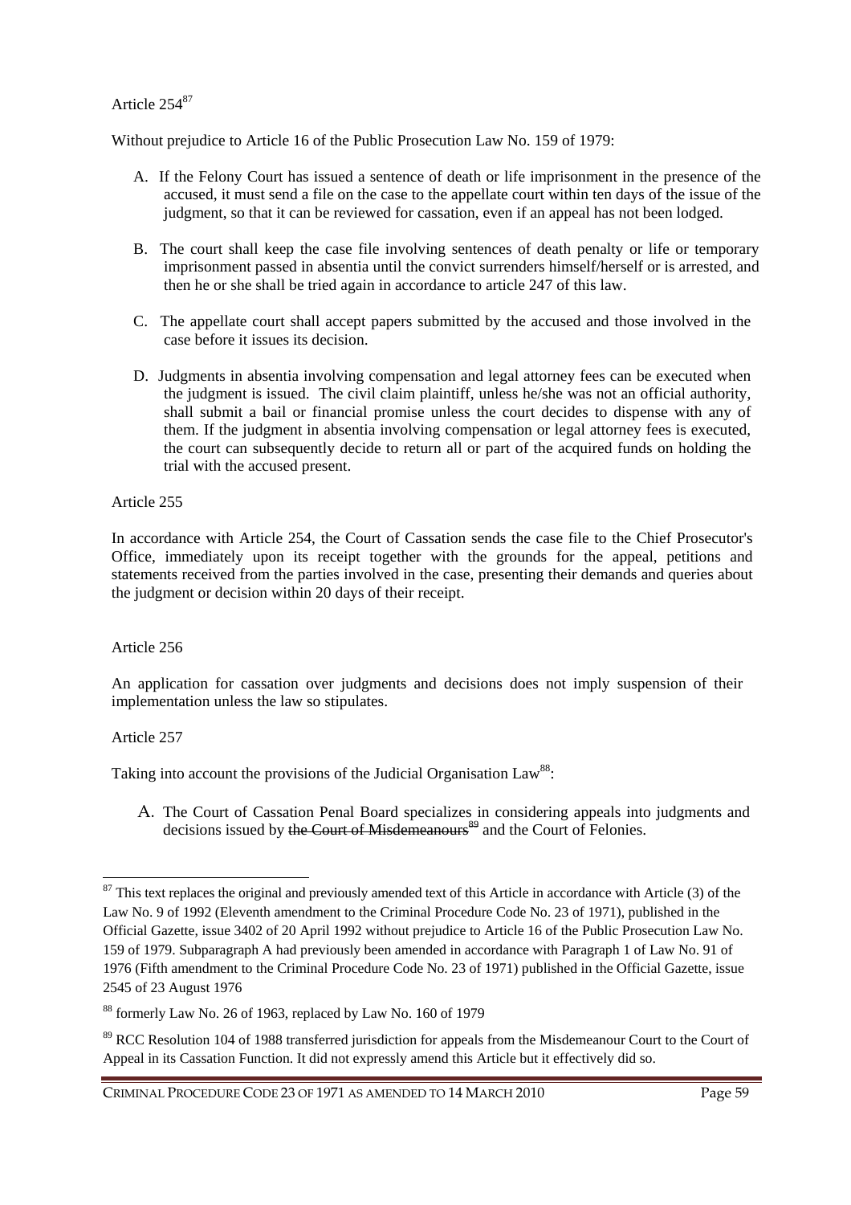Article 254[87]

Without prejudice to Article 16 of the Public Prosecution Law No. 159 of 1979:

A. If the Felony Court has issued a sentence of death or life imprisonment in the presence of the accused, it must send a file on the case to the appellate court within ten days of the issue of the judgment, so that it can be reviewed for cassation, even if an appeal has not been lodged.

B. The court shall keep the case file involving sentences of death penalty or life or temporary imprisonment passed in absentia until the convict surrenders himself/herself or is arrested, and then he or she shall be tried again in accordance to article 247 of this law.

C. The appellate court shall accept papers submitted by the accused and those involved in the case before it issues its decision.

D. Judgments in absentia involving compensation and legal attorney fees can be executed when the judgment is issued. The civil claim plaintiff, unless he/she was not an official authority, shall submit a bail or financial promise unless the court decides to dispense with any of them. If the judgment in absentia involving compensation or legal attorney fees is executed, the court can subsequently decide to return all or part of the acquired funds on holding the trial with the accused present.

Article 255

In accordance with Article 254, the Court of Cassation sends the case file to the Chief Prosecutor's Office, immediately upon its receipt together with the grounds for the appeal, petitions and statements received from the parties involved in the case, presenting their demands and queries about the judgment or decision within 20 days of their receipt.

Article 256

An application for cassation over judgments and decisions does not imply suspension of their implementation unless the law so stipulates.

Article 257

Taking into account the provisions of the Judicial Organisation Law[88]:

A. The Court of Cassation Penal Board specializes in considering appeals into judgments and decisions issued by ~~the Court of Misdemeanours~~[89] and the Court of Felonies.

---

[87] This text replaces the original and previously amended text of this Article in accordance with Article (3) of the Law No. 9 of 1992 (Eleventh amendment to the Criminal Procedure Code No. 23 of 1971), published in the Official Gazette, issue 3402 of 20 April 1992 without prejudice to Article 16 of the Public Prosecution Law No. 159 of 1979. Subparagraph A had previously been amended in accordance with Paragraph 1 of Law No. 91 of 1976 (Fifth amendment to the Criminal Procedure Code No. 23 of 1971) published in the Official Gazette, issue 2545 of 23 August 1976

[88] formerly Law No. 26 of 1963, replaced by Law No. 160 of 1979

[89] RCC Resolution 104 of 1988 transferred jurisdiction for appeals from the Misdemeanour Court to the Court of Appeal in its Cassation Function. It did not expressly amend this Article but it effectively did so.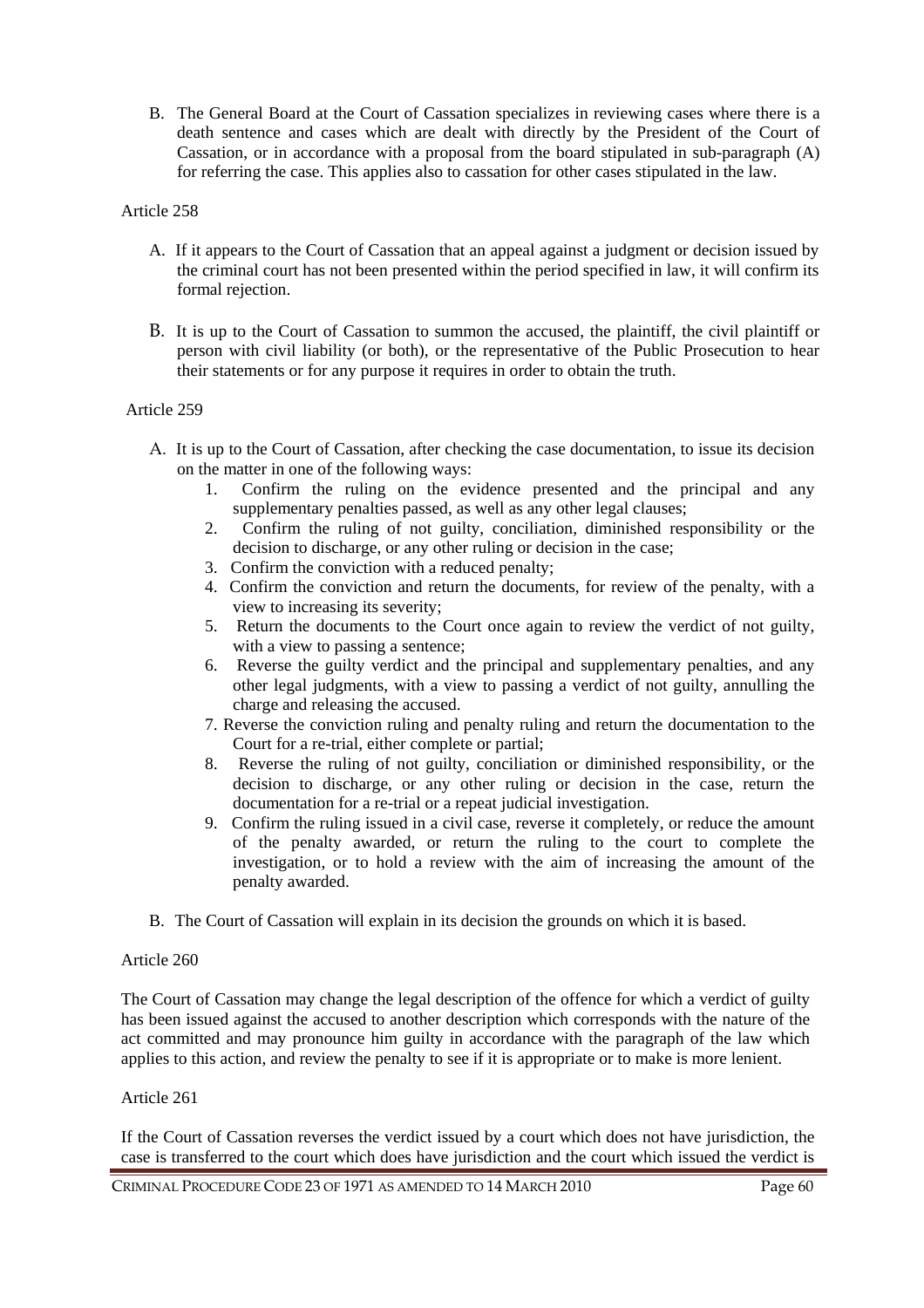B. The General Board at the Court of Cassation specializes in reviewing cases where there is a death sentence and cases which are dealt with directly by the President of the Court of Cassation, or in accordance with a proposal from the board stipulated in sub-paragraph (A) for referring the case. This applies also to cassation for other cases stipulated in the law.

Article 258

A. If it appears to the Court of Cassation that an appeal against a judgment or decision issued by the criminal court has not been presented within the period specified in law, it will confirm its formal rejection.

B. It is up to the Court of Cassation to summon the accused, the plaintiff, the civil plaintiff or person with civil liability (or both), or the representative of the Public Prosecution to hear their statements or for any purpose it requires in order to obtain the truth.

Article 259

A. It is up to the Court of Cassation, after checking the case documentation, to issue its decision on the matter in one of the following ways:
   1. Confirm the ruling on the evidence presented and the principal and any supplementary penalties passed, as well as any other legal clauses;
   2. Confirm the ruling of not guilty, conciliation, diminished responsibility or the decision to discharge, or any other ruling or decision in the case;
   3. Confirm the conviction with a reduced penalty;
   4. Confirm the conviction and return the documents, for review of the penalty, with a view to increasing its severity;
   5. Return the documents to the Court once again to review the verdict of not guilty, with a view to passing a sentence;
   6. Reverse the guilty verdict and the principal and supplementary penalties, and any other legal judgments, with a view to passing a verdict of not guilty, annulling the charge and releasing the accused.
   7. Reverse the conviction ruling and penalty ruling and return the documentation to the Court for a re-trial, either complete or partial;
   8. Reverse the ruling of not guilty, conciliation or diminished responsibility, or the decision to discharge, or any other ruling or decision in the case, return the documentation for a re-trial or a repeat judicial investigation.
   9. Confirm the ruling issued in a civil case, reverse it completely, or reduce the amount of the penalty awarded, or return the ruling to the court to complete the investigation, or to hold a review with the aim of increasing the amount of the penalty awarded.

B. The Court of Cassation will explain in its decision the grounds on which it is based.

Article 260

The Court of Cassation may change the legal description of the offence for which a verdict of guilty has been issued against the accused to another description which corresponds with the nature of the act committed and may pronounce him guilty in accordance with the paragraph of the law which applies to this action, and review the penalty to see if it is appropriate or to make is more lenient.

Article 261

If the Court of Cassation reverses the verdict issued by a court which does not have jurisdiction, the case is transferred to the court which does have jurisdiction and the court which issued the verdict is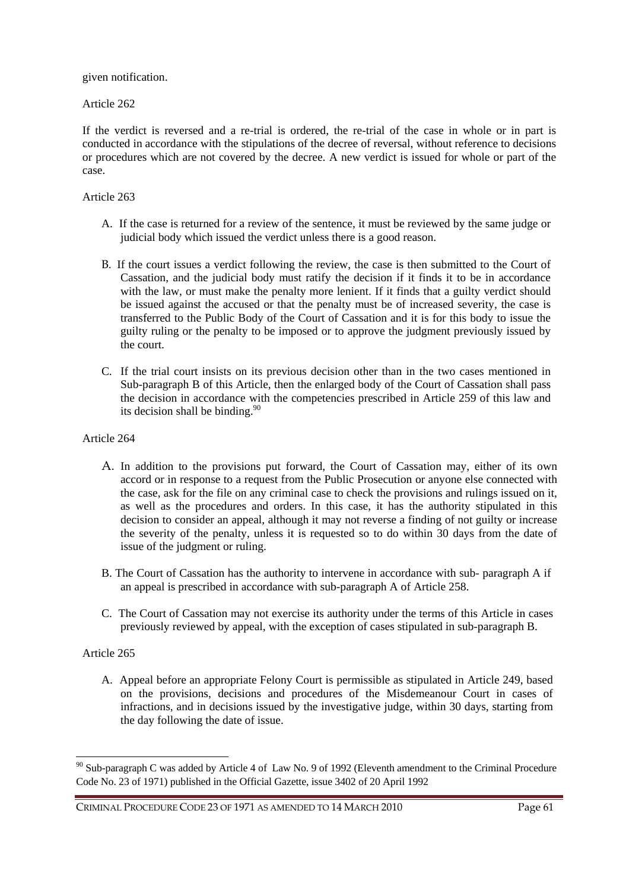given notification.

Article 262

If the verdict is reversed and a re-trial is ordered, the re-trial of the case in whole or in part is conducted in accordance with the stipulations of the decree of reversal, without reference to decisions or procedures which are not covered by the decree. A new verdict is issued for whole or part of the case.

Article 263

A. If the case is returned for a review of the sentence, it must be reviewed by the same judge or judicial body which issued the verdict unless there is a good reason.

B. If the court issues a verdict following the review, the case is then submitted to the Court of Cassation, and the judicial body must ratify the decision if it finds it to be in accordance with the law, or must make the penalty more lenient. If it finds that a guilty verdict should be issued against the accused or that the penalty must be of increased severity, the case is transferred to the Public Body of the Court of Cassation and it is for this body to issue the guilty ruling or the penalty to be imposed or to approve the judgment previously issued by the court.

C. If the trial court insists on its previous decision other than in the two cases mentioned in Sub-paragraph B of this Article, then the enlarged body of the Court of Cassation shall pass the decision in accordance with the competencies prescribed in Article 259 of this law and its decision shall be binding.[90]

Article 264

A. In addition to the provisions put forward, the Court of Cassation may, either of its own accord or in response to a request from the Public Prosecution or anyone else connected with the case, ask for the file on any criminal case to check the provisions and rulings issued on it, as well as the procedures and orders. In this case, it has the authority stipulated in this decision to consider an appeal, although it may not reverse a finding of not guilty or increase the severity of the penalty, unless it is requested so to do within 30 days from the date of issue of the judgment or ruling.

B. The Court of Cassation has the authority to intervene in accordance with sub- paragraph A if an appeal is prescribed in accordance with sub-paragraph A of Article 258.

C. The Court of Cassation may not exercise its authority under the terms of this Article in cases previously reviewed by appeal, with the exception of cases stipulated in sub-paragraph B.

Article 265

A. Appeal before an appropriate Felony Court is permissible as stipulated in Article 249, based on the provisions, decisions and procedures of the Misdemeanour Court in cases of infractions, and in decisions issued by the investigative judge, within 30 days, starting from the day following the date of issue.

---

[90] Sub-paragraph C was added by Article 4 of Law No. 9 of 1992 (Eleventh amendment to the Criminal Procedure Code No. 23 of 1971) published in the Official Gazette, issue 3402 of 20 April 1992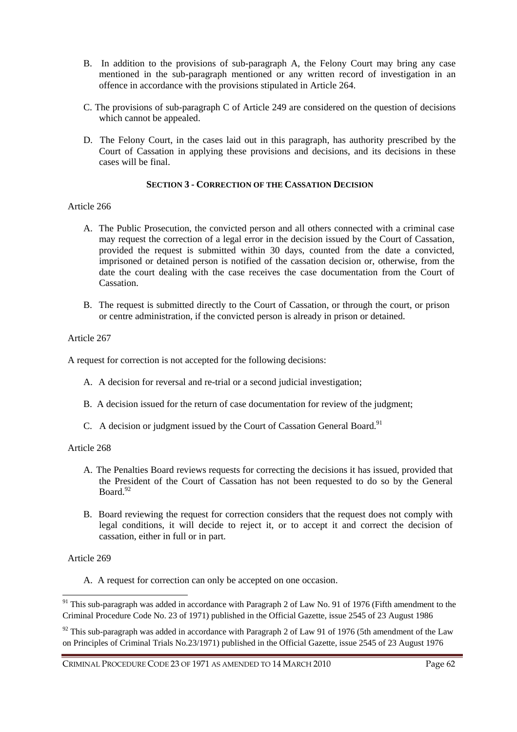B. In addition to the provisions of sub-paragraph A, the Felony Court may bring any case mentioned in the sub-paragraph mentioned or any written record of investigation in an offence in accordance with the provisions stipulated in Article 264.

C. The provisions of sub-paragraph C of Article 249 are considered on the question of decisions which cannot be appealed.

D. The Felony Court, in the cases laid out in this paragraph, has authority prescribed by the Court of Cassation in applying these provisions and decisions, and its decisions in these cases will be final.

### SECTION 3 - CORRECTION OF THE CASSATION DECISION

Article 266

A. The Public Prosecution, the convicted person and all others connected with a criminal case may request the correction of a legal error in the decision issued by the Court of Cassation, provided the request is submitted within 30 days, counted from the date a convicted, imprisoned or detained person is notified of the cassation decision or, otherwise, from the date the court dealing with the case receives the case documentation from the Court of Cassation.

B. The request is submitted directly to the Court of Cassation, or through the court, or prison or centre administration, if the convicted person is already in prison or detained.

Article 267

A request for correction is not accepted for the following decisions:

A. A decision for reversal and re-trial or a second judicial investigation;

B. A decision issued for the return of case documentation for review of the judgment;

C. A decision or judgment issued by the Court of Cassation General Board.[91]

Article 268

A. The Penalties Board reviews requests for correcting the decisions it has issued, provided that the President of the Court of Cassation has not been requested to do so by the General Board.[92]

B. Board reviewing the request for correction considers that the request does not comply with legal conditions, it will decide to reject it, or to accept it and correct the decision of cassation, either in full or in part.

Article 269

A. A request for correction can only be accepted on one occasion.

---

[91] This sub-paragraph was added in accordance with Paragraph 2 of Law No. 91 of 1976 (Fifth amendment to the Criminal Procedure Code No. 23 of 1971) published in the Official Gazette, issue 2545 of 23 August 1986

[92] This sub-paragraph was added in accordance with Paragraph 2 of Law 91 of 1976 (5th amendment of the Law on Principles of Criminal Trials No.23/1971) published in the Official Gazette, issue 2545 of 23 August 1976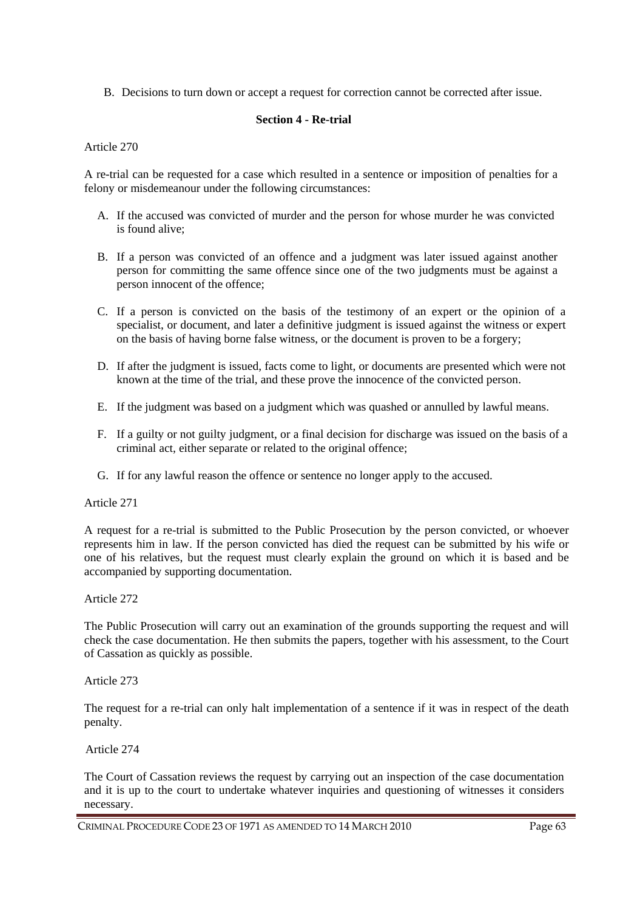B. Decisions to turn down or accept a request for correction cannot be corrected after issue.

### Section 4 - Re-trial

Article 270

A re-trial can be requested for a case which resulted in a sentence or imposition of penalties for a felony or misdemeanour under the following circumstances:

A. If the accused was convicted of murder and the person for whose murder he was convicted is found alive;

B. If a person was convicted of an offence and a judgment was later issued against another person for committing the same offence since one of the two judgments must be against a person innocent of the offence;

C. If a person is convicted on the basis of the testimony of an expert or the opinion of a specialist, or document, and later a definitive judgment is issued against the witness or expert on the basis of having borne false witness, or the document is proven to be a forgery;

D. If after the judgment is issued, facts come to light, or documents are presented which were not known at the time of the trial, and these prove the innocence of the convicted person.

E. If the judgment was based on a judgment which was quashed or annulled by lawful means.

F. If a guilty or not guilty judgment, or a final decision for discharge was issued on the basis of a criminal act, either separate or related to the original offence;

G. If for any lawful reason the offence or sentence no longer apply to the accused.

Article 271

A request for a re-trial is submitted to the Public Prosecution by the person convicted, or whoever represents him in law. If the person convicted has died the request can be submitted by his wife or one of his relatives, but the request must clearly explain the ground on which it is based and be accompanied by supporting documentation.

Article 272

The Public Prosecution will carry out an examination of the grounds supporting the request and will check the case documentation. He then submits the papers, together with his assessment, to the Court of Cassation as quickly as possible.

Article 273

The request for a re-trial can only halt implementation of a sentence if it was in respect of the death penalty.

Article 274

The Court of Cassation reviews the request by carrying out an inspection of the case documentation and it is up to the court to undertake whatever inquiries and questioning of witnesses it considers necessary.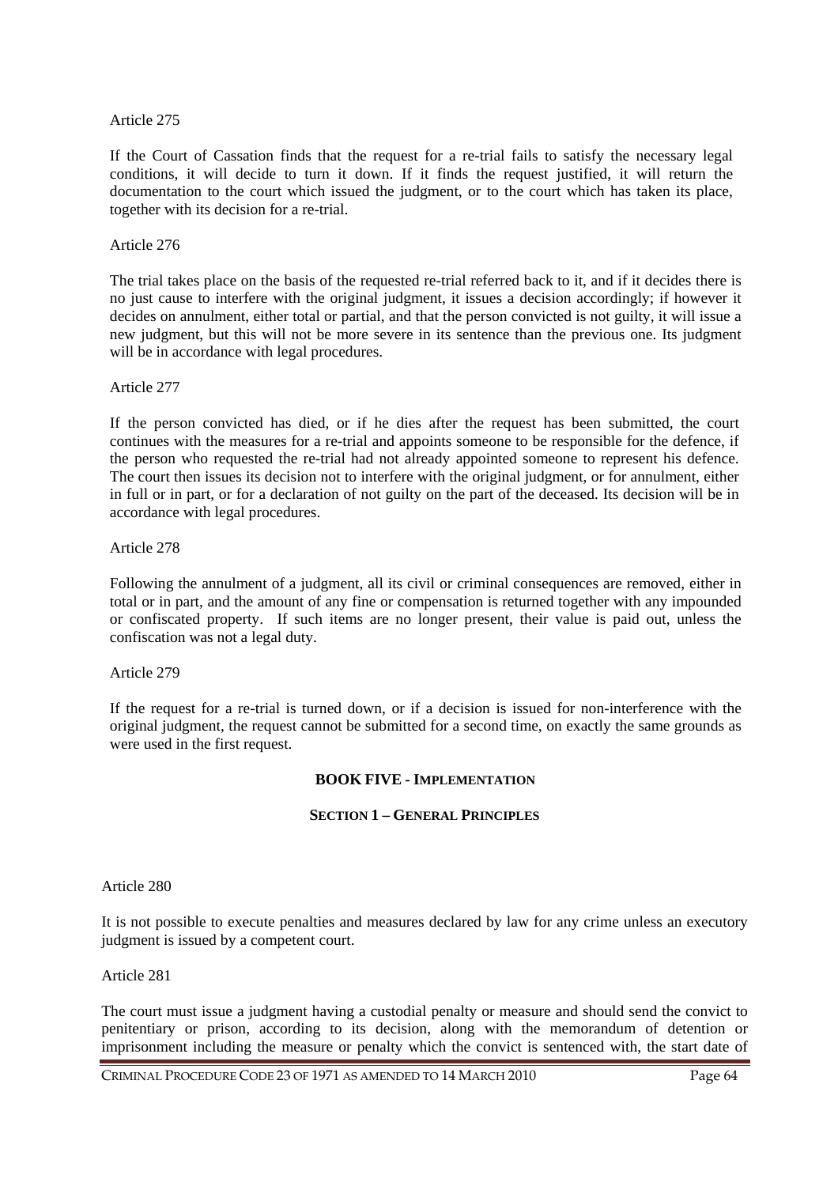Article 275

If the Court of Cassation finds that the request for a re-trial fails to satisfy the necessary legal conditions, it will decide to turn it down. If it finds the request justified, it will return the documentation to the court which issued the judgment, or to the court which has taken its place, together with its decision for a re-trial.

Article 276

The trial takes place on the basis of the requested re-trial referred back to it, and if it decides there is no just cause to interfere with the original judgment, it issues a decision accordingly; if however it decides on annulment, either total or partial, and that the person convicted is not guilty, it will issue a new judgment, but this will not be more severe in its sentence than the previous one. Its judgment will be in accordance with legal procedures.

Article 277

If the person convicted has died, or if he dies after the request has been submitted, the court continues with the measures for a re-trial and appoints someone to be responsible for the defence, if the person who requested the re-trial had not already appointed someone to represent his defence. The court then issues its decision not to interfere with the original judgment, or for annulment, either in full or in part, or for a declaration of not guilty on the part of the deceased. Its decision will be in accordance with legal procedures.

Article 278

Following the annulment of a judgment, all its civil or criminal consequences are removed, either in total or in part, and the amount of any fine or compensation is returned together with any impounded or confiscated property. If such items are no longer present, their value is paid out, unless the confiscation was not a legal duty.

Article 279

If the request for a re-trial is turned down, or if a decision is issued for non-interference with the original judgment, the request cannot be submitted for a second time, on exactly the same grounds as were used in the first request.

## BOOK FIVE - IMPLEMENTATION

### SECTION 1 – GENERAL PRINCIPLES

Article 280

It is not possible to execute penalties and measures declared by law for any crime unless an executory judgment is issued by a competent court.

Article 281

The court must issue a judgment having a custodial penalty or measure and should send the convict to penitentiary or prison, according to its decision, along with the memorandum of detention or imprisonment including the measure or penalty which the convict is sentenced with, the start date of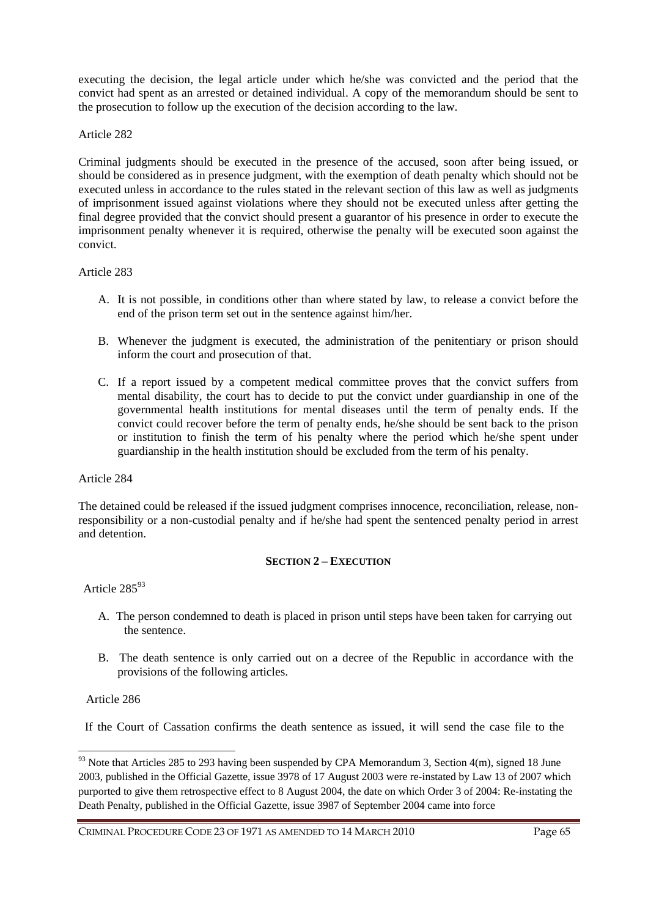executing the decision, the legal article under which he/she was convicted and the period that the convict had spent as an arrested or detained individual. A copy of the memorandum should be sent to the prosecution to follow up the execution of the decision according to the law.

Article 282

Criminal judgments should be executed in the presence of the accused, soon after being issued, or should be considered as in presence judgment, with the exemption of death penalty which should not be executed unless in accordance to the rules stated in the relevant section of this law as well as judgments of imprisonment issued against violations where they should not be executed unless after getting the final degree provided that the convict should present a guarantor of his presence in order to execute the imprisonment penalty whenever it is required, otherwise the penalty will be executed soon against the convict.

Article 283

A. It is not possible, in conditions other than where stated by law, to release a convict before the end of the prison term set out in the sentence against him/her.

B. Whenever the judgment is executed, the administration of the penitentiary or prison should inform the court and prosecution of that.

C. If a report issued by a competent medical committee proves that the convict suffers from mental disability, the court has to decide to put the convict under guardianship in one of the governmental health institutions for mental diseases until the term of penalty ends. If the convict could recover before the term of penalty ends, he/she should be sent back to the prison or institution to finish the term of his penalty where the period which he/she spent under guardianship in the health institution should be excluded from the term of his penalty.

Article 284

The detained could be released if the issued judgment comprises innocence, reconciliation, release, non-responsibility or a non-custodial penalty and if he/she had spent the sentenced penalty period in arrest and detention.

### SECTION 2 – EXECUTION

Article 285[93]

A. The person condemned to death is placed in prison until steps have been taken for carrying out the sentence.

B. The death sentence is only carried out on a decree of the Republic in accordance with the provisions of the following articles.

Article 286

If the Court of Cassation confirms the death sentence as issued, it will send the case file to the

---

[93] Note that Articles 285 to 293 having been suspended by CPA Memorandum 3, Section 4(m), signed 18 June 2003, published in the Official Gazette, issue 3978 of 17 August 2003 were re-instated by Law 13 of 2007 which purported to give them retrospective effect to 8 August 2004, the date on which Order 3 of 2004: Re-instating the Death Penalty, published in the Official Gazette, issue 3987 of September 2004 came into force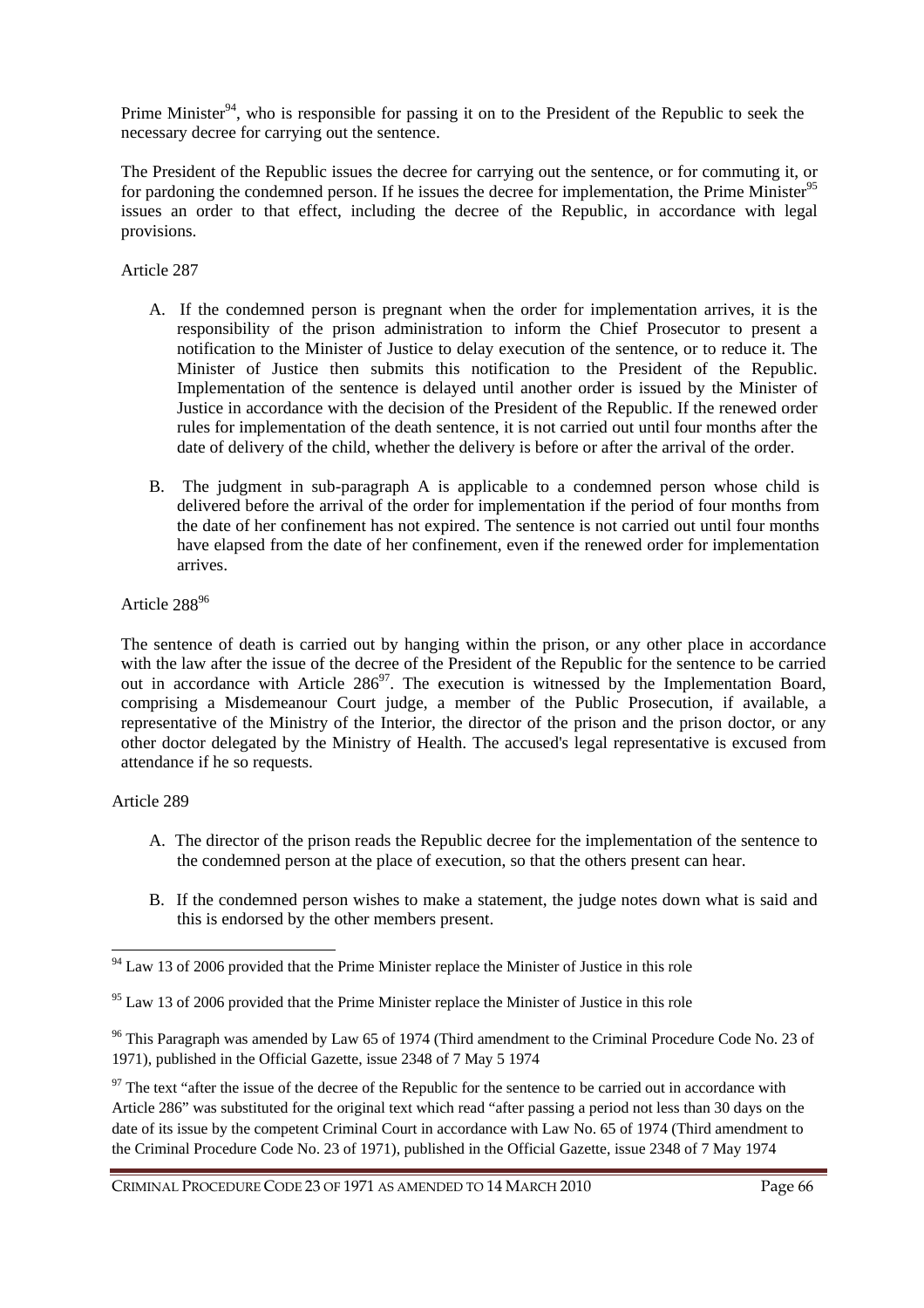Prime Minister[94], who is responsible for passing it on to the President of the Republic to seek the necessary decree for carrying out the sentence.

The President of the Republic issues the decree for carrying out the sentence, or for commuting it, or for pardoning the condemned person. If he issues the decree for implementation, the Prime Minister[95] issues an order to that effect, including the decree of the Republic, in accordance with legal provisions.

Article 287

A. If the condemned person is pregnant when the order for implementation arrives, it is the responsibility of the prison administration to inform the Chief Prosecutor to present a notification to the Minister of Justice to delay execution of the sentence, or to reduce it. The Minister of Justice then submits this notification to the President of the Republic. Implementation of the sentence is delayed until another order is issued by the Minister of Justice in accordance with the decision of the President of the Republic. If the renewed order rules for implementation of the death sentence, it is not carried out until four months after the date of delivery of the child, whether the delivery is before or after the arrival of the order.

B. The judgment in sub-paragraph A is applicable to a condemned person whose child is delivered before the arrival of the order for implementation if the period of four months from the date of her confinement has not expired. The sentence is not carried out until four months have elapsed from the date of her confinement, even if the renewed order for implementation arrives.

Article 288[96]

The sentence of death is carried out by hanging within the prison, or any other place in accordance with the law after the issue of the decree of the President of the Republic for the sentence to be carried out in accordance with Article 286[97]. The execution is witnessed by the Implementation Board, comprising a Misdemeanour Court judge, a member of the Public Prosecution, if available, a representative of the Ministry of the Interior, the director of the prison and the prison doctor, or any other doctor delegated by the Ministry of Health. The accused's legal representative is excused from attendance if he so requests.

Article 289

A. The director of the prison reads the Republic decree for the implementation of the sentence to the condemned person at the place of execution, so that the others present can hear.

B. If the condemned person wishes to make a statement, the judge notes down what is said and this is endorsed by the other members present.

---

[94] Law 13 of 2006 provided that the Prime Minister replace the Minister of Justice in this role

[95] Law 13 of 2006 provided that the Prime Minister replace the Minister of Justice in this role

[96] This Paragraph was amended by Law 65 of 1974 (Third amendment to the Criminal Procedure Code No. 23 of 1971), published in the Official Gazette, issue 2348 of 7 May 5 1974

[97] The text "after the issue of the decree of the Republic for the sentence to be carried out in accordance with Article 286" was substituted for the original text which read "after passing a period not less than 30 days on the date of its issue by the competent Criminal Court in accordance with Law No. 65 of 1974 (Third amendment to the Criminal Procedure Code No. 23 of 1971), published in the Official Gazette, issue 2348 of 7 May 1974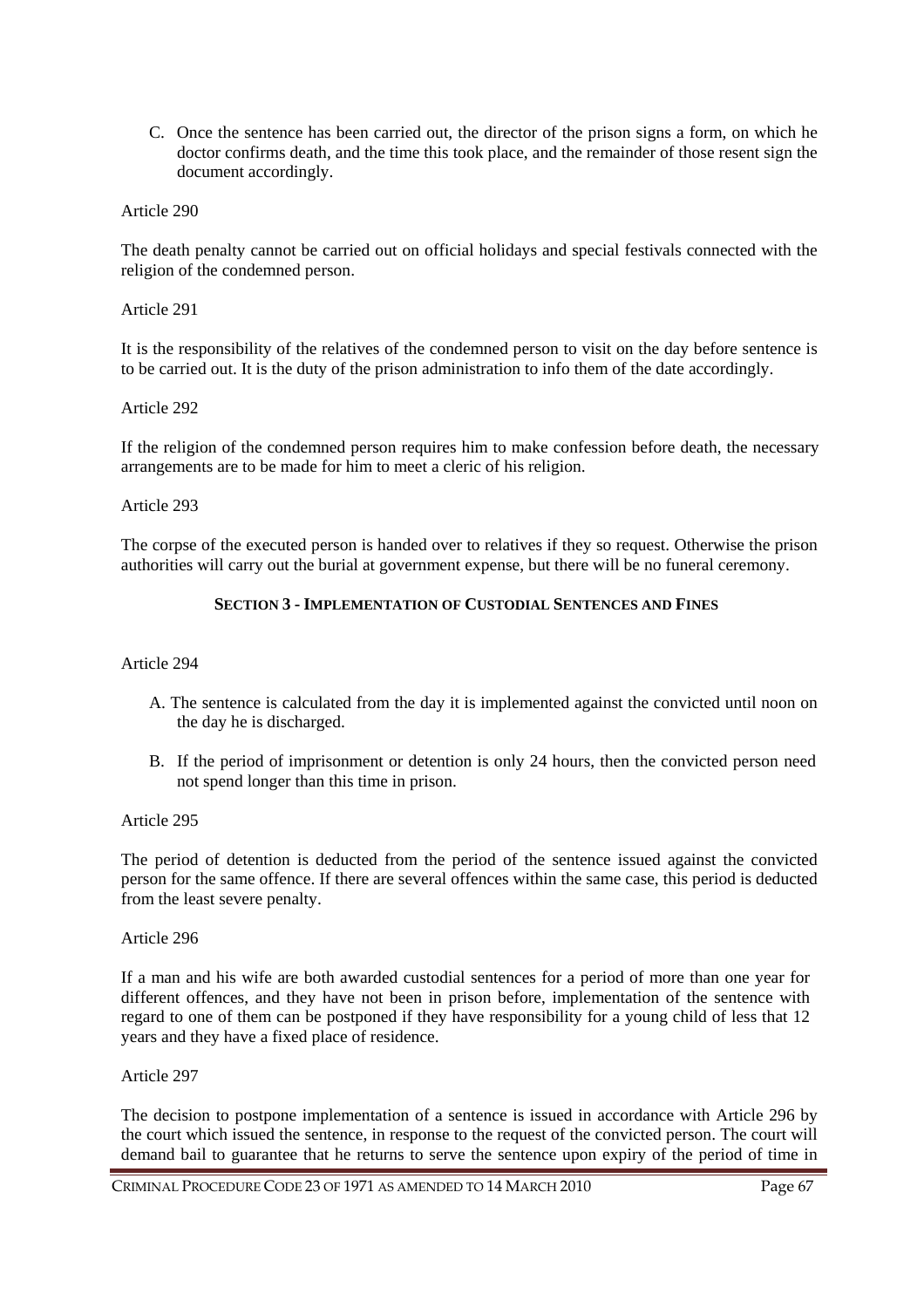C. Once the sentence has been carried out, the director of the prison signs a form, on which he doctor confirms death, and the time this took place, and the remainder of those resent sign the document accordingly.

Article 290

The death penalty cannot be carried out on official holidays and special festivals connected with the religion of the condemned person.

Article 291

It is the responsibility of the relatives of the condemned person to visit on the day before sentence is to be carried out. It is the duty of the prison administration to info them of the date accordingly.

Article 292

If the religion of the condemned person requires him to make confession before death, the necessary arrangements are to be made for him to meet a cleric of his religion.

Article 293

The corpse of the executed person is handed over to relatives if they so request. Otherwise the prison authorities will carry out the burial at government expense, but there will be no funeral ceremony.

### SECTION 3 - IMPLEMENTATION OF CUSTODIAL SENTENCES AND FINES

Article 294

A. The sentence is calculated from the day it is implemented against the convicted until noon on the day he is discharged.

B. If the period of imprisonment or detention is only 24 hours, then the convicted person need not spend longer than this time in prison.

Article 295

The period of detention is deducted from the period of the sentence issued against the convicted person for the same offence. If there are several offences within the same case, this period is deducted from the least severe penalty.

Article 296

If a man and his wife are both awarded custodial sentences for a period of more than one year for different offences, and they have not been in prison before, implementation of the sentence with regard to one of them can be postponed if they have responsibility for a young child of less that 12 years and they have a fixed place of residence.

Article 297

The decision to postpone implementation of a sentence is issued in accordance with Article 296 by the court which issued the sentence, in response to the request of the convicted person. The court will demand bail to guarantee that he returns to serve the sentence upon expiry of the period of time in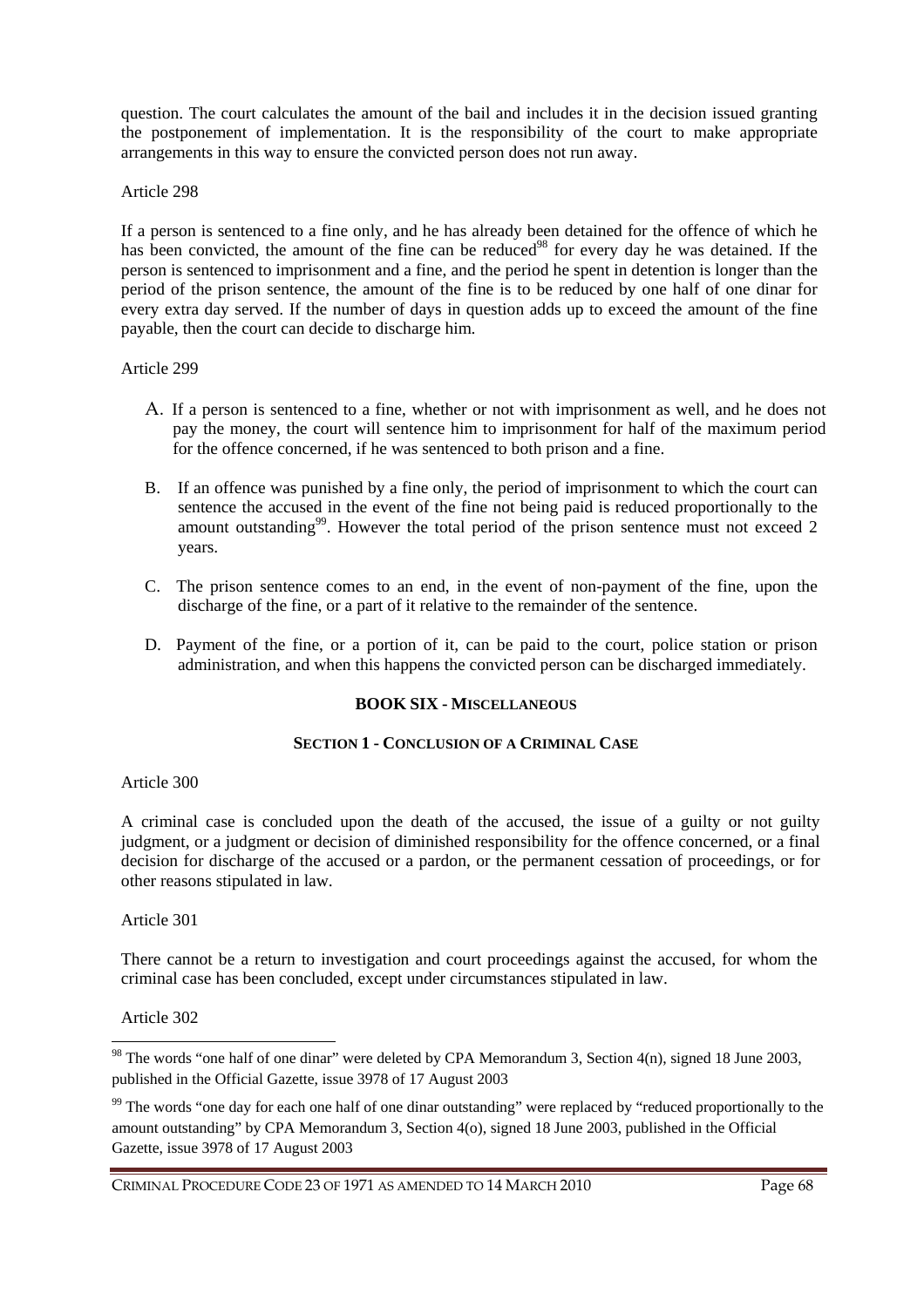question. The court calculates the amount of the bail and includes it in the decision issued granting the postponement of implementation. It is the responsibility of the court to make appropriate arrangements in this way to ensure the convicted person does not run away.

Article 298

If a person is sentenced to a fine only, and he has already been detained for the offence of which he has been convicted, the amount of the fine can be reduced[98] for every day he was detained. If the person is sentenced to imprisonment and a fine, and the period he spent in detention is longer than the period of the prison sentence, the amount of the fine is to be reduced by one half of one dinar for every extra day served. If the number of days in question adds up to exceed the amount of the fine payable, then the court can decide to discharge him.

Article 299

A. If a person is sentenced to a fine, whether or not with imprisonment as well, and he does not pay the money, the court will sentence him to imprisonment for half of the maximum period for the offence concerned, if he was sentenced to both prison and a fine.

B. If an offence was punished by a fine only, the period of imprisonment to which the court can sentence the accused in the event of the fine not being paid is reduced proportionally to the amount outstanding[99]. However the total period of the prison sentence must not exceed 2 years.

C. The prison sentence comes to an end, in the event of non-payment of the fine, upon the discharge of the fine, or a part of it relative to the remainder of the sentence.

D. Payment of the fine, or a portion of it, can be paid to the court, police station or prison administration, and when this happens the convicted person can be discharged immediately.

## BOOK SIX - MISCELLANEOUS

### SECTION 1 - CONCLUSION OF A CRIMINAL CASE

Article 300

A criminal case is concluded upon the death of the accused, the issue of a guilty or not guilty judgment, or a judgment or decision of diminished responsibility for the offence concerned, or a final decision for discharge of the accused or a pardon, or the permanent cessation of proceedings, or for other reasons stipulated in law.

Article 301

There cannot be a return to investigation and court proceedings against the accused, for whom the criminal case has been concluded, except under circumstances stipulated in law.

Article 302

---

[98] The words "one half of one dinar" were deleted by CPA Memorandum 3, Section 4(n), signed 18 June 2003, published in the Official Gazette, issue 3978 of 17 August 2003

[99] The words "one day for each one half of one dinar outstanding" were replaced by "reduced proportionally to the amount outstanding" by CPA Memorandum 3, Section 4(o), signed 18 June 2003, published in the Official Gazette, issue 3978 of 17 August 2003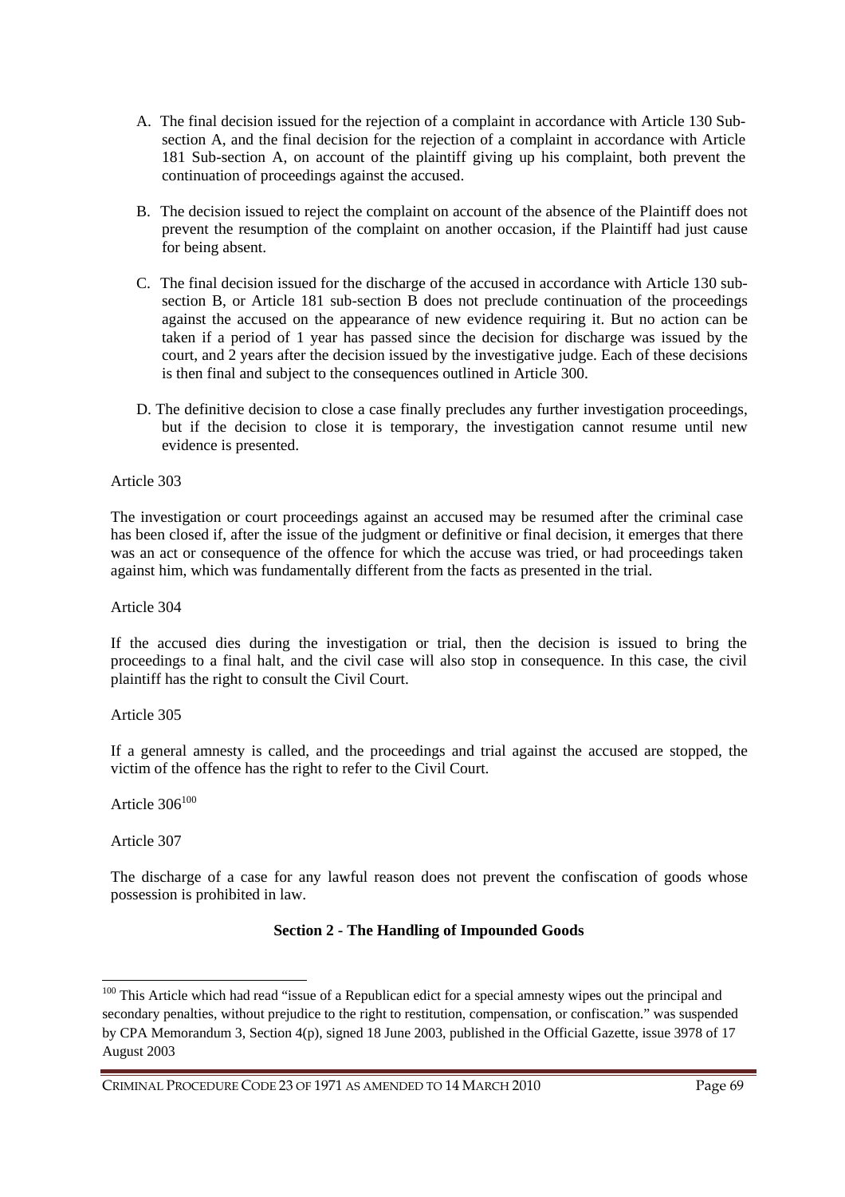A. The final decision issued for the rejection of a complaint in accordance with Article 130 Sub-section A, and the final decision for the rejection of a complaint in accordance with Article 181 Sub-section A, on account of the plaintiff giving up his complaint, both prevent the continuation of proceedings against the accused.

B. The decision issued to reject the complaint on account of the absence of the Plaintiff does not prevent the resumption of the complaint on another occasion, if the Plaintiff had just cause for being absent.

C. The final decision issued for the discharge of the accused in accordance with Article 130 sub-section B, or Article 181 sub-section B does not preclude continuation of the proceedings against the accused on the appearance of new evidence requiring it. But no action can be taken if a period of 1 year has passed since the decision for discharge was issued by the court, and 2 years after the decision issued by the investigative judge. Each of these decisions is then final and subject to the consequences outlined in Article 300.

D. The definitive decision to close a case finally precludes any further investigation proceedings, but if the decision to close it is temporary, the investigation cannot resume until new evidence is presented.

Article 303

The investigation or court proceedings against an accused may be resumed after the criminal case has been closed if, after the issue of the judgment or definitive or final decision, it emerges that there was an act or consequence of the offence for which the accuse was tried, or had proceedings taken against him, which was fundamentally different from the facts as presented in the trial.

Article 304

If the accused dies during the investigation or trial, then the decision is issued to bring the proceedings to a final halt, and the civil case will also stop in consequence. In this case, the civil plaintiff has the right to consult the Civil Court.

Article 305

If a general amnesty is called, and the proceedings and trial against the accused are stopped, the victim of the offence has the right to refer to the Civil Court.

Article 306[100]

Article 307

The discharge of a case for any lawful reason does not prevent the confiscation of goods whose possession is prohibited in law.

### Section 2 - The Handling of Impounded Goods

---

[100] This Article which had read "issue of a Republican edict for a special amnesty wipes out the principal and secondary penalties, without prejudice to the right to restitution, compensation, or confiscation." was suspended by CPA Memorandum 3, Section 4(p), signed 18 June 2003, published in the Official Gazette, issue 3978 of 17 August 2003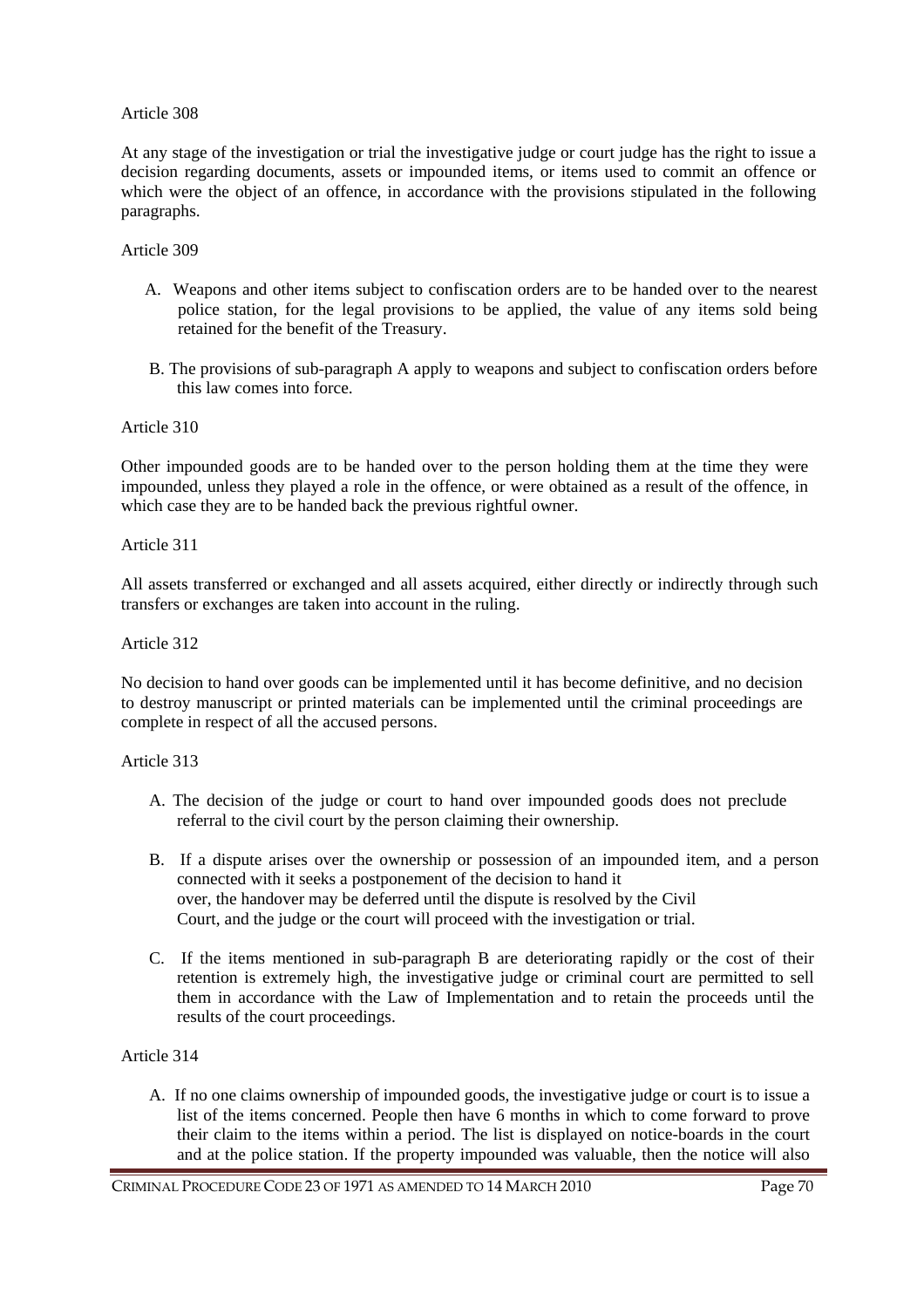Article 308

At any stage of the investigation or trial the investigative judge or court judge has the right to issue a decision regarding documents, assets or impounded items, or items used to commit an offence or which were the object of an offence, in accordance with the provisions stipulated in the following paragraphs.

Article 309

A. Weapons and other items subject to confiscation orders are to be handed over to the nearest police station, for the legal provisions to be applied, the value of any items sold being retained for the benefit of the Treasury.

B. The provisions of sub-paragraph A apply to weapons and subject to confiscation orders before this law comes into force.

Article 310

Other impounded goods are to be handed over to the person holding them at the time they were impounded, unless they played a role in the offence, or were obtained as a result of the offence, in which case they are to be handed back the previous rightful owner.

Article 311

All assets transferred or exchanged and all assets acquired, either directly or indirectly through such transfers or exchanges are taken into account in the ruling.

Article 312

No decision to hand over goods can be implemented until it has become definitive, and no decision to destroy manuscript or printed materials can be implemented until the criminal proceedings are complete in respect of all the accused persons.

Article 313

A. The decision of the judge or court to hand over impounded goods does not preclude referral to the civil court by the person claiming their ownership.

B. If a dispute arises over the ownership or possession of an impounded item, and a person connected with it seeks a postponement of the decision to hand it over, the handover may be deferred until the dispute is resolved by the Civil Court, and the judge or the court will proceed with the investigation or trial.

C. If the items mentioned in sub-paragraph B are deteriorating rapidly or the cost of their retention is extremely high, the investigative judge or criminal court are permitted to sell them in accordance with the Law of Implementation and to retain the proceeds until the results of the court proceedings.

Article 314

A. If no one claims ownership of impounded goods, the investigative judge or court is to issue a list of the items concerned. People then have 6 months in which to come forward to prove their claim to the items within a period. The list is displayed on notice-boards in the court and at the police station. If the property impounded was valuable, then the notice will also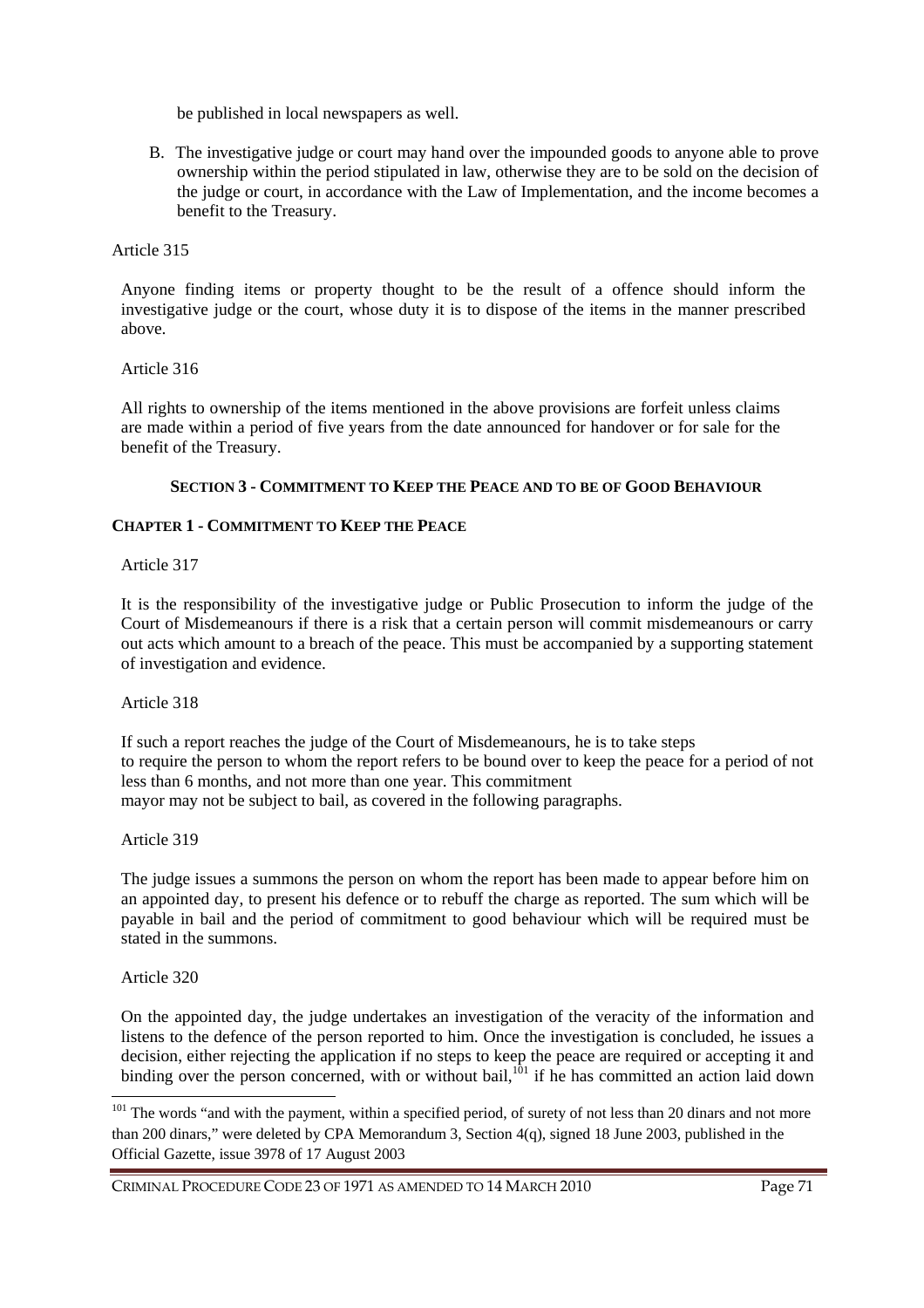be published in local newspapers as well.

B. The investigative judge or court may hand over the impounded goods to anyone able to prove ownership within the period stipulated in law, otherwise they are to be sold on the decision of the judge or court, in accordance with the Law of Implementation, and the income becomes a benefit to the Treasury.

Article 315

Anyone finding items or property thought to be the result of a offence should inform the investigative judge or the court, whose duty it is to dispose of the items in the manner prescribed above.

Article 316

All rights to ownership of the items mentioned in the above provisions are forfeit unless claims are made within a period of five years from the date announced for handover or for sale for the benefit of the Treasury.

## SECTION 3 - COMMITMENT TO KEEP THE PEACE AND TO BE OF GOOD BEHAVIOUR

### CHAPTER 1 - COMMITMENT TO KEEP THE PEACE

Article 317

It is the responsibility of the investigative judge or Public Prosecution to inform the judge of the Court of Misdemeanours if there is a risk that a certain person will commit misdemeanours or carry out acts which amount to a breach of the peace. This must be accompanied by a supporting statement of investigation and evidence.

Article 318

If such a report reaches the judge of the Court of Misdemeanours, he is to take steps to require the person to whom the report refers to be bound over to keep the peace for a period of not less than 6 months, and not more than one year. This commitment mayor may not be subject to bail, as covered in the following paragraphs.

Article 319

The judge issues a summons the person on whom the report has been made to appear before him on an appointed day, to present his defence or to rebuff the charge as reported. The sum which will be payable in bail and the period of commitment to good behaviour which will be required must be stated in the summons.

Article 320

On the appointed day, the judge undertakes an investigation of the veracity of the information and listens to the defence of the person reported to him. Once the investigation is concluded, he issues a decision, either rejecting the application if no steps to keep the peace are required or accepting it and binding over the person concerned, with or without bail,[101] if he has committed an action laid down

[101] The words "and with the payment, within a specified period, of surety of not less than 20 dinars and not more than 200 dinars," were deleted by CPA Memorandum 3, Section 4(q), signed 18 June 2003, published in the Official Gazette, issue 3978 of 17 August 2003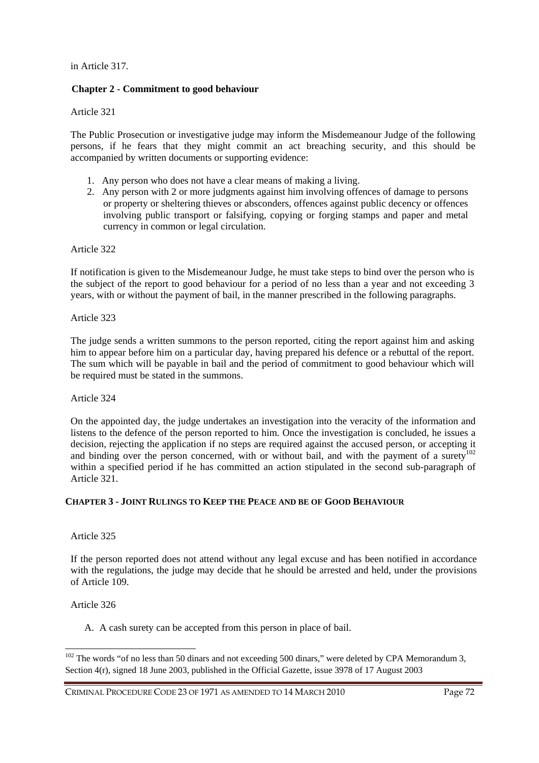in Article 317.

## Chapter 2 - Commitment to good behaviour

Article 321

The Public Prosecution or investigative judge may inform the Misdemeanour Judge of the following persons, if he fears that they might commit an act breaching security, and this should be accompanied by written documents or supporting evidence:

1. Any person who does not have a clear means of making a living.
2. Any person with 2 or more judgments against him involving offences of damage to persons or property or sheltering thieves or absconders, offences against public decency or offences involving public transport or falsifying, copying or forging stamps and paper and metal currency in common or legal circulation.

Article 322

If notification is given to the Misdemeanour Judge, he must take steps to bind over the person who is the subject of the report to good behaviour for a period of no less than a year and not exceeding 3 years, with or without the payment of bail, in the manner prescribed in the following paragraphs.

Article 323

The judge sends a written summons to the person reported, citing the report against him and asking him to appear before him on a particular day, having prepared his defence or a rebuttal of the report. The sum which will be payable in bail and the period of commitment to good behaviour which will be required must be stated in the summons.

Article 324

On the appointed day, the judge undertakes an investigation into the veracity of the information and listens to the defence of the person reported to him. Once the investigation is concluded, he issues a decision, rejecting the application if no steps are required against the accused person, or accepting it and binding over the person concerned, with or without bail, and with the payment of a surety[102] within a specified period if he has committed an action stipulated in the second sub-paragraph of Article 321.

## CHAPTER 3 - JOINT RULINGS TO KEEP THE PEACE AND BE OF GOOD BEHAVIOUR

Article 325

If the person reported does not attend without any legal excuse and has been notified in accordance with the regulations, the judge may decide that he should be arrested and held, under the provisions of Article 109.

Article 326

A. A cash surety can be accepted from this person in place of bail.

---

[102] The words "of no less than 50 dinars and not exceeding 500 dinars," were deleted by CPA Memorandum 3, Section 4(r), signed 18 June 2003, published in the Official Gazette, issue 3978 of 17 August 2003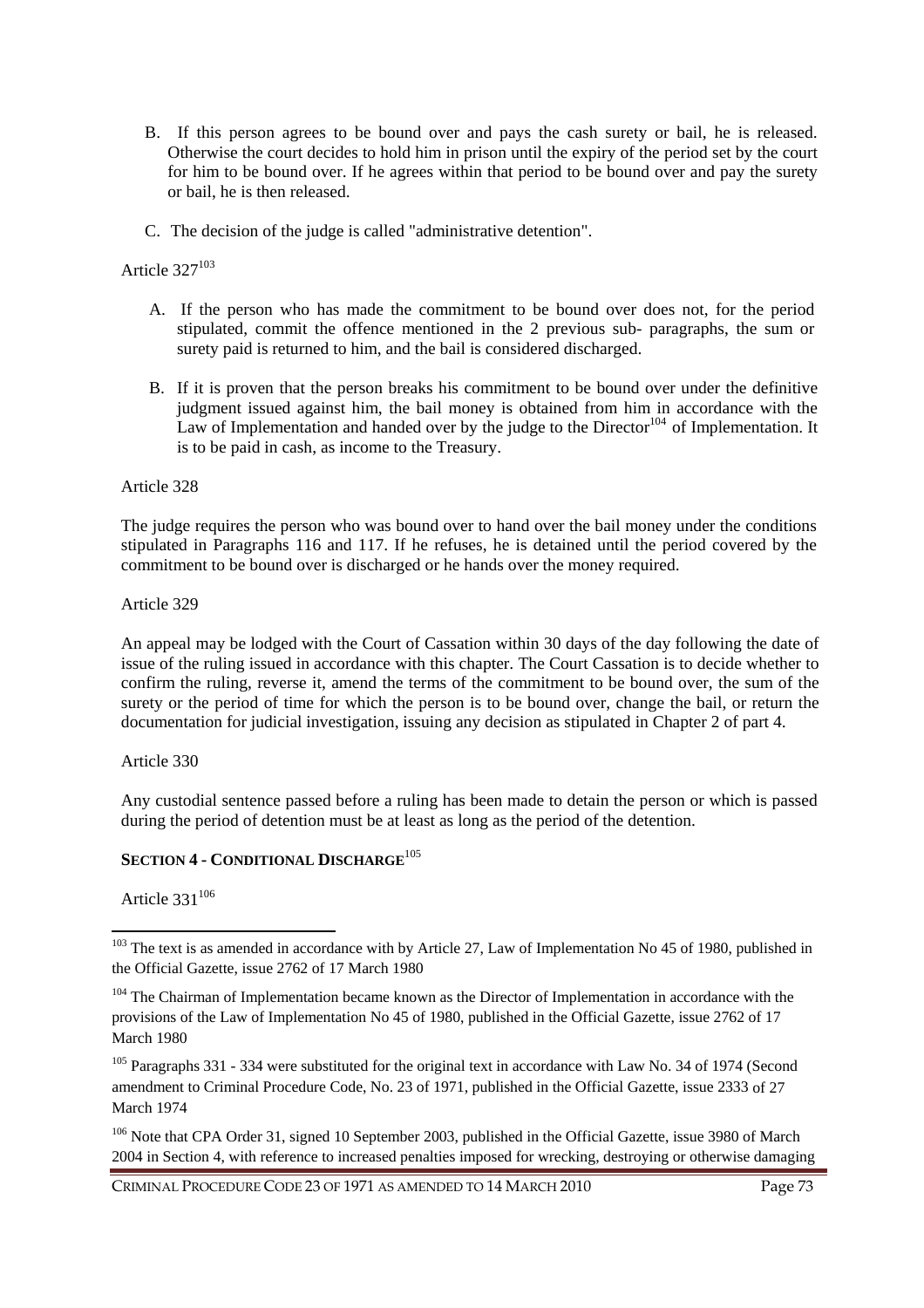B. If this person agrees to be bound over and pays the cash surety or bail, he is released. Otherwise the court decides to hold him in prison until the expiry of the period set by the court for him to be bound over. If he agrees within that period to be bound over and pay the surety or bail, he is then released.

C. The decision of the judge is called "administrative detention".

Article 327[103]

A. If the person who has made the commitment to be bound over does not, for the period stipulated, commit the offence mentioned in the 2 previous sub- paragraphs, the sum or surety paid is returned to him, and the bail is considered discharged.

B. If it is proven that the person breaks his commitment to be bound over under the definitive judgment issued against him, the bail money is obtained from him in accordance with the Law of Implementation and handed over by the judge to the Director[104] of Implementation. It is to be paid in cash, as income to the Treasury.

Article 328

The judge requires the person who was bound over to hand over the bail money under the conditions stipulated in Paragraphs 116 and 117. If he refuses, he is detained until the period covered by the commitment to be bound over is discharged or he hands over the money required.

Article 329

An appeal may be lodged with the Court of Cassation within 30 days of the day following the date of issue of the ruling issued in accordance with this chapter. The Court Cassation is to decide whether to confirm the ruling, reverse it, amend the terms of the commitment to be bound over, the sum of the surety or the period of time for which the person is to be bound over, change the bail, or return the documentation for judicial investigation, issuing any decision as stipulated in Chapter 2 of part 4.

Article 330

Any custodial sentence passed before a ruling has been made to detain the person or which is passed during the period of detention must be at least as long as the period of the detention.

### SECTION 4 - CONDITIONAL DISCHARGE[105]

Article 331[106]

---

[103] The text is as amended in accordance with by Article 27, Law of Implementation No 45 of 1980, published in the Official Gazette, issue 2762 of 17 March 1980

[104] The Chairman of Implementation became known as the Director of Implementation in accordance with the provisions of the Law of Implementation No 45 of 1980, published in the Official Gazette, issue 2762 of 17 March 1980

[105] Paragraphs 331 - 334 were substituted for the original text in accordance with Law No. 34 of 1974 (Second amendment to Criminal Procedure Code, No. 23 of 1971, published in the Official Gazette, issue 2333 of 27 March 1974

[106] Note that CPA Order 31, signed 10 September 2003, published in the Official Gazette, issue 3980 of March 2004 in Section 4, with reference to increased penalties imposed for wrecking, destroying or otherwise damaging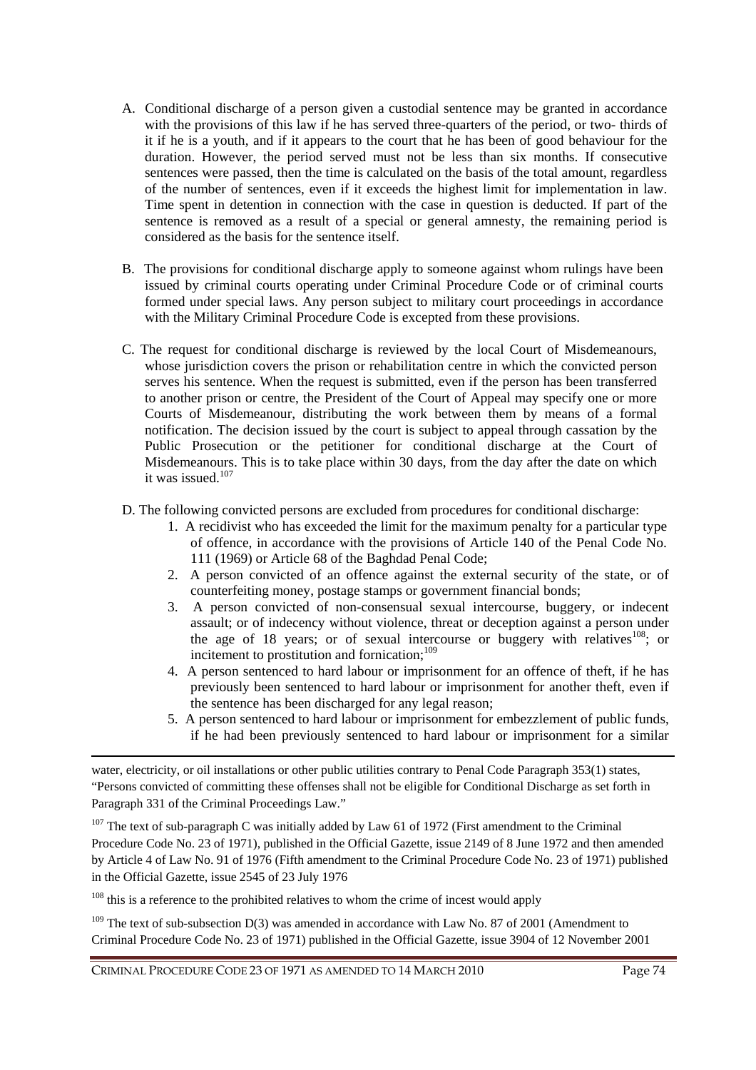A. Conditional discharge of a person given a custodial sentence may be granted in accordance with the provisions of this law if he has served three-quarters of the period, or two- thirds of it if he is a youth, and if it appears to the court that he has been of good behaviour for the duration. However, the period served must not be less than six months. If consecutive sentences were passed, then the time is calculated on the basis of the total amount, regardless of the number of sentences, even if it exceeds the highest limit for implementation in law. Time spent in detention in connection with the case in question is deducted. If part of the sentence is removed as a result of a special or general amnesty, the remaining period is considered as the basis for the sentence itself.

B. The provisions for conditional discharge apply to someone against whom rulings have been issued by criminal courts operating under Criminal Procedure Code or of criminal courts formed under special laws. Any person subject to military court proceedings in accordance with the Military Criminal Procedure Code is excepted from these provisions.

C. The request for conditional discharge is reviewed by the local Court of Misdemeanours, whose jurisdiction covers the prison or rehabilitation centre in which the convicted person serves his sentence. When the request is submitted, even if the person has been transferred to another prison or centre, the President of the Court of Appeal may specify one or more Courts of Misdemeanour, distributing the work between them by means of a formal notification. The decision issued by the court is subject to appeal through cassation by the Public Prosecution or the petitioner for conditional discharge at the Court of Misdemeanours. This is to take place within 30 days, from the day after the date on which it was issued.[107]

D. The following convicted persons are excluded from procedures for conditional discharge:
   1. A recidivist who has exceeded the limit for the maximum penalty for a particular type of offence, in accordance with the provisions of Article 140 of the Penal Code No. 111 (1969) or Article 68 of the Baghdad Penal Code;
   2. A person convicted of an offence against the external security of the state, or of counterfeiting money, postage stamps or government financial bonds;
   3. A person convicted of non-consensual sexual intercourse, buggery, or indecent assault; or of indecency without violence, threat or deception against a person under the age of 18 years; or of sexual intercourse or buggery with relatives[108]; or incitement to prostitution and fornication;[109]
   4. A person sentenced to hard labour or imprisonment for an offence of theft, if he has previously been sentenced to hard labour or imprisonment for another theft, even if the sentence has been discharged for any legal reason;
   5. A person sentenced to hard labour or imprisonment for embezzlement of public funds, if he had been previously sentenced to hard labour or imprisonment for a similar

---

water, electricity, or oil installations or other public utilities contrary to Penal Code Paragraph 353(1) states, "Persons convicted of committing these offenses shall not be eligible for Conditional Discharge as set forth in Paragraph 331 of the Criminal Proceedings Law."

[107] The text of sub-paragraph C was initially added by Law 61 of 1972 (First amendment to the Criminal Procedure Code No. 23 of 1971), published in the Official Gazette, issue 2149 of 8 June 1972 and then amended by Article 4 of Law No. 91 of 1976 (Fifth amendment to the Criminal Procedure Code No. 23 of 1971) published in the Official Gazette, issue 2545 of 23 July 1976

[108] this is a reference to the prohibited relatives to whom the crime of incest would apply

[109] The text of sub-subsection D(3) was amended in accordance with Law No. 87 of 2001 (Amendment to Criminal Procedure Code No. 23 of 1971) published in the Official Gazette, issue 3904 of 12 November 2001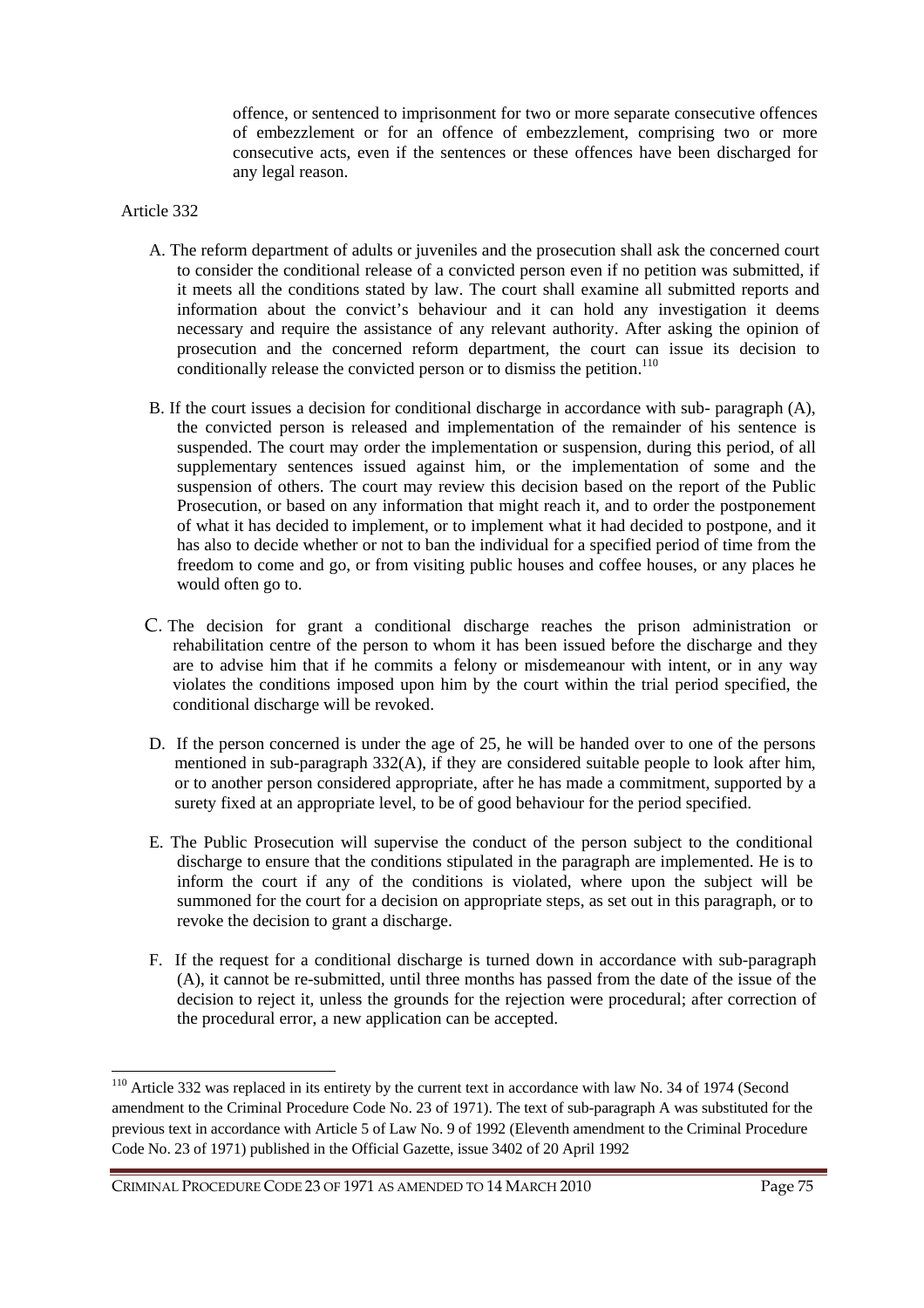offence, or sentenced to imprisonment for two or more separate consecutive offences of embezzlement or for an offence of embezzlement, comprising two or more consecutive acts, even if the sentences or these offences have been discharged for any legal reason.

Article 332

A. The reform department of adults or juveniles and the prosecution shall ask the concerned court to consider the conditional release of a convicted person even if no petition was submitted, if it meets all the conditions stated by law. The court shall examine all submitted reports and information about the convict's behaviour and it can hold any investigation it deems necessary and require the assistance of any relevant authority. After asking the opinion of prosecution and the concerned reform department, the court can issue its decision to conditionally release the convicted person or to dismiss the petition.[110]

B. If the court issues a decision for conditional discharge in accordance with sub- paragraph (A), the convicted person is released and implementation of the remainder of his sentence is suspended. The court may order the implementation or suspension, during this period, of all supplementary sentences issued against him, or the implementation of some and the suspension of others. The court may review this decision based on the report of the Public Prosecution, or based on any information that might reach it, and to order the postponement of what it has decided to implement, or to implement what it had decided to postpone, and it has also to decide whether or not to ban the individual for a specified period of time from the freedom to come and go, or from visiting public houses and coffee houses, or any places he would often go to.

C. The decision for grant a conditional discharge reaches the prison administration or rehabilitation centre of the person to whom it has been issued before the discharge and they are to advise him that if he commits a felony or misdemeanour with intent, or in any way violates the conditions imposed upon him by the court within the trial period specified, the conditional discharge will be revoked.

D. If the person concerned is under the age of 25, he will be handed over to one of the persons mentioned in sub-paragraph 332(A), if they are considered suitable people to look after him, or to another person considered appropriate, after he has made a commitment, supported by a surety fixed at an appropriate level, to be of good behaviour for the period specified.

E. The Public Prosecution will supervise the conduct of the person subject to the conditional discharge to ensure that the conditions stipulated in the paragraph are implemented. He is to inform the court if any of the conditions is violated, where upon the subject will be summoned for the court for a decision on appropriate steps, as set out in this paragraph, or to revoke the decision to grant a discharge.

F. If the request for a conditional discharge is turned down in accordance with sub-paragraph (A), it cannot be re-submitted, until three months has passed from the date of the issue of the decision to reject it, unless the grounds for the rejection were procedural; after correction of the procedural error, a new application can be accepted.

---

[110] Article 332 was replaced in its entirety by the current text in accordance with law No. 34 of 1974 (Second amendment to the Criminal Procedure Code No. 23 of 1971). The text of sub-paragraph A was substituted for the previous text in accordance with Article 5 of Law No. 9 of 1992 (Eleventh amendment to the Criminal Procedure Code No. 23 of 1971) published in the Official Gazette, issue 3402 of 20 April 1992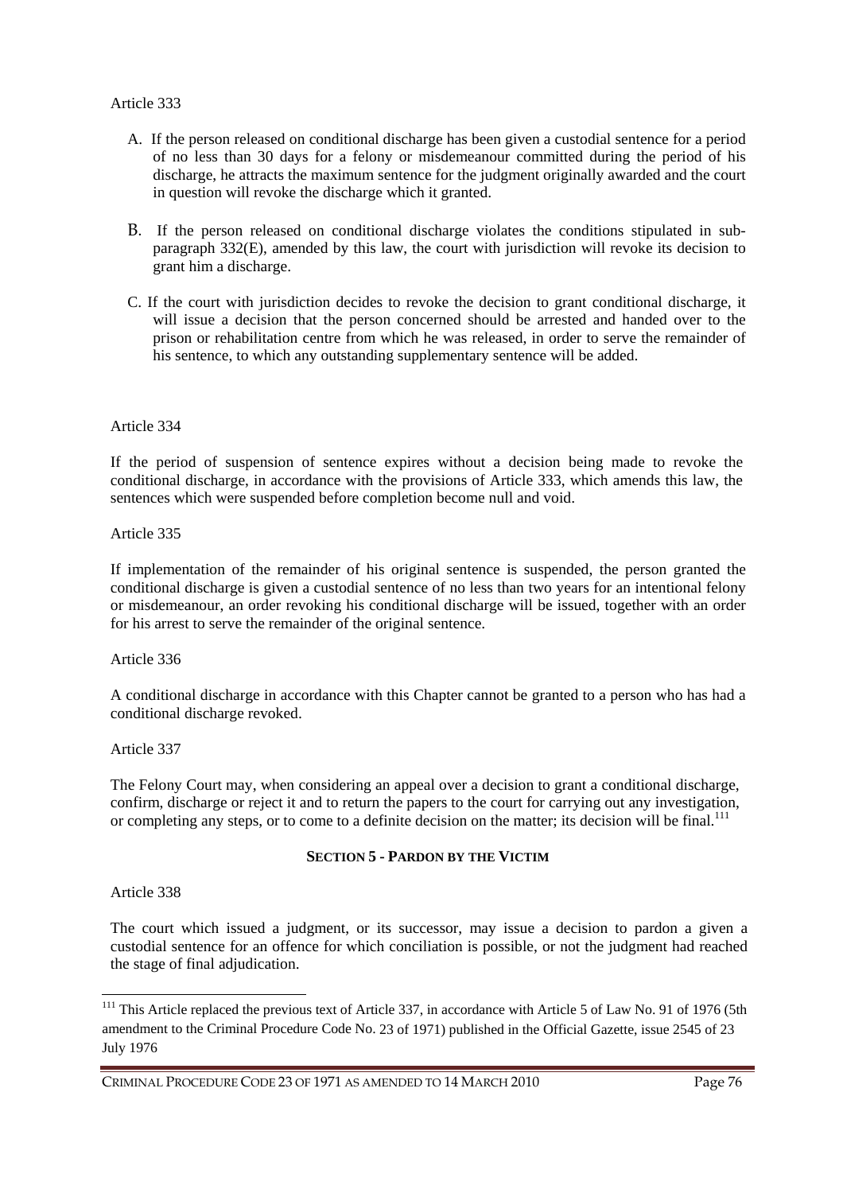Article 333

A. If the person released on conditional discharge has been given a custodial sentence for a period of no less than 30 days for a felony or misdemeanour committed during the period of his discharge, he attracts the maximum sentence for the judgment originally awarded and the court in question will revoke the discharge which it granted.

B. If the person released on conditional discharge violates the conditions stipulated in sub-paragraph 332(E), amended by this law, the court with jurisdiction will revoke its decision to grant him a discharge.

C. If the court with jurisdiction decides to revoke the decision to grant conditional discharge, it will issue a decision that the person concerned should be arrested and handed over to the prison or rehabilitation centre from which he was released, in order to serve the remainder of his sentence, to which any outstanding supplementary sentence will be added.

Article 334

If the period of suspension of sentence expires without a decision being made to revoke the conditional discharge, in accordance with the provisions of Article 333, which amends this law, the sentences which were suspended before completion become null and void.

Article 335

If implementation of the remainder of his original sentence is suspended, the person granted the conditional discharge is given a custodial sentence of no less than two years for an intentional felony or misdemeanour, an order revoking his conditional discharge will be issued, together with an order for his arrest to serve the remainder of the original sentence.

Article 336

A conditional discharge in accordance with this Chapter cannot be granted to a person who has had a conditional discharge revoked.

Article 337

The Felony Court may, when considering an appeal over a decision to grant a conditional discharge, confirm, discharge or reject it and to return the papers to the court for carrying out any investigation, or completing any steps, or to come to a definite decision on the matter; its decision will be final.[111]

## SECTION 5 - PARDON BY THE VICTIM

Article 338

The court which issued a judgment, or its successor, may issue a decision to pardon a given a custodial sentence for an offence for which conciliation is possible, or not the judgment had reached the stage of final adjudication.

[111] This Article replaced the previous text of Article 337, in accordance with Article 5 of Law No. 91 of 1976 (5th amendment to the Criminal Procedure Code No. 23 of 1971) published in the Official Gazette, issue 2545 of 23 July 1976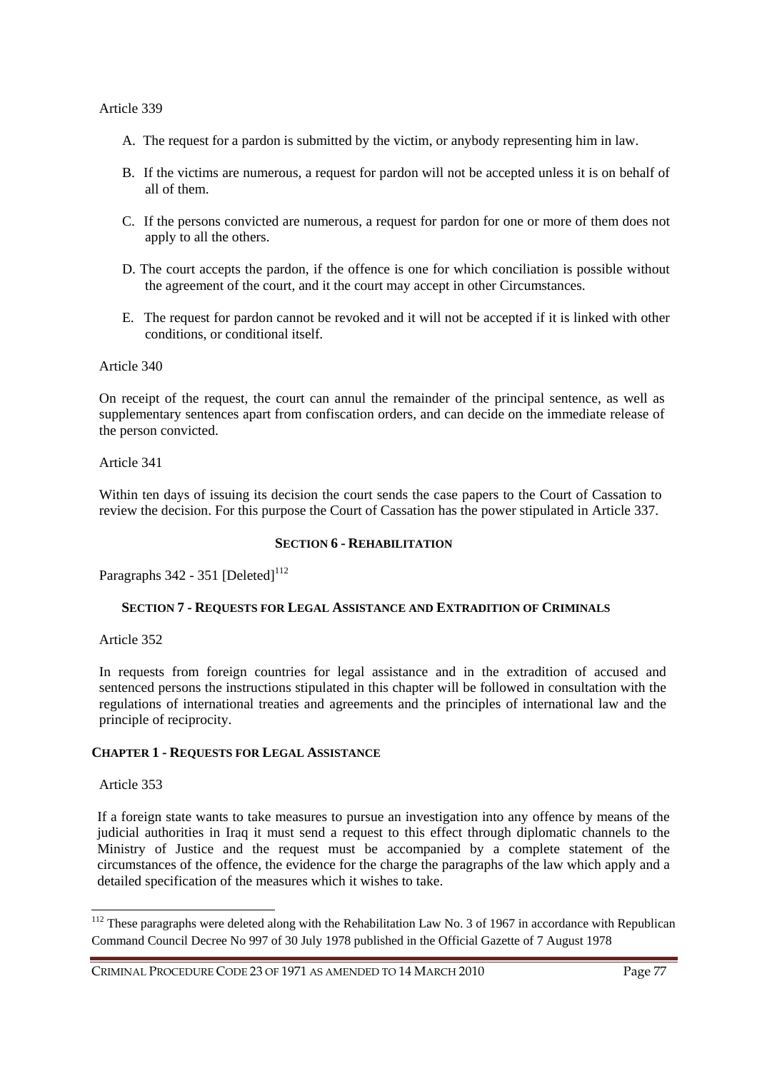Article 339

A. The request for a pardon is submitted by the victim, or anybody representing him in law.

B. If the victims are numerous, a request for pardon will not be accepted unless it is on behalf of all of them.

C. If the persons convicted are numerous, a request for pardon for one or more of them does not apply to all the others.

D. The court accepts the pardon, if the offence is one for which conciliation is possible without the agreement of the court, and it the court may accept in other Circumstances.

E. The request for pardon cannot be revoked and it will not be accepted if it is linked with other conditions, or conditional itself.

Article 340

On receipt of the request, the court can annul the remainder of the principal sentence, as well as supplementary sentences apart from confiscation orders, and can decide on the immediate release of the person convicted.

Article 341

Within ten days of issuing its decision the court sends the case papers to the Court of Cassation to review the decision. For this purpose the Court of Cassation has the power stipulated in Article 337.

### SECTION 6 - REHABILITATION

Paragraphs 342 - 351 [Deleted][112]

### SECTION 7 - REQUESTS FOR LEGAL ASSISTANCE AND EXTRADITION OF CRIMINALS

Article 352

In requests from foreign countries for legal assistance and in the extradition of accused and sentenced persons the instructions stipulated in this chapter will be followed in consultation with the regulations of international treaties and agreements and the principles of international law and the principle of reciprocity.

## CHAPTER 1 - REQUESTS FOR LEGAL ASSISTANCE

Article 353

If a foreign state wants to take measures to pursue an investigation into any offence by means of the judicial authorities in Iraq it must send a request to this effect through diplomatic channels to the Ministry of Justice and the request must be accompanied by a complete statement of the circumstances of the offence, the evidence for the charge the paragraphs of the law which apply and a detailed specification of the measures which it wishes to take.

---

[112] These paragraphs were deleted along with the Rehabilitation Law No. 3 of 1967 in accordance with Republican Command Council Decree No 997 of 30 July 1978 published in the Official Gazette of 7 August 1978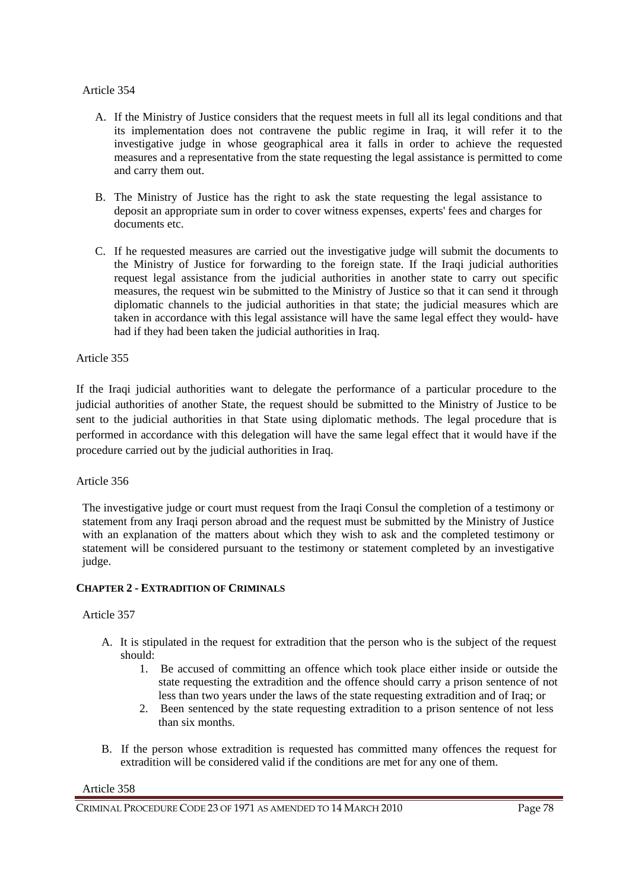Article 354

A. If the Ministry of Justice considers that the request meets in full all its legal conditions and that its implementation does not contravene the public regime in Iraq, it will refer it to the investigative judge in whose geographical area it falls in order to achieve the requested measures and a representative from the state requesting the legal assistance is permitted to come and carry them out.

B. The Ministry of Justice has the right to ask the state requesting the legal assistance to deposit an appropriate sum in order to cover witness expenses, experts' fees and charges for documents etc.

C. If he requested measures are carried out the investigative judge will submit the documents to the Ministry of Justice for forwarding to the foreign state. If the Iraqi judicial authorities request legal assistance from the judicial authorities in another state to carry out specific measures, the request win be submitted to the Ministry of Justice so that it can send it through diplomatic channels to the judicial authorities in that state; the judicial measures which are taken in accordance with this legal assistance will have the same legal effect they would- have had if they had been taken the judicial authorities in Iraq.

Article 355

If the Iraqi judicial authorities want to delegate the performance of a particular procedure to the judicial authorities of another State, the request should be submitted to the Ministry of Justice to be sent to the judicial authorities in that State using diplomatic methods. The legal procedure that is performed in accordance with this delegation will have the same legal effect that it would have if the procedure carried out by the judicial authorities in Iraq.

Article 356

The investigative judge or court must request from the Iraqi Consul the completion of a testimony or statement from any Iraqi person abroad and the request must be submitted by the Ministry of Justice with an explanation of the matters about which they wish to ask and the completed testimony or statement will be considered pursuant to the testimony or statement completed by an investigative judge.

## CHAPTER 2 - EXTRADITION OF CRIMINALS

Article 357

A. It is stipulated in the request for extradition that the person who is the subject of the request should:
   1. Be accused of committing an offence which took place either inside or outside the state requesting the extradition and the offence should carry a prison sentence of not less than two years under the laws of the state requesting extradition and of Iraq; or
   2. Been sentenced by the state requesting extradition to a prison sentence of not less than six months.

B. If the person whose extradition is requested has committed many offences the request for extradition will be considered valid if the conditions are met for any one of them.

Article 358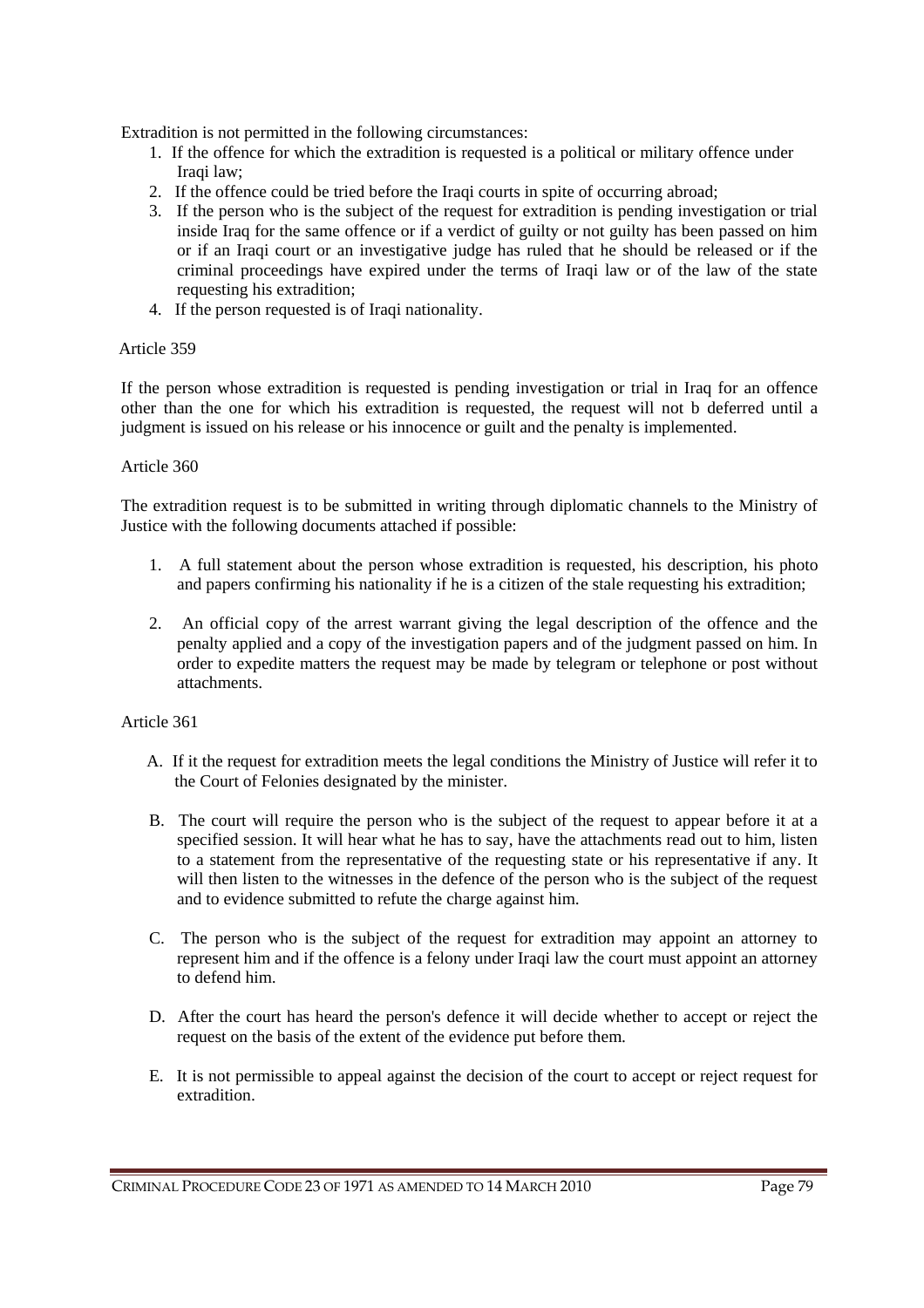Extradition is not permitted in the following circumstances:

1. If the offence for which the extradition is requested is a political or military offence under Iraqi law;
2. If the offence could be tried before the Iraqi courts in spite of occurring abroad;
3. If the person who is the subject of the request for extradition is pending investigation or trial inside Iraq for the same offence or if a verdict of guilty or not guilty has been passed on him or if an Iraqi court or an investigative judge has ruled that he should be released or if the criminal proceedings have expired under the terms of Iraqi law or of the law of the state requesting his extradition;
4. If the person requested is of Iraqi nationality.

Article 359

If the person whose extradition is requested is pending investigation or trial in Iraq for an offence other than the one for which his extradition is requested, the request will not b deferred until a judgment is issued on his release or his innocence or guilt and the penalty is implemented.

Article 360

The extradition request is to be submitted in writing through diplomatic channels to the Ministry of Justice with the following documents attached if possible:

1. A full statement about the person whose extradition is requested, his description, his photo and papers confirming his nationality if he is a citizen of the stale requesting his extradition;

2. An official copy of the arrest warrant giving the legal description of the offence and the penalty applied and a copy of the investigation papers and of the judgment passed on him. In order to expedite matters the request may be made by telegram or telephone or post without attachments.

Article 361

A. If it the request for extradition meets the legal conditions the Ministry of Justice will refer it to the Court of Felonies designated by the minister.

B. The court will require the person who is the subject of the request to appear before it at a specified session. It will hear what he has to say, have the attachments read out to him, listen to a statement from the representative of the requesting state or his representative if any. It will then listen to the witnesses in the defence of the person who is the subject of the request and to evidence submitted to refute the charge against him.

C. The person who is the subject of the request for extradition may appoint an attorney to represent him and if the offence is a felony under Iraqi law the court must appoint an attorney to defend him.

D. After the court has heard the person's defence it will decide whether to accept or reject the request on the basis of the extent of the evidence put before them.

E. It is not permissible to appeal against the decision of the court to accept or reject request for extradition.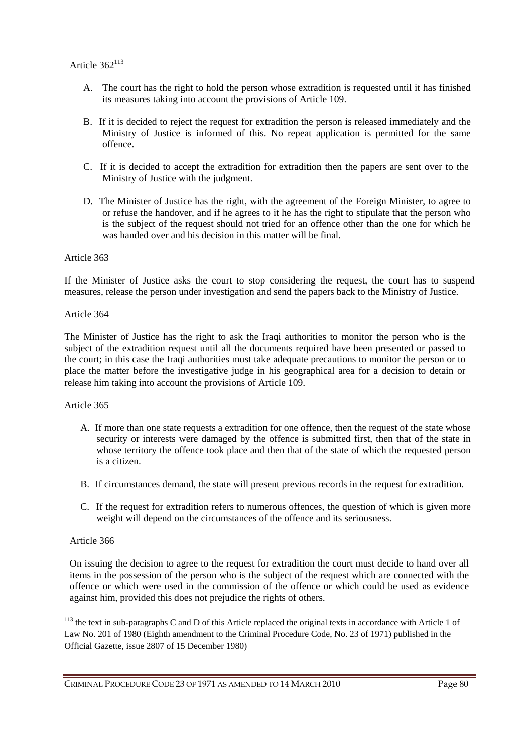Article 362[113]

A. The court has the right to hold the person whose extradition is requested until it has finished its measures taking into account the provisions of Article 109.

B. If it is decided to reject the request for extradition the person is released immediately and the Ministry of Justice is informed of this. No repeat application is permitted for the same offence.

C. If it is decided to accept the extradition for extradition then the papers are sent over to the Ministry of Justice with the judgment.

D. The Minister of Justice has the right, with the agreement of the Foreign Minister, to agree to or refuse the handover, and if he agrees to it he has the right to stipulate that the person who is the subject of the request should not tried for an offence other than the one for which he was handed over and his decision in this matter will be final.

Article 363

If the Minister of Justice asks the court to stop considering the request, the court has to suspend measures, release the person under investigation and send the papers back to the Ministry of Justice.

Article 364

The Minister of Justice has the right to ask the Iraqi authorities to monitor the person who is the subject of the extradition request until all the documents required have been presented or passed to the court; in this case the Iraqi authorities must take adequate precautions to monitor the person or to place the matter before the investigative judge in his geographical area for a decision to detain or release him taking into account the provisions of Article 109.

Article 365

A. If more than one state requests a extradition for one offence, then the request of the state whose security or interests were damaged by the offence is submitted first, then that of the state in whose territory the offence took place and then that of the state of which the requested person is a citizen.

B. If circumstances demand, the state will present previous records in the request for extradition.

C. If the request for extradition refers to numerous offences, the question of which is given more weight will depend on the circumstances of the offence and its seriousness.

Article 366

On issuing the decision to agree to the request for extradition the court must decide to hand over all items in the possession of the person who is the subject of the request which are connected with the offence or which were used in the commission of the offence or which could be used as evidence against him, provided this does not prejudice the rights of others.

---

[113] the text in sub-paragraphs C and D of this Article replaced the original texts in accordance with Article 1 of Law No. 201 of 1980 (Eighth amendment to the Criminal Procedure Code, No. 23 of 1971) published in the Official Gazette, issue 2807 of 15 December 1980)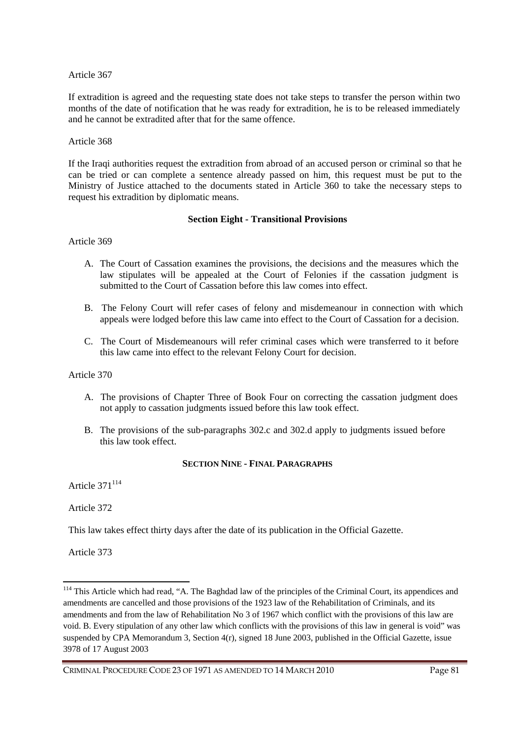Article 367

If extradition is agreed and the requesting state does not take steps to transfer the person within two months of the date of notification that he was ready for extradition, he is to be released immediately and he cannot be extradited after that for the same offence.

Article 368

If the Iraqi authorities request the extradition from abroad of an accused person or criminal so that he can be tried or can complete a sentence already passed on him, this request must be put to the Ministry of Justice attached to the documents stated in Article 360 to take the necessary steps to request his extradition by diplomatic means.

### Section Eight - Transitional Provisions

Article 369

A. The Court of Cassation examines the provisions, the decisions and the measures which the law stipulates will be appealed at the Court of Felonies if the cassation judgment is submitted to the Court of Cassation before this law comes into effect.

B. The Felony Court will refer cases of felony and misdemeanour in connection with which appeals were lodged before this law came into effect to the Court of Cassation for a decision.

C. The Court of Misdemeanours will refer criminal cases which were transferred to it before this law came into effect to the relevant Felony Court for decision.

Article 370

A. The provisions of Chapter Three of Book Four on correcting the cassation judgment does not apply to cassation judgments issued before this law took effect.

B. The provisions of the sub-paragraphs 302.c and 302.d apply to judgments issued before this law took effect.

### SECTION NINE - FINAL PARAGRAPHS

Article 371[114]

Article 372

This law takes effect thirty days after the date of its publication in the Official Gazette.

Article 373

---

[114] This Article which had read, "A. The Baghdad law of the principles of the Criminal Court, its appendices and amendments are cancelled and those provisions of the 1923 law of the Rehabilitation of Criminals, and its amendments and from the law of Rehabilitation No 3 of 1967 which conflict with the provisions of this law are void. B. Every stipulation of any other law which conflicts with the provisions of this law in general is void" was suspended by CPA Memorandum 3, Section 4(r), signed 18 June 2003, published in the Official Gazette, issue 3978 of 17 August 2003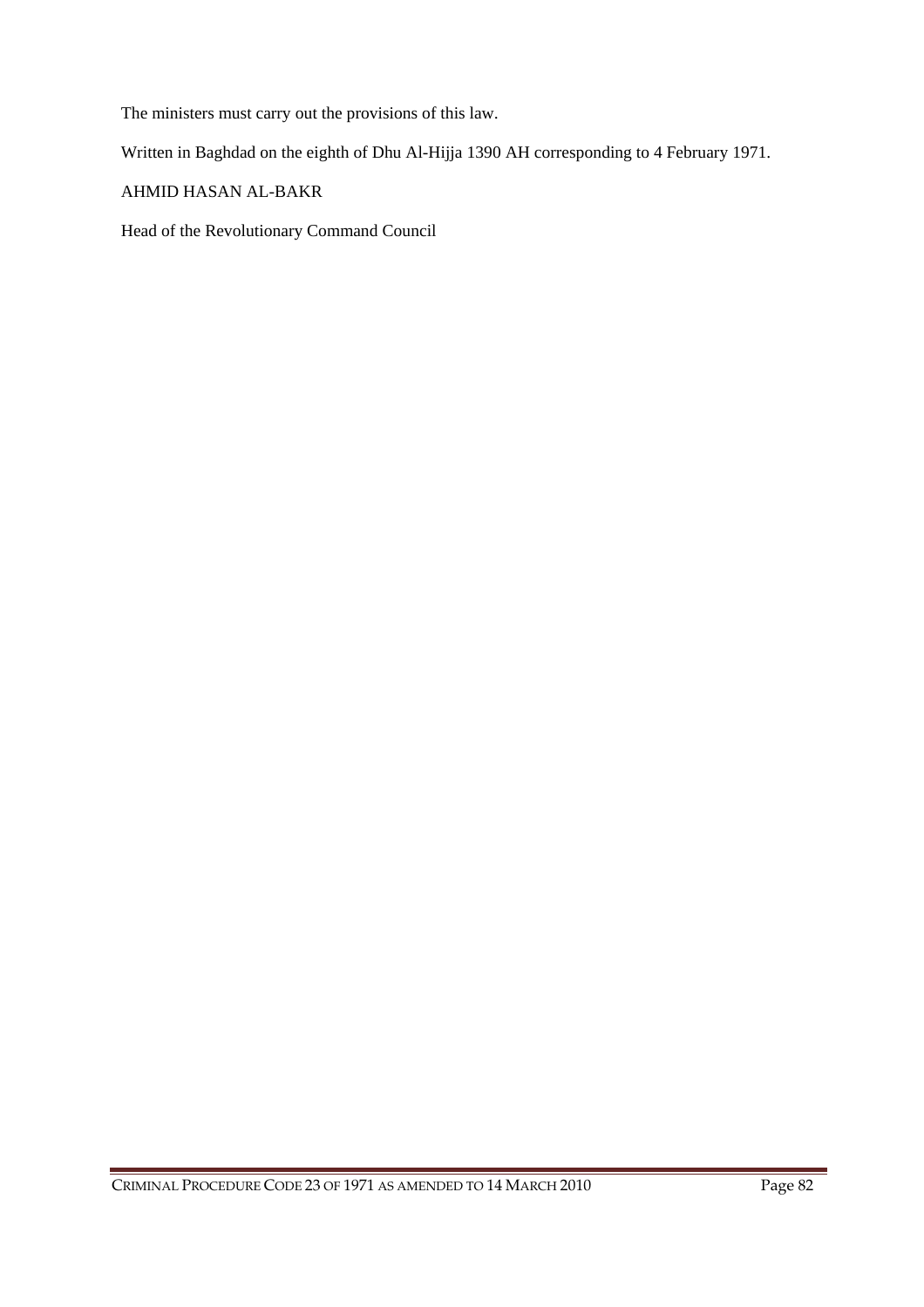The ministers must carry out the provisions of this law.

Written in Baghdad on the eighth of Dhu Al-Hijja 1390 AH corresponding to 4 February 1971.

AHMID HASAN AL-BAKR

Head of the Revolutionary Command Council